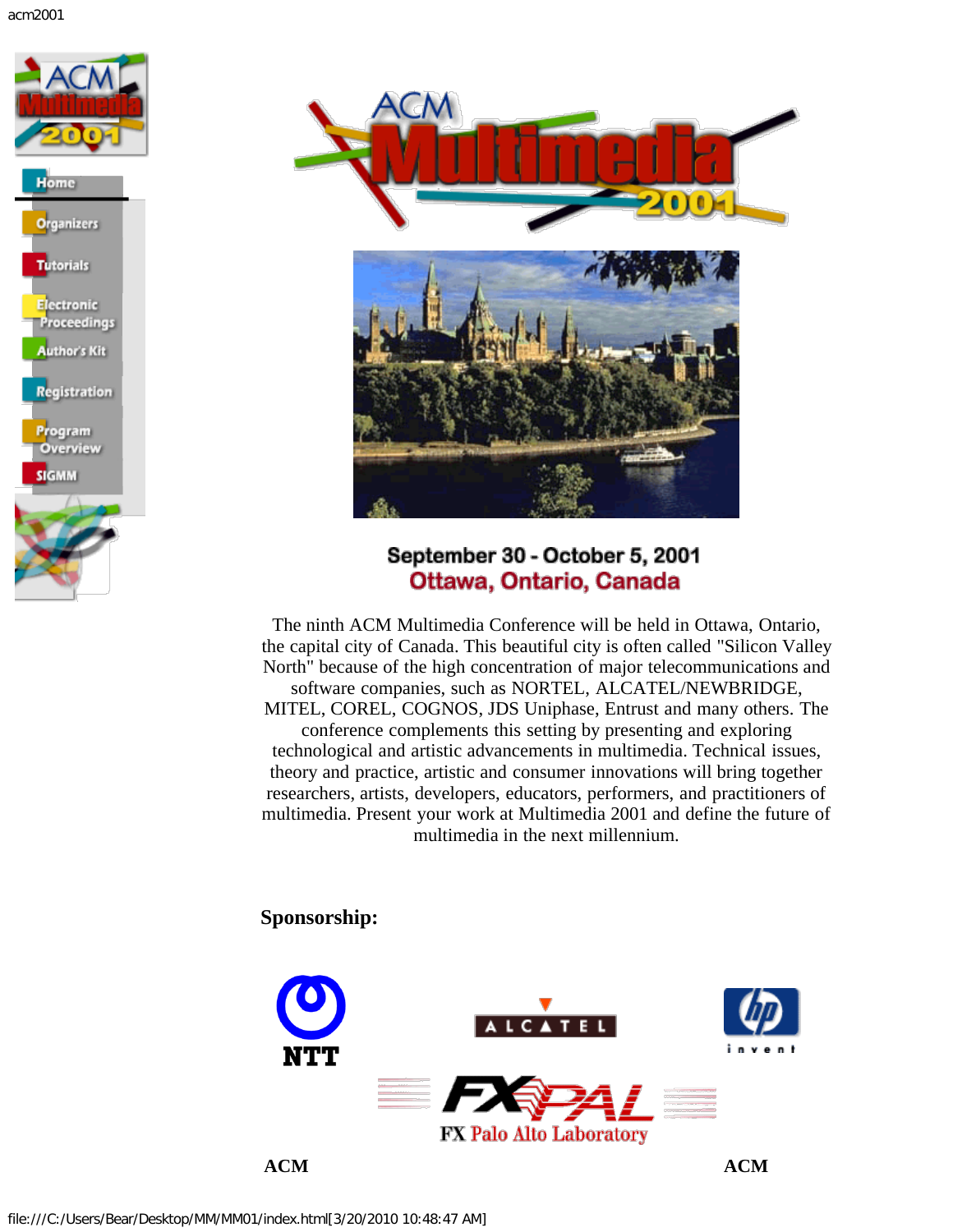- Home
- Organizers
- Tutorials
- Electronic Proceedings
- Author's Kit
- Registration
- Program Overview
- SIGMM

# ACM Multimedia 2001

**September 30 - October 5, 2001**
**Ottawa, Ontario, Canada**

The ninth ACM Multimedia Conference will be held in Ottawa, Ontario, the capital city of Canada. This beautiful city is often called "Silicon Valley North" because of the high concentration of major telecommunications and software companies, such as NORTEL, ALCATEL/NEWBRIDGE, MITEL, COREL, COGNOS, JDS Uniphase, Entrust and many others. The conference complements this setting by presenting and exploring technological and artistic advancements in multimedia. Technical issues, theory and practice, artistic and consumer innovations will bring together researchers, artists, developers, educators, performers, and practitioners of multimedia. Present your work at Multimedia 2001 and define the future of multimedia in the next millennium.

**Sponsorship:**

NTT | ALCATEL | hp invent

FX PAL – FX Palo Alto Laboratory

**ACM** **ACM**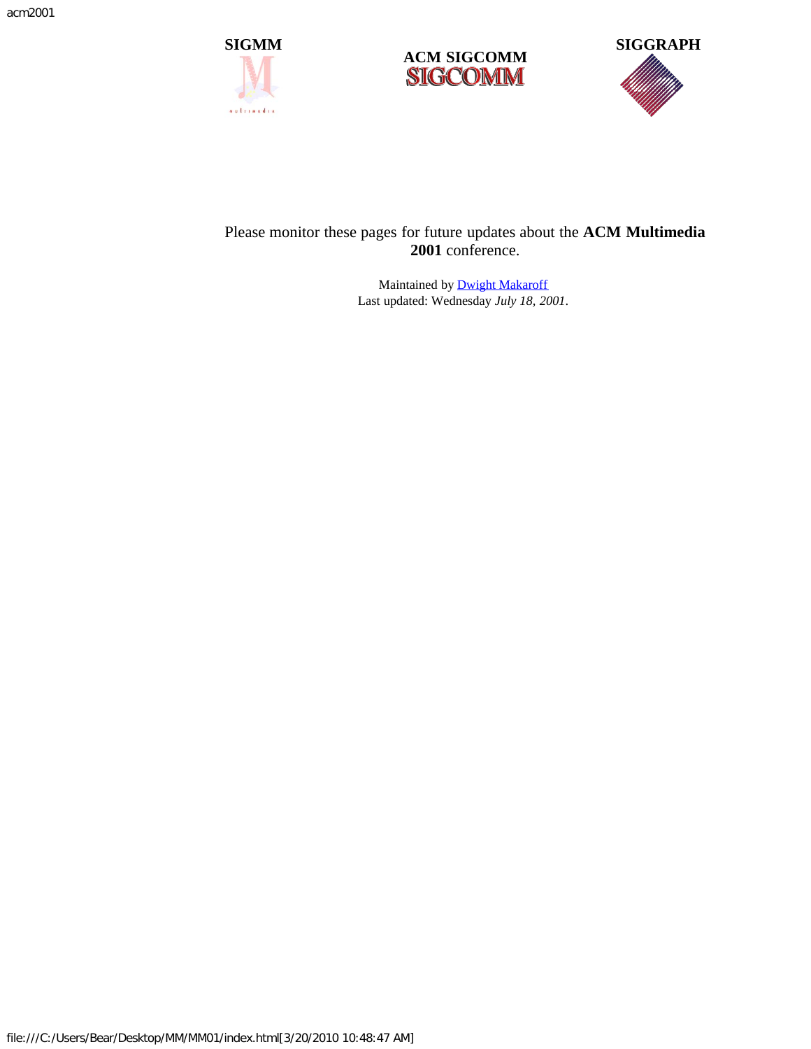**SIGMM**

**ACM SIGCOMM**

**SIGGRAPH**

Please monitor these pages for future updates about the **ACM Multimedia 2001** conference.

Maintained by [Dwight Makaroff]  
Last updated: Wednesday *July 18, 2001*.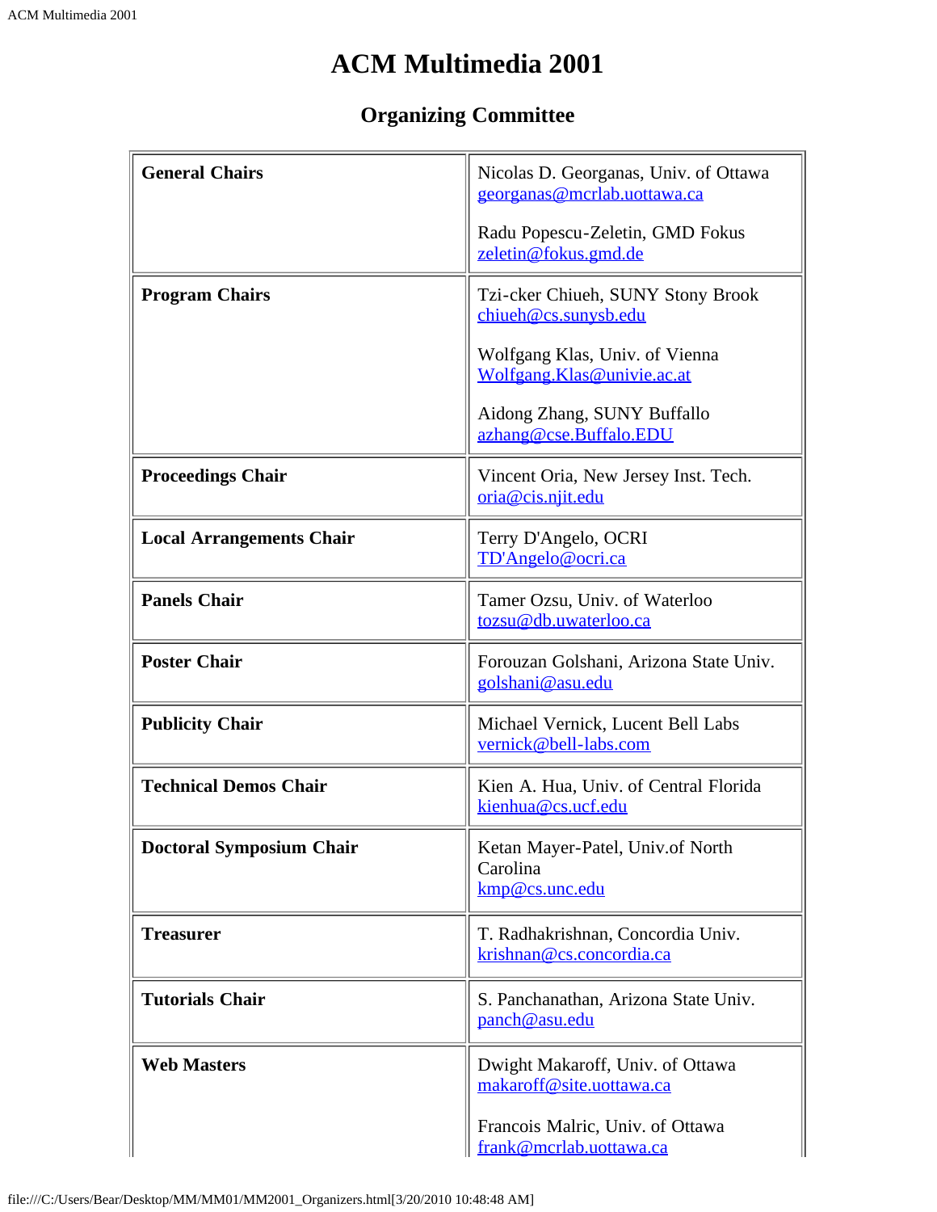# ACM Multimedia 2001

## Organizing Committee

| | |
|---|---|
| **General Chairs** | Nicolas D. Georganas, Univ. of Ottawa<br>georganas@mcrlab.uottawa.ca<br><br>Radu Popescu-Zeletin, GMD Fokus<br>zeletin@fokus.gmd.de |
| **Program Chairs** | Tzi-cker Chiueh, SUNY Stony Brook<br>chiueh@cs.sunysb.edu<br><br>Wolfgang Klas, Univ. of Vienna<br>Wolfgang.Klas@univie.ac.at<br><br>Aidong Zhang, SUNY Buffallo<br>azhang@cse.Buffalo.EDU |
| **Proceedings Chair** | Vincent Oria, New Jersey Inst. Tech.<br>oria@cis.njit.edu |
| **Local Arrangements Chair** | Terry D'Angelo, OCRI<br>TD'Angelo@ocri.ca |
| **Panels Chair** | Tamer Ozsu, Univ. of Waterloo<br>tozsu@db.uwaterloo.ca |
| **Poster Chair** | Forouzan Golshani, Arizona State Univ.<br>golshani@asu.edu |
| **Publicity Chair** | Michael Vernick, Lucent Bell Labs<br>vernick@bell-labs.com |
| **Technical Demos Chair** | Kien A. Hua, Univ. of Central Florida<br>kienhua@cs.ucf.edu |
| **Doctoral Symposium Chair** | Ketan Mayer-Patel, Univ.of North Carolina<br>kmp@cs.unc.edu |
| **Treasurer** | T. Radhakrishnan, Concordia Univ.<br>krishnan@cs.concordia.ca |
| **Tutorials Chair** | S. Panchanathan, Arizona State Univ.<br>panch@asu.edu |
| **Web Masters** | Dwight Makaroff, Univ. of Ottawa<br>makaroff@site.uottawa.ca<br><br>Francois Malric, Univ. of Ottawa<br>frank@mcrlab.uottawa.ca |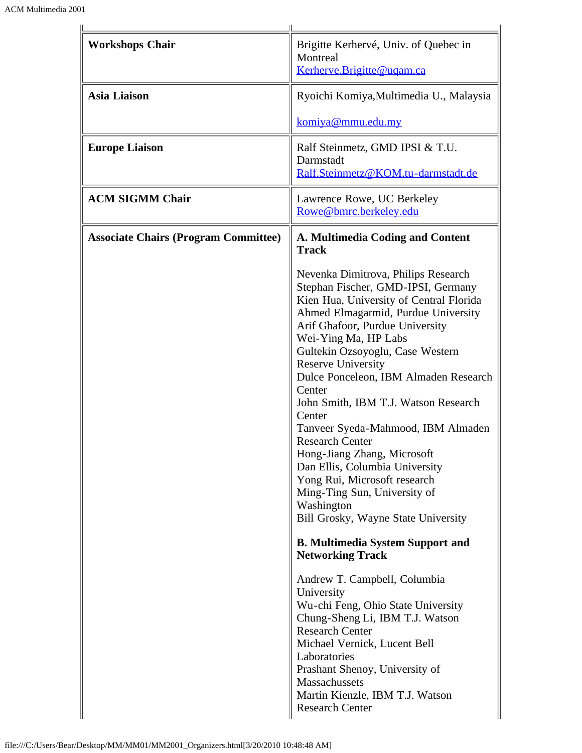| | |
|---|---|
| **Workshops Chair** | Brigitte Kerhervé, Univ. of Quebec in Montreal<br>Kerherve.Brigitte@uqam.ca |
| **Asia Liaison** | Ryoichi Komiya,Multimedia U., Malaysia<br><br>komiya@mmu.edu.my |
| **Europe Liaison** | Ralf Steinmetz, GMD IPSI & T.U. Darmstadt<br>Ralf.Steinmetz@KOM.tu-darmstadt.de |
| **ACM SIGMM Chair** | Lawrence Rowe, UC Berkeley<br>Rowe@bmrc.berkeley.edu |
| **Associate Chairs (Program Committee)** | **A. Multimedia Coding and Content Track**<br><br>Nevenka Dimitrova, Philips Research<br>Stephan Fischer, GMD-IPSI, Germany<br>Kien Hua, University of Central Florida<br>Ahmed Elmagarmid, Purdue University<br>Arif Ghafoor, Purdue University<br>Wei-Ying Ma, HP Labs<br>Gultekin Ozsoyoglu, Case Western Reserve University<br>Dulce Ponceleon, IBM Almaden Research Center<br>John Smith, IBM T.J. Watson Research Center<br>Tanveer Syeda-Mahmood, IBM Almaden Research Center<br>Hong-Jiang Zhang, Microsoft<br>Dan Ellis, Columbia University<br>Yong Rui, Microsoft research<br>Ming-Ting Sun, University of Washington<br>Bill Grosky, Wayne State University<br><br>**B. Multimedia System Support and Networking Track**<br><br>Andrew T. Campbell, Columbia University<br>Wu-chi Feng, Ohio State University<br>Chung-Sheng Li, IBM T.J. Watson Research Center<br>Michael Vernick, Lucent Bell Laboratories<br>Prashant Shenoy, University of Massachussets<br>Martin Kienzle, IBM T.J. Watson Research Center |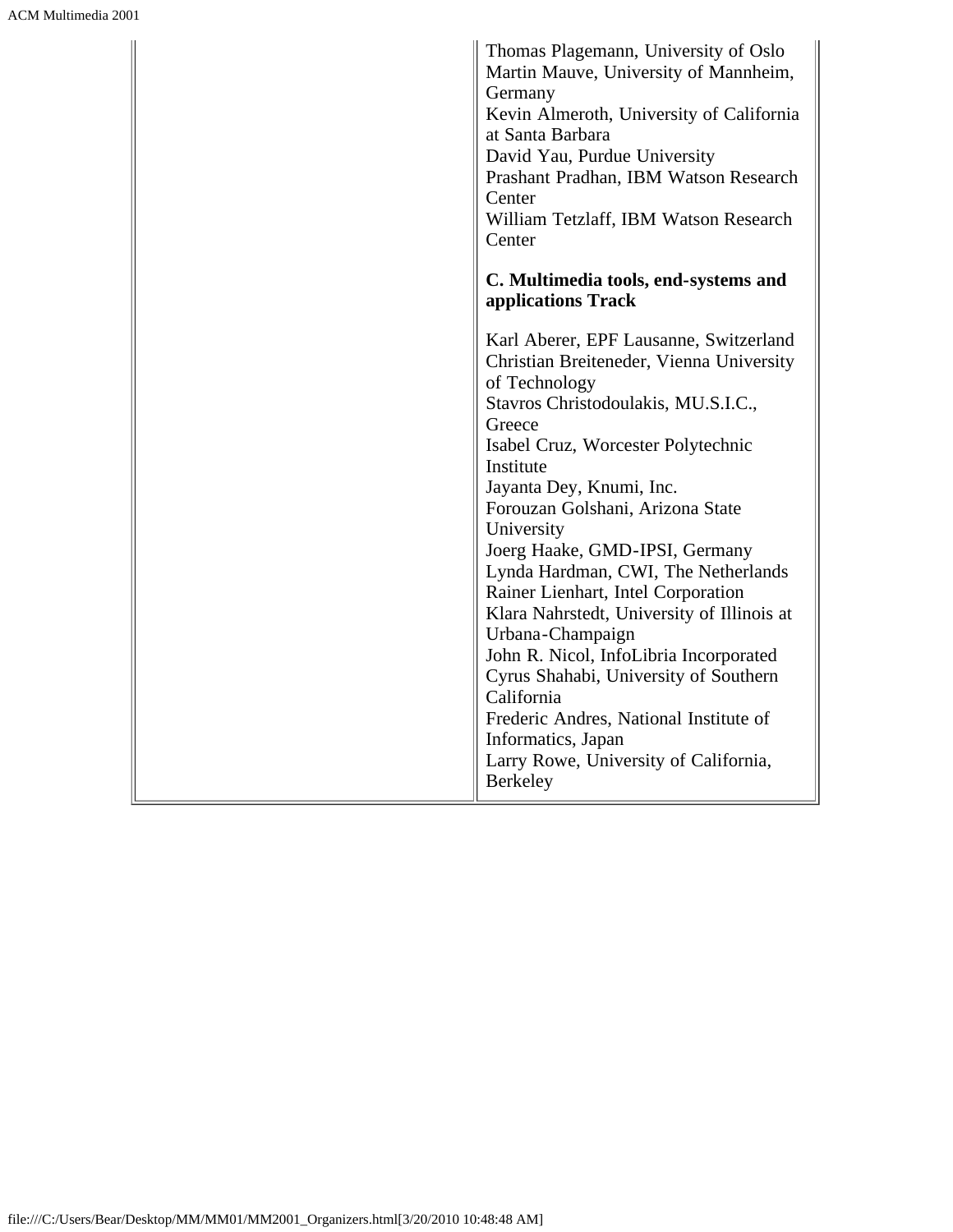Thomas Plagemann, University of Oslo
Martin Mauve, University of Mannheim, Germany
Kevin Almeroth, University of California at Santa Barbara
David Yau, Purdue University
Prashant Pradhan, IBM Watson Research Center
William Tetzlaff, IBM Watson Research Center

**C. Multimedia tools, end-systems and applications Track**

Karl Aberer, EPF Lausanne, Switzerland
Christian Breiteneder, Vienna University of Technology
Stavros Christodoulakis, MU.S.I.C., Greece
Isabel Cruz, Worcester Polytechnic Institute
Jayanta Dey, Knumi, Inc.
Forouzan Golshani, Arizona State University
Joerg Haake, GMD-IPSI, Germany
Lynda Hardman, CWI, The Netherlands
Rainer Lienhart, Intel Corporation
Klara Nahrstedt, University of Illinois at Urbana-Champaign
John R. Nicol, InfoLibria Incorporated
Cyrus Shahabi, University of Southern California
Frederic Andres, National Institute of Informatics, Japan
Larry Rowe, University of California, Berkeley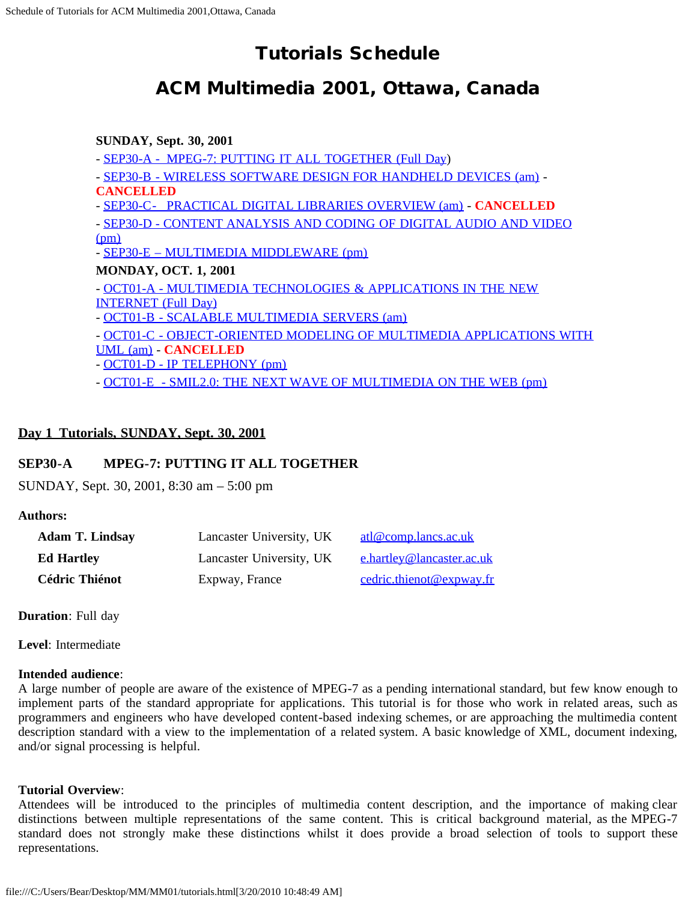# Tutorials Schedule

# ACM Multimedia 2001, Ottawa, Canada

**SUNDAY, Sept. 30, 2001**

- SEP30-A - MPEG-7: PUTTING IT ALL TOGETHER (Full Day)
- SEP30-B - WIRELESS SOFTWARE DESIGN FOR HANDHELD DEVICES (am) - **CANCELLED**
- SEP30-C- PRACTICAL DIGITAL LIBRARIES OVERVIEW (am) - **CANCELLED**
- SEP30-D - CONTENT ANALYSIS AND CODING OF DIGITAL AUDIO AND VIDEO (pm)
- SEP30-E – MULTIMEDIA MIDDLEWARE (pm)

**MONDAY, OCT. 1, 2001**

- OCT01-A - MULTIMEDIA TECHNOLOGIES & APPLICATIONS IN THE NEW INTERNET (Full Day)
- OCT01-B - SCALABLE MULTIMEDIA SERVERS (am)
- OCT01-C - OBJECT-ORIENTED MODELING OF MULTIMEDIA APPLICATIONS WITH UML (am) - **CANCELLED**
- OCT01-D - IP TELEPHONY (pm)
- OCT01-E - SMIL2.0: THE NEXT WAVE OF MULTIMEDIA ON THE WEB (pm)

## Day 1 Tutorials, SUNDAY, Sept. 30, 2001

### SEP30-A MPEG-7: PUTTING IT ALL TOGETHER

SUNDAY, Sept. 30, 2001, 8:30 am – 5:00 pm

**Authors:**

| | | |
|---|---|---|
| **Adam T. Lindsay** | Lancaster University, UK | atl@comp.lancs.ac.uk |
| **Ed Hartley** | Lancaster University, UK | e.hartley@lancaster.ac.uk |
| **Cédric Thiénot** | Expway, France | cedric.thienot@expway.fr |

**Duration**: Full day

**Level**: Intermediate

**Intended audience**:
A large number of people are aware of the existence of MPEG-7 as a pending international standard, but few know enough to implement parts of the standard appropriate for applications. This tutorial is for those who work in related areas, such as programmers and engineers who have developed content-based indexing schemes, or are approaching the multimedia content description standard with a view to the implementation of a related system. A basic knowledge of XML, document indexing, and/or signal processing is helpful.

**Tutorial Overview**:
Attendees will be introduced to the principles of multimedia content description, and the importance of making clear distinctions between multiple representations of the same content. This is critical background material, as the MPEG-7 standard does not strongly make these distinctions whilst it does provide a broad selection of tools to support these representations.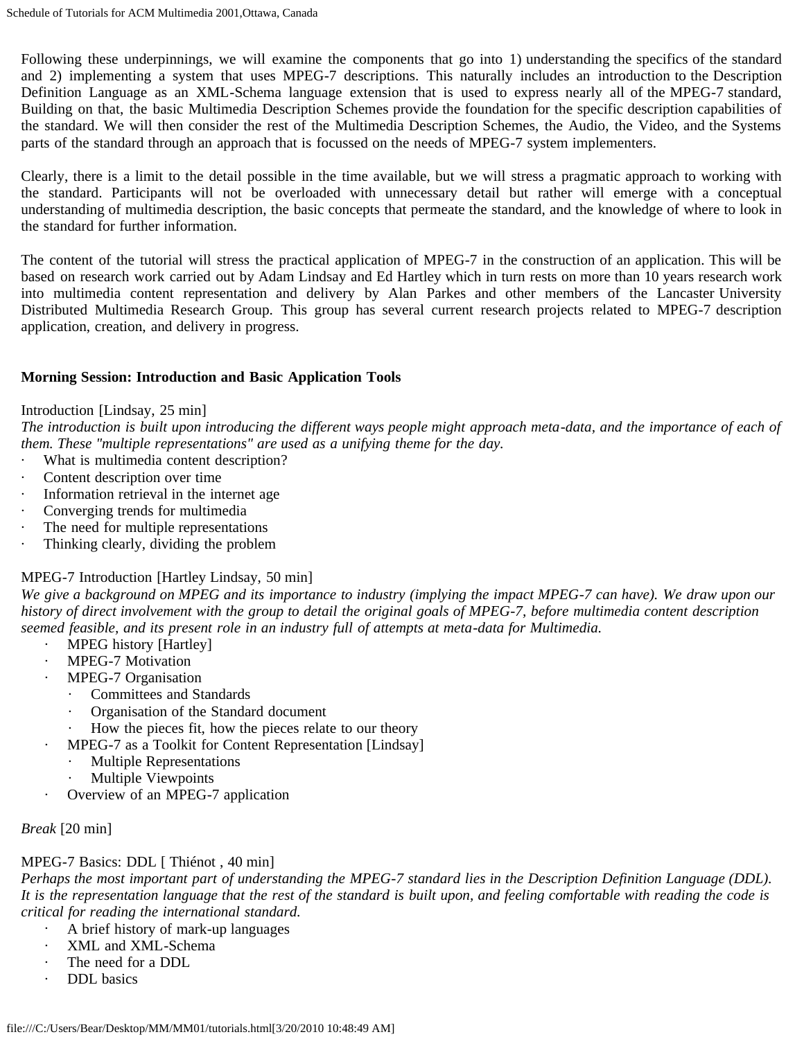Following these underpinnings, we will examine the components that go into 1) understanding the specifics of the standard and 2) implementing a system that uses MPEG-7 descriptions. This naturally includes an introduction to the Description Definition Language as an XML-Schema language extension that is used to express nearly all of the MPEG-7 standard, Building on that, the basic Multimedia Description Schemes provide the foundation for the specific description capabilities of the standard. We will then consider the rest of the Multimedia Description Schemes, the Audio, the Video, and the Systems parts of the standard through an approach that is focussed on the needs of MPEG-7 system implementers.

Clearly, there is a limit to the detail possible in the time available, but we will stress a pragmatic approach to working with the standard. Participants will not be overloaded with unnecessary detail but rather will emerge with a conceptual understanding of multimedia description, the basic concepts that permeate the standard, and the knowledge of where to look in the standard for further information.

The content of the tutorial will stress the practical application of MPEG-7 in the construction of an application. This will be based on research work carried out by Adam Lindsay and Ed Hartley which in turn rests on more than 10 years research work into multimedia content representation and delivery by Alan Parkes and other members of the Lancaster University Distributed Multimedia Research Group. This group has several current research projects related to MPEG-7 description application, creation, and delivery in progress.

**Morning Session: Introduction and Basic Application Tools**

Introduction [Lindsay, 25 min]

*The introduction is built upon introducing the different ways people might approach meta-data, and the importance of each of them. These "multiple representations" are used as a unifying theme for the day.*

- What is multimedia content description?
- Content description over time
- Information retrieval in the internet age
- Converging trends for multimedia
- The need for multiple representations
- Thinking clearly, dividing the problem

MPEG-7 Introduction [Hartley Lindsay, 50 min]

*We give a background on MPEG and its importance to industry (implying the impact MPEG-7 can have). We draw upon our history of direct involvement with the group to detail the original goals of MPEG-7, before multimedia content description seemed feasible, and its present role in an industry full of attempts at meta-data for Multimedia.*

- MPEG history [Hartley]
- MPEG-7 Motivation
- MPEG-7 Organisation
  - Committees and Standards
  - Organisation of the Standard document
  - How the pieces fit, how the pieces relate to our theory
- MPEG-7 as a Toolkit for Content Representation [Lindsay]
  - Multiple Representations
  - Multiple Viewpoints
- Overview of an MPEG-7 application

*Break* [20 min]

MPEG-7 Basics: DDL [ Thiénot , 40 min]

*Perhaps the most important part of understanding the MPEG-7 standard lies in the Description Definition Language (DDL). It is the representation language that the rest of the standard is built upon, and feeling comfortable with reading the code is critical for reading the international standard.*

- A brief history of mark-up languages
- XML and XML-Schema
- The need for a DDL
- DDL basics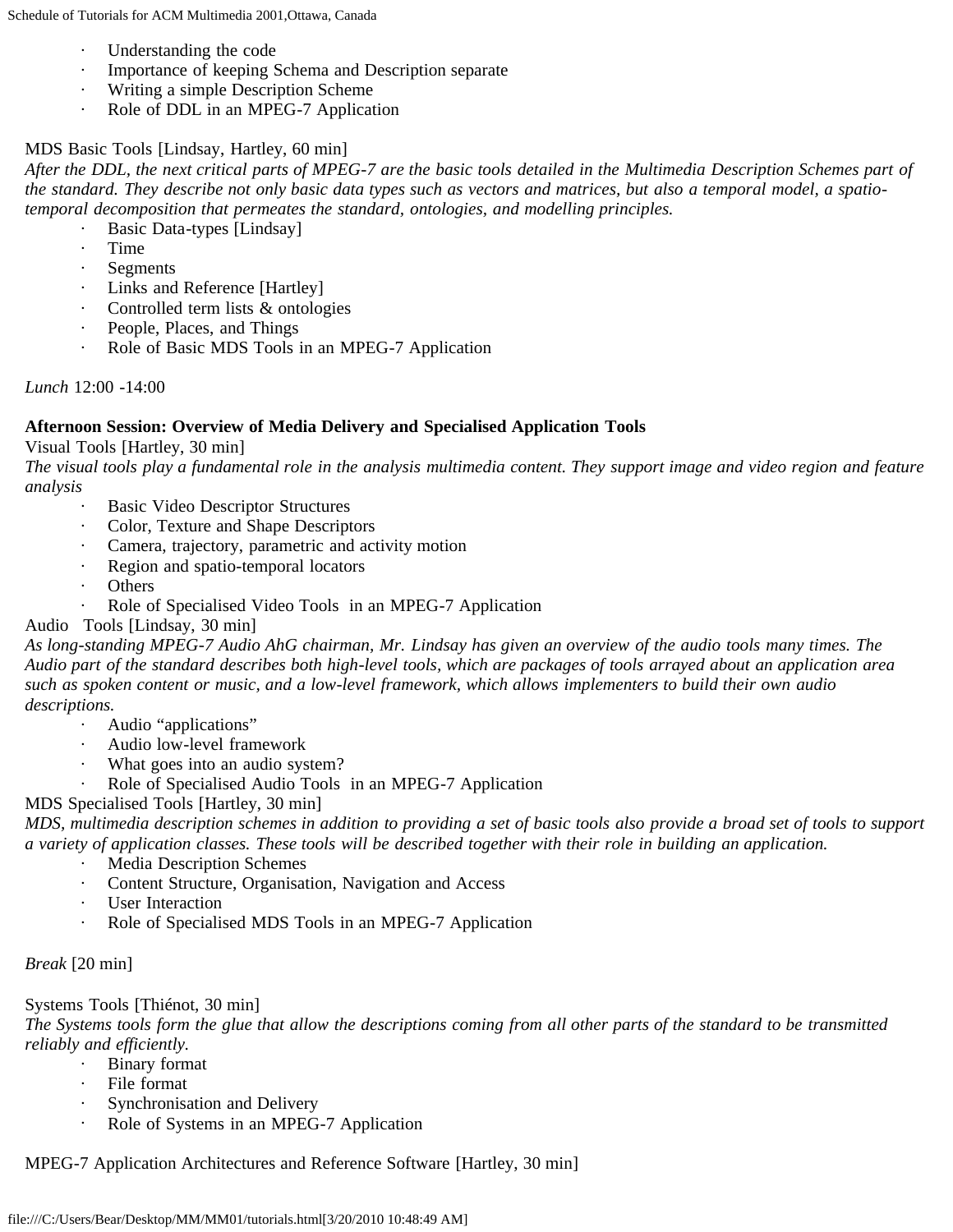- Understanding the code
- Importance of keeping Schema and Description separate
- Writing a simple Description Scheme
- Role of DDL in an MPEG-7 Application

MDS Basic Tools [Lindsay, Hartley, 60 min]

*After the DDL, the next critical parts of MPEG-7 are the basic tools detailed in the Multimedia Description Schemes part of the standard. They describe not only basic data types such as vectors and matrices, but also a temporal model, a spatio-temporal decomposition that permeates the standard, ontologies, and modelling principles.*

- Basic Data-types [Lindsay]
- Time
- Segments
- Links and Reference [Hartley]
- Controlled term lists & ontologies
- People, Places, and Things
- Role of Basic MDS Tools in an MPEG-7 Application

*Lunch* 12:00 -14:00

**Afternoon Session: Overview of Media Delivery and Specialised Application Tools**

Visual Tools [Hartley, 30 min]

*The visual tools play a fundamental role in the analysis multimedia content. They support image and video region and feature analysis*

- Basic Video Descriptor Structures
- Color, Texture and Shape Descriptors
- Camera, trajectory, parametric and activity motion
- Region and spatio-temporal locators
- Others
- Role of Specialised Video Tools in an MPEG-7 Application

Audio Tools [Lindsay, 30 min]

*As long-standing MPEG-7 Audio AhG chairman, Mr. Lindsay has given an overview of the audio tools many times. The Audio part of the standard describes both high-level tools, which are packages of tools arrayed about an application area such as spoken content or music, and a low-level framework, which allows implementers to build their own audio descriptions.*

- Audio "applications"
- Audio low-level framework
- What goes into an audio system?
- Role of Specialised Audio Tools in an MPEG-7 Application

MDS Specialised Tools [Hartley, 30 min]

*MDS, multimedia description schemes in addition to providing a set of basic tools also provide a broad set of tools to support a variety of application classes. These tools will be described together with their role in building an application.*

- Media Description Schemes
- Content Structure, Organisation, Navigation and Access
- User Interaction
- Role of Specialised MDS Tools in an MPEG-7 Application

*Break* [20 min]

Systems Tools [Thiénot, 30 min]

*The Systems tools form the glue that allow the descriptions coming from all other parts of the standard to be transmitted reliably and efficiently.*

- Binary format
- File format
- Synchronisation and Delivery
- Role of Systems in an MPEG-7 Application

MPEG-7 Application Architectures and Reference Software [Hartley, 30 min]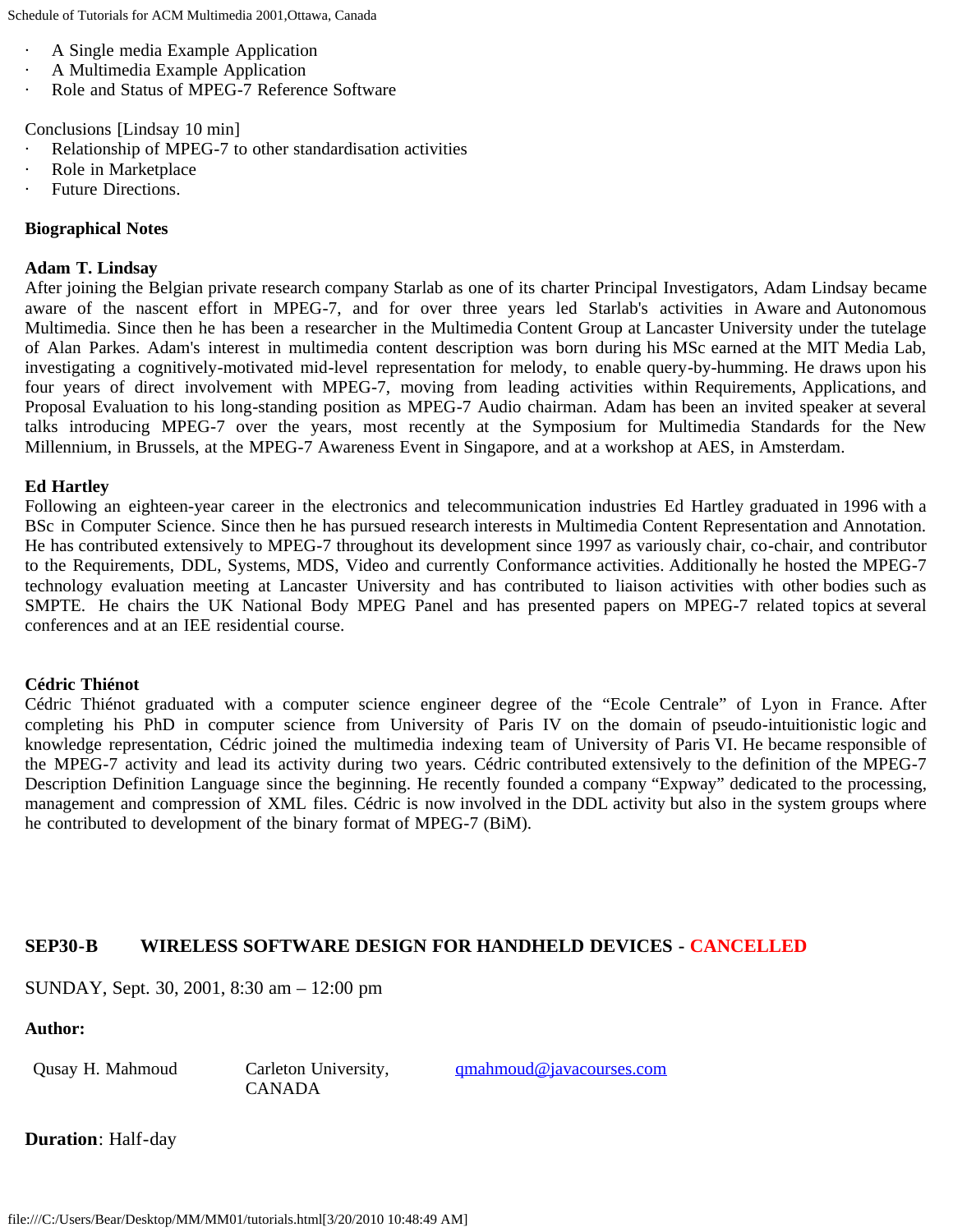- A Single media Example Application
- A Multimedia Example Application
- Role and Status of MPEG-7 Reference Software

Conclusions [Lindsay 10 min]

- Relationship of MPEG-7 to other standardisation activities
- Role in Marketplace
- Future Directions.

**Biographical Notes**

**Adam T. Lindsay**

After joining the Belgian private research company Starlab as one of its charter Principal Investigators, Adam Lindsay became aware of the nascent effort in MPEG-7, and for over three years led Starlab's activities in Aware and Autonomous Multimedia. Since then he has been a researcher in the Multimedia Content Group at Lancaster University under the tutelage of Alan Parkes. Adam's interest in multimedia content description was born during his MSc earned at the MIT Media Lab, investigating a cognitively-motivated mid-level representation for melody, to enable query-by-humming. He draws upon his four years of direct involvement with MPEG-7, moving from leading activities within Requirements, Applications, and Proposal Evaluation to his long-standing position as MPEG-7 Audio chairman. Adam has been an invited speaker at several talks introducing MPEG-7 over the years, most recently at the Symposium for Multimedia Standards for the New Millennium, in Brussels, at the MPEG-7 Awareness Event in Singapore, and at a workshop at AES, in Amsterdam.

**Ed Hartley**

Following an eighteen-year career in the electronics and telecommunication industries Ed Hartley graduated in 1996 with a BSc in Computer Science. Since then he has pursued research interests in Multimedia Content Representation and Annotation. He has contributed extensively to MPEG-7 throughout its development since 1997 as variously chair, co-chair, and contributor to the Requirements, DDL, Systems, MDS, Video and currently Conformance activities. Additionally he hosted the MPEG-7 technology evaluation meeting at Lancaster University and has contributed to liaison activities with other bodies such as SMPTE. He chairs the UK National Body MPEG Panel and has presented papers on MPEG-7 related topics at several conferences and at an IEE residential course.

**Cédric Thiénot**

Cédric Thiénot graduated with a computer science engineer degree of the “Ecole Centrale” of Lyon in France. After completing his PhD in computer science from University of Paris IV on the domain of pseudo-intuitionistic logic and knowledge representation, Cédric joined the multimedia indexing team of University of Paris VI. He became responsible of the MPEG-7 activity and lead its activity during two years. Cédric contributed extensively to the definition of the MPEG-7 Description Definition Language since the beginning. He recently founded a company “Expway” dedicated to the processing, management and compression of XML files. Cédric is now involved in the DDL activity but also in the system groups where he contributed to development of the binary format of MPEG-7 (BiM).

## SEP30-B WIRELESS SOFTWARE DESIGN FOR HANDHELD DEVICES - CANCELLED

SUNDAY, Sept. 30, 2001, 8:30 am – 12:00 pm

**Author:**

| | | |
|---|---|---|
| Qusay H. Mahmoud | Carleton University, CANADA | qmahmoud@javacourses.com |

**Duration**: Half-day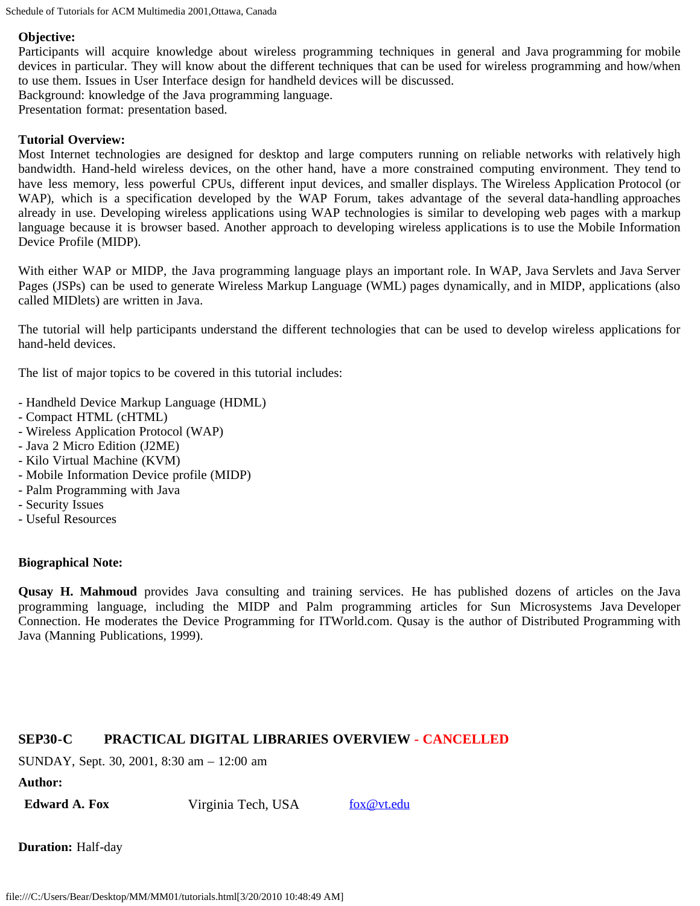**Objective:**
Participants will acquire knowledge about wireless programming techniques in general and Java programming for mobile devices in particular. They will know about the different techniques that can be used for wireless programming and how/when to use them. Issues in User Interface design for handheld devices will be discussed.
Background: knowledge of the Java programming language.
Presentation format: presentation based.

**Tutorial Overview:**
Most Internet technologies are designed for desktop and large computers running on reliable networks with relatively high bandwidth. Hand-held wireless devices, on the other hand, have a more constrained computing environment. They tend to have less memory, less powerful CPUs, different input devices, and smaller displays. The Wireless Application Protocol (or WAP), which is a specification developed by the WAP Forum, takes advantage of the several data-handling approaches already in use. Developing wireless applications using WAP technologies is similar to developing web pages with a markup language because it is browser based. Another approach to developing wireless applications is to use the Mobile Information Device Profile (MIDP).

With either WAP or MIDP, the Java programming language plays an important role. In WAP, Java Servlets and Java Server Pages (JSPs) can be used to generate Wireless Markup Language (WML) pages dynamically, and in MIDP, applications (also called MIDlets) are written in Java.

The tutorial will help participants understand the different technologies that can be used to develop wireless applications for hand-held devices.

The list of major topics to be covered in this tutorial includes:

- Handheld Device Markup Language (HDML)
- Compact HTML (cHTML)
- Wireless Application Protocol (WAP)
- Java 2 Micro Edition (J2ME)
- Kilo Virtual Machine (KVM)
- Mobile Information Device profile (MIDP)
- Palm Programming with Java
- Security Issues
- Useful Resources

**Biographical Note:**

**Qusay H. Mahmoud** provides Java consulting and training services. He has published dozens of articles on the Java programming language, including the MIDP and Palm programming articles for Sun Microsystems Java Developer Connection. He moderates the Device Programming for ITWorld.com. Qusay is the author of Distributed Programming with Java (Manning Publications, 1999).

## SEP30-C PRACTICAL DIGITAL LIBRARIES OVERVIEW - CANCELLED

SUNDAY, Sept. 30, 2001, 8:30 am – 12:00 am

**Author:**

| | | |
|---|---|---|
| **Edward A. Fox** | Virginia Tech, USA | fox@vt.edu |

**Duration:** Half-day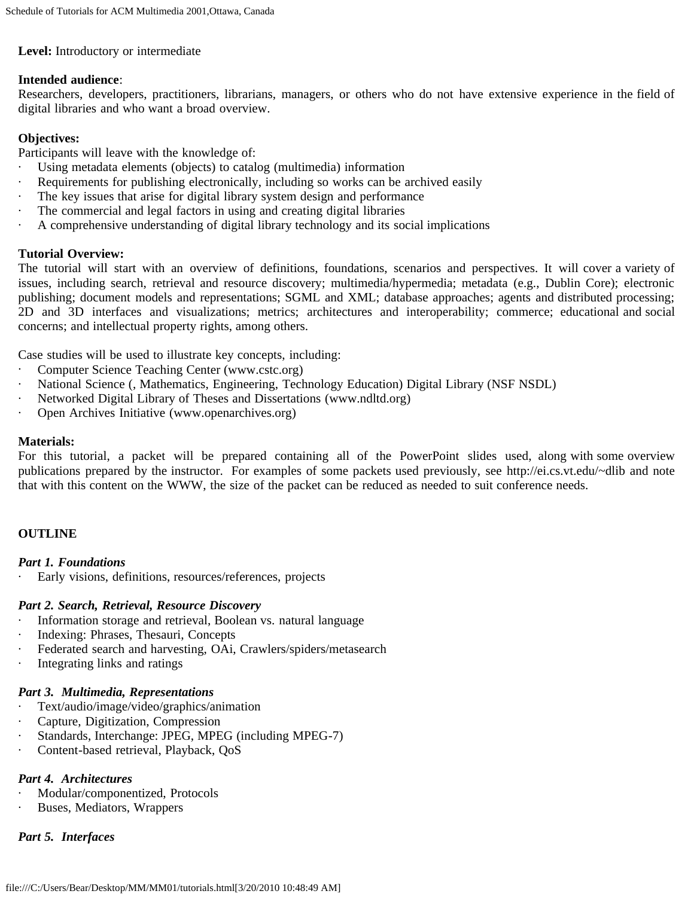**Level:** Introductory or intermediate

**Intended audience**:
Researchers, developers, practitioners, librarians, managers, or others who do not have extensive experience in the field of digital libraries and who want a broad overview.

**Objectives:**
Participants will leave with the knowledge of:

- Using metadata elements (objects) to catalog (multimedia) information
- Requirements for publishing electronically, including so works can be archived easily
- The key issues that arise for digital library system design and performance
- The commercial and legal factors in using and creating digital libraries
- A comprehensive understanding of digital library technology and its social implications

**Tutorial Overview:**
The tutorial will start with an overview of definitions, foundations, scenarios and perspectives. It will cover a variety of issues, including search, retrieval and resource discovery; multimedia/hypermedia; metadata (e.g., Dublin Core); electronic publishing; document models and representations; SGML and XML; database approaches; agents and distributed processing; 2D and 3D interfaces and visualizations; metrics; architectures and interoperability; commerce; educational and social concerns; and intellectual property rights, among others.

Case studies will be used to illustrate key concepts, including:

- Computer Science Teaching Center (www.cstc.org)
- National Science (, Mathematics, Engineering, Technology Education) Digital Library (NSF NSDL)
- Networked Digital Library of Theses and Dissertations (www.ndltd.org)
- Open Archives Initiative (www.openarchives.org)

**Materials:**
For this tutorial, a packet will be prepared containing all of the PowerPoint slides used, along with some overview publications prepared by the instructor. For examples of some packets used previously, see http://ei.cs.vt.edu/~dlib and note that with this content on the WWW, the size of the packet can be reduced as needed to suit conference needs.

**OUTLINE**

***Part 1. Foundations***

- Early visions, definitions, resources/references, projects

***Part 2. Search, Retrieval, Resource Discovery***

- Information storage and retrieval, Boolean vs. natural language
- Indexing: Phrases, Thesauri, Concepts
- Federated search and harvesting, OAi, Crawlers/spiders/metasearch
- Integrating links and ratings

***Part 3. Multimedia, Representations***

- Text/audio/image/video/graphics/animation
- Capture, Digitization, Compression
- Standards, Interchange: JPEG, MPEG (including MPEG-7)
- Content-based retrieval, Playback, QoS

***Part 4. Architectures***

- Modular/componentized, Protocols
- Buses, Mediators, Wrappers

***Part 5. Interfaces***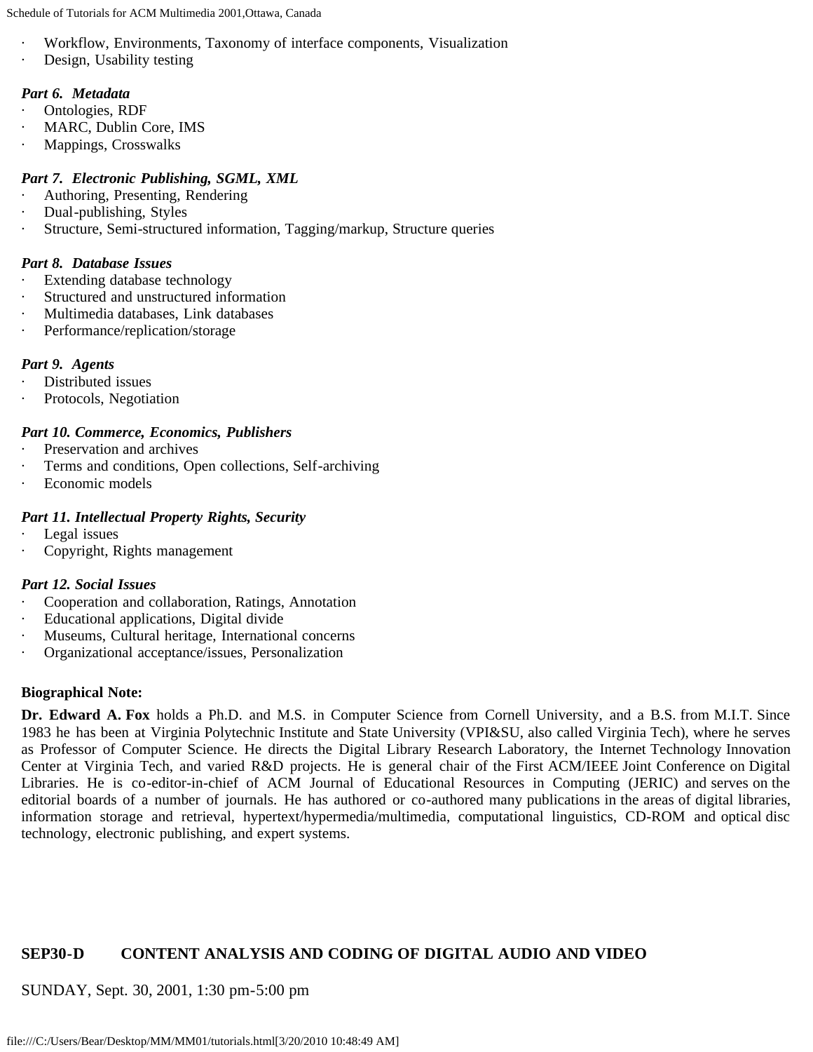- Workflow, Environments, Taxonomy of interface components, Visualization
- Design, Usability testing

***Part 6. Metadata***

- Ontologies, RDF
- MARC, Dublin Core, IMS
- Mappings, Crosswalks

***Part 7. Electronic Publishing, SGML, XML***

- Authoring, Presenting, Rendering
- Dual-publishing, Styles
- Structure, Semi-structured information, Tagging/markup, Structure queries

***Part 8. Database Issues***

- Extending database technology
- Structured and unstructured information
- Multimedia databases, Link databases
- Performance/replication/storage

***Part 9. Agents***

- Distributed issues
- Protocols, Negotiation

***Part 10. Commerce, Economics, Publishers***

- Preservation and archives
- Terms and conditions, Open collections, Self-archiving
- Economic models

***Part 11. Intellectual Property Rights, Security***

- Legal issues
- Copyright, Rights management

***Part 12. Social Issues***

- Cooperation and collaboration, Ratings, Annotation
- Educational applications, Digital divide
- Museums, Cultural heritage, International concerns
- Organizational acceptance/issues, Personalization

**Biographical Note:**

**Dr. Edward A. Fox** holds a Ph.D. and M.S. in Computer Science from Cornell University, and a B.S. from M.I.T. Since 1983 he has been at Virginia Polytechnic Institute and State University (VPI&SU, also called Virginia Tech), where he serves as Professor of Computer Science. He directs the Digital Library Research Laboratory, the Internet Technology Innovation Center at Virginia Tech, and varied R&D projects. He is general chair of the First ACM/IEEE Joint Conference on Digital Libraries. He is co-editor-in-chief of ACM Journal of Educational Resources in Computing (JERIC) and serves on the editorial boards of a number of journals. He has authored or co-authored many publications in the areas of digital libraries, information storage and retrieval, hypertext/hypermedia/multimedia, computational linguistics, CD-ROM and optical disc technology, electronic publishing, and expert systems.

## SEP30-D CONTENT ANALYSIS AND CODING OF DIGITAL AUDIO AND VIDEO

SUNDAY, Sept. 30, 2001, 1:30 pm-5:00 pm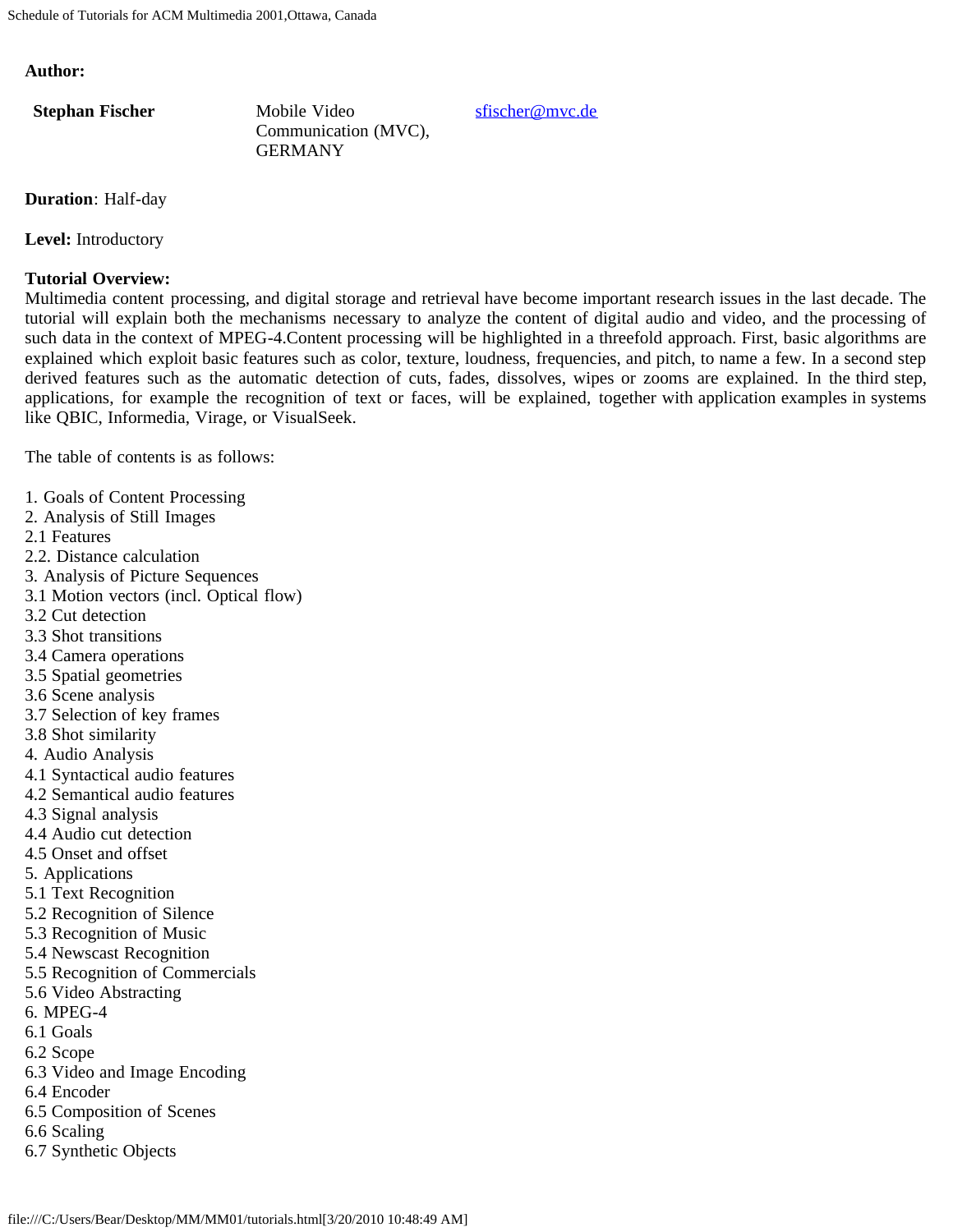**Author:**

| **Stephan Fischer** | Mobile Video Communication (MVC), GERMANY | sfischer@mvc.de |
|---|---|---|

**Duration**: Half-day

**Level:** Introductory

**Tutorial Overview:**
Multimedia content processing, and digital storage and retrieval have become important research issues in the last decade. The tutorial will explain both the mechanisms necessary to analyze the content of digital audio and video, and the processing of such data in the context of MPEG-4.Content processing will be highlighted in a threefold approach. First, basic algorithms are explained which exploit basic features such as color, texture, loudness, frequencies, and pitch, to name a few. In a second step derived features such as the automatic detection of cuts, fades, dissolves, wipes or zooms are explained. In the third step, applications, for example the recognition of text or faces, will be explained, together with application examples in systems like QBIC, Informedia, Virage, or VisualSeek.

The table of contents is as follows:

1. Goals of Content Processing
2. Analysis of Still Images
2.1 Features
2.2. Distance calculation
3. Analysis of Picture Sequences
3.1 Motion vectors (incl. Optical flow)
3.2 Cut detection
3.3 Shot transitions
3.4 Camera operations
3.5 Spatial geometries
3.6 Scene analysis
3.7 Selection of key frames
3.8 Shot similarity
4. Audio Analysis
4.1 Syntactical audio features
4.2 Semantical audio features
4.3 Signal analysis
4.4 Audio cut detection
4.5 Onset and offset
5. Applications
5.1 Text Recognition
5.2 Recognition of Silence
5.3 Recognition of Music
5.4 Newscast Recognition
5.5 Recognition of Commercials
5.6 Video Abstracting
6. MPEG-4
6.1 Goals
6.2 Scope
6.3 Video and Image Encoding
6.4 Encoder
6.5 Composition of Scenes
6.6 Scaling
6.7 Synthetic Objects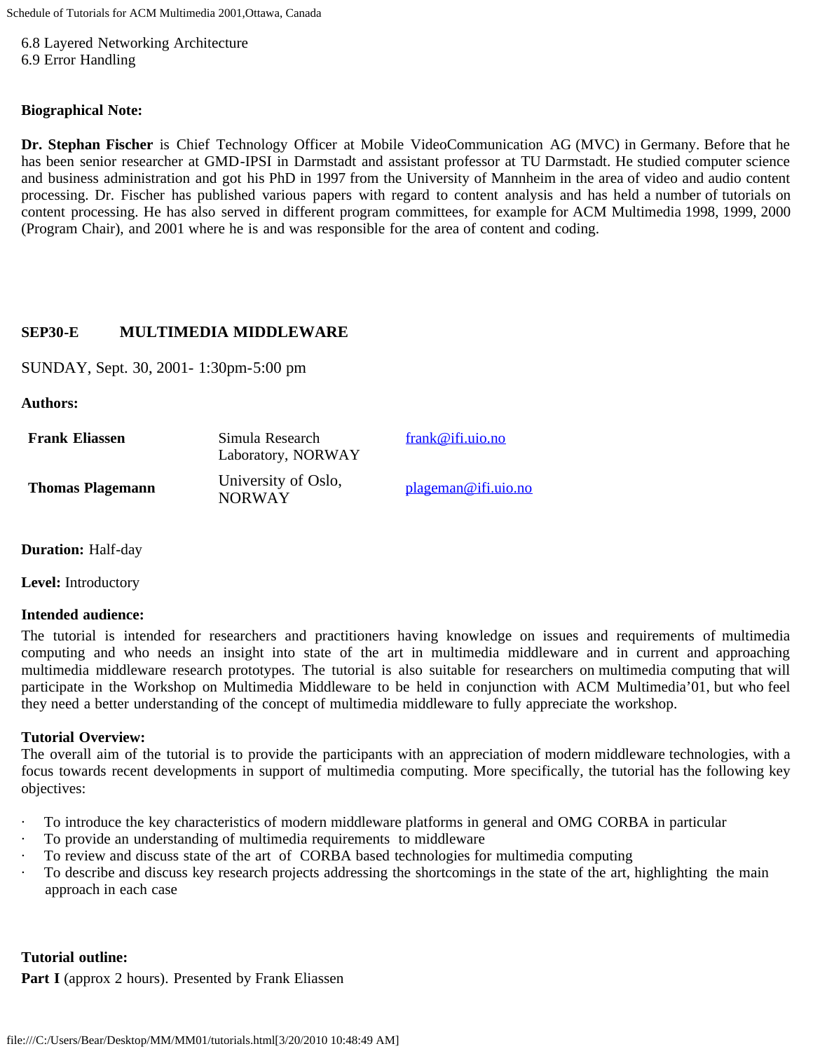6.8 Layered Networking Architecture
6.9 Error Handling

**Biographical Note:**

**Dr. Stephan Fischer** is Chief Technology Officer at Mobile VideoCommunication AG (MVC) in Germany. Before that he has been senior researcher at GMD-IPSI in Darmstadt and assistant professor at TU Darmstadt. He studied computer science and business administration and got his PhD in 1997 from the University of Mannheim in the area of video and audio content processing. Dr. Fischer has published various papers with regard to content analysis and has held a number of tutorials on content processing. He has also served in different program committees, for example for ACM Multimedia 1998, 1999, 2000 (Program Chair), and 2001 where he is and was responsible for the area of content and coding.

## SEP30-E MULTIMEDIA MIDDLEWARE

SUNDAY, Sept. 30, 2001- 1:30pm-5:00 pm

**Authors:**

| | | |
|---|---|---|
| **Frank Eliassen** | Simula Research Laboratory, NORWAY | frank@ifi.uio.no |
| **Thomas Plagemann** | University of Oslo, NORWAY | plageman@ifi.uio.no |

**Duration:** Half-day

**Level:** Introductory

**Intended audience:**

The tutorial is intended for researchers and practitioners having knowledge on issues and requirements of multimedia computing and who needs an insight into state of the art in multimedia middleware and in current and approaching multimedia middleware research prototypes. The tutorial is also suitable for researchers on multimedia computing that will participate in the Workshop on Multimedia Middleware to be held in conjunction with ACM Multimedia'01, but who feel they need a better understanding of the concept of multimedia middleware to fully appreciate the workshop.

**Tutorial Overview:**

The overall aim of the tutorial is to provide the participants with an appreciation of modern middleware technologies, with a focus towards recent developments in support of multimedia computing. More specifically, the tutorial has the following key objectives:

- To introduce the key characteristics of modern middleware platforms in general and OMG CORBA in particular
- To provide an understanding of multimedia requirements to middleware
- To review and discuss state of the art of CORBA based technologies for multimedia computing
- To describe and discuss key research projects addressing the shortcomings in the state of the art, highlighting the main approach in each case

**Tutorial outline:**

**Part I** (approx 2 hours). Presented by Frank Eliassen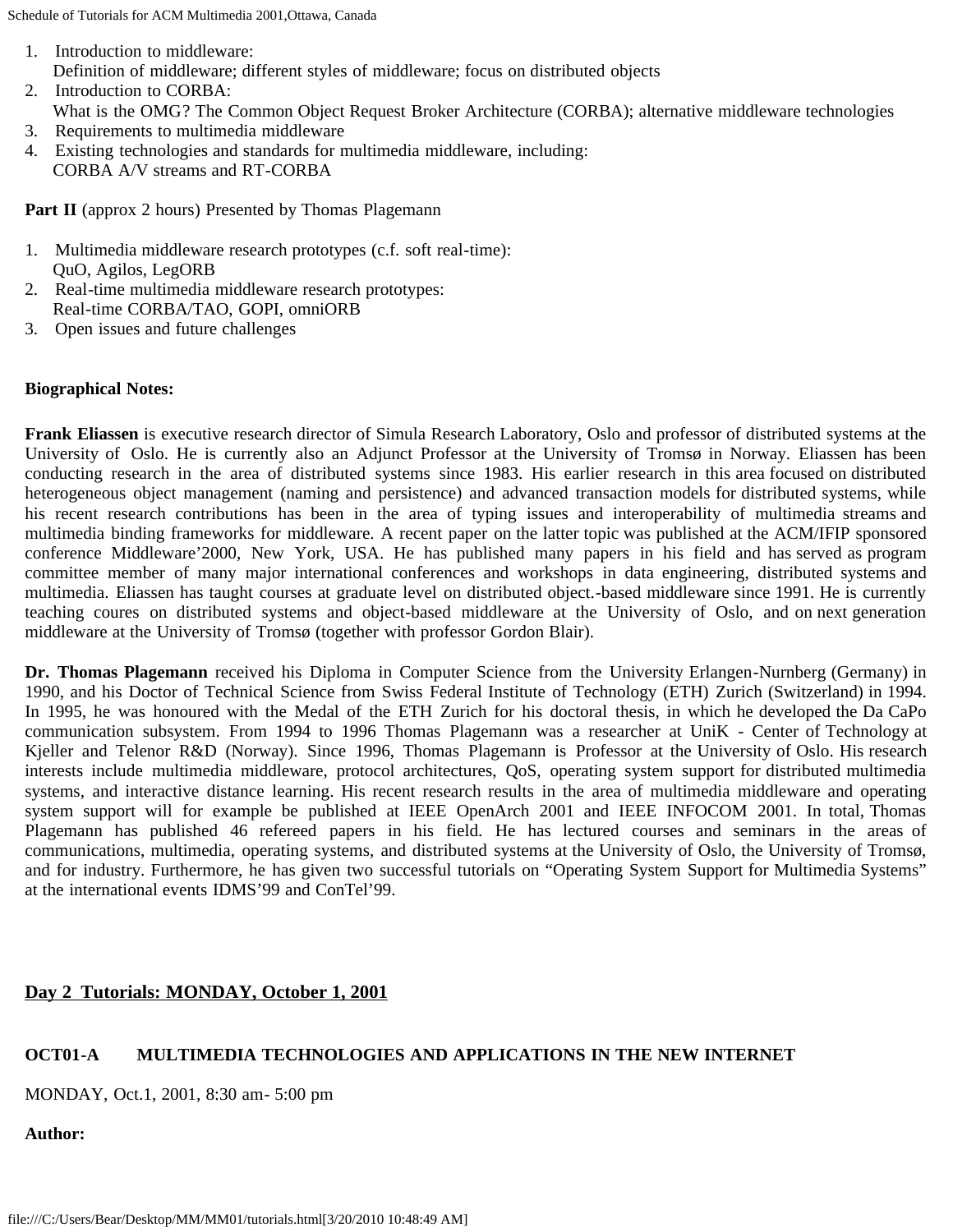1. Introduction to middleware:
   Definition of middleware; different styles of middleware; focus on distributed objects
2. Introduction to CORBA:
   What is the OMG? The Common Object Request Broker Architecture (CORBA); alternative middleware technologies
3. Requirements to multimedia middleware
4. Existing technologies and standards for multimedia middleware, including:
   CORBA A/V streams and RT-CORBA

**Part II** (approx 2 hours) Presented by Thomas Plagemann

1. Multimedia middleware research prototypes (c.f. soft real-time):
   QuO, Agilos, LegORB
2. Real-time multimedia middleware research prototypes:
   Real-time CORBA/TAO, GOPI, omniORB
3. Open issues and future challenges

**Biographical Notes:**

**Frank Eliassen** is executive research director of Simula Research Laboratory, Oslo and professor of distributed systems at the University of Oslo. He is currently also an Adjunct Professor at the University of Tromsø in Norway. Eliassen has been conducting research in the area of distributed systems since 1983. His earlier research in this area focused on distributed heterogeneous object management (naming and persistence) and advanced transaction models for distributed systems, while his recent research contributions has been in the area of typing issues and interoperability of multimedia streams and multimedia binding frameworks for middleware. A recent paper on the latter topic was published at the ACM/IFIP sponsored conference Middleware'2000, New York, USA. He has published many papers in his field and has served as program committee member of many major international conferences and workshops in data engineering, distributed systems and multimedia. Eliassen has taught courses at graduate level on distributed object.-based middleware since 1991. He is currently teaching coures on distributed systems and object-based middleware at the University of Oslo, and on next generation middleware at the University of Tromsø (together with professor Gordon Blair).

**Dr. Thomas Plagemann** received his Diploma in Computer Science from the University Erlangen-Nurnberg (Germany) in 1990, and his Doctor of Technical Science from Swiss Federal Institute of Technology (ETH) Zurich (Switzerland) in 1994. In 1995, he was honoured with the Medal of the ETH Zurich for his doctoral thesis, in which he developed the Da CaPo communication subsystem. From 1994 to 1996 Thomas Plagemann was a researcher at UniK - Center of Technology at Kjeller and Telenor R&D (Norway). Since 1996, Thomas Plagemann is Professor at the University of Oslo. His research interests include multimedia middleware, protocol architectures, QoS, operating system support for distributed multimedia systems, and interactive distance learning. His recent research results in the area of multimedia middleware and operating system support will for example be published at IEEE OpenArch 2001 and IEEE INFOCOM 2001. In total, Thomas Plagemann has published 46 refereed papers in his field. He has lectured courses and seminars in the areas of communications, multimedia, operating systems, and distributed systems at the University of Oslo, the University of Tromsø, and for industry. Furthermore, he has given two successful tutorials on "Operating System Support for Multimedia Systems" at the international events IDMS'99 and ConTel'99.

## Day 2 Tutorials: MONDAY, October 1, 2001

### OCT01-A MULTIMEDIA TECHNOLOGIES AND APPLICATIONS IN THE NEW INTERNET

MONDAY, Oct.1, 2001, 8:30 am- 5:00 pm

**Author:**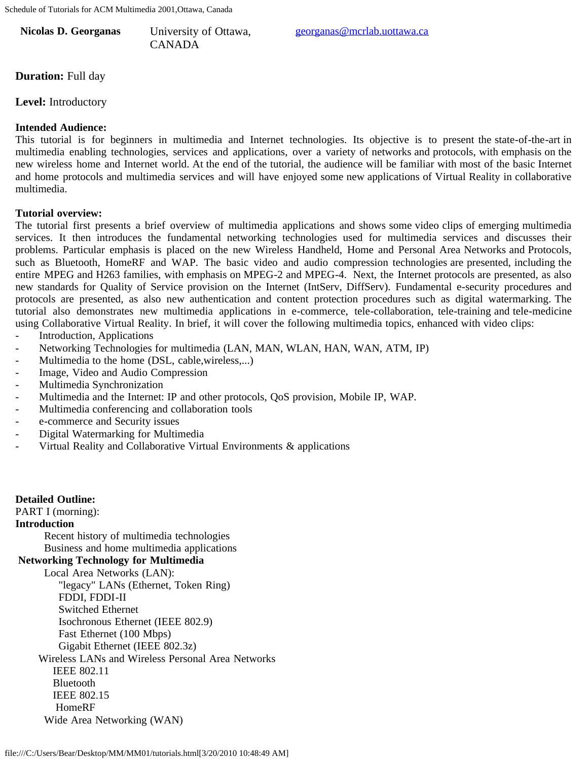**Nicolas D. Georganas** University of Ottawa, CANADA georganas@mcrlab.uottawa.ca

**Duration:** Full day

**Level:** Introductory

**Intended Audience:**
This tutorial is for beginners in multimedia and Internet technologies. Its objective is to present the state-of-the-art in multimedia enabling technologies, services and applications, over a variety of networks and protocols, with emphasis on the new wireless home and Internet world. At the end of the tutorial, the audience will be familiar with most of the basic Internet and home protocols and multimedia services and will have enjoyed some new applications of Virtual Reality in collaborative multimedia.

**Tutorial overview:**
The tutorial first presents a brief overview of multimedia applications and shows some video clips of emerging multimedia services. It then introduces the fundamental networking technologies used for multimedia services and discusses their problems. Particular emphasis is placed on the new Wireless Handheld, Home and Personal Area Networks and Protocols, such as Bluetooth, HomeRF and WAP. The basic video and audio compression technologies are presented, including the entire MPEG and H263 families, with emphasis on MPEG-2 and MPEG-4. Next, the Internet protocols are presented, as also new standards for Quality of Service provision on the Internet (IntServ, DiffServ). Fundamental e-security procedures and protocols are presented, as also new authentication and content protection procedures such as digital watermarking. The tutorial also demonstrates new multimedia applications in e-commerce, tele-collaboration, tele-training and tele-medicine using Collaborative Virtual Reality. In brief, it will cover the following multimedia topics, enhanced with video clips:

- Introduction, Applications
- Networking Technologies for multimedia (LAN, MAN, WLAN, HAN, WAN, ATM, IP)
- Multimedia to the home (DSL, cable,wireless,...)
- Image, Video and Audio Compression
- Multimedia Synchronization
- Multimedia and the Internet: IP and other protocols, QoS provision, Mobile IP, WAP.
- Multimedia conferencing and collaboration tools
- e-commerce and Security issues
- Digital Watermarking for Multimedia
- Virtual Reality and Collaborative Virtual Environments & applications

**Detailed Outline:**
PART I (morning):
**Introduction**
- Recent history of multimedia technologies
- Business and home multimedia applications

**Networking Technology for Multimedia**
- Local Area Networks (LAN):
  - "legacy" LANs (Ethernet, Token Ring)
  - FDDI, FDDI-II
  - Switched Ethernet
  - Isochronous Ethernet (IEEE 802.9)
  - Fast Ethernet (100 Mbps)
  - Gigabit Ethernet (IEEE 802.3z)
- Wireless LANs and Wireless Personal Area Networks
  - IEEE 802.11
  - Bluetooth
  - IEEE 802.15
  - HomeRF
- Wide Area Networking (WAN)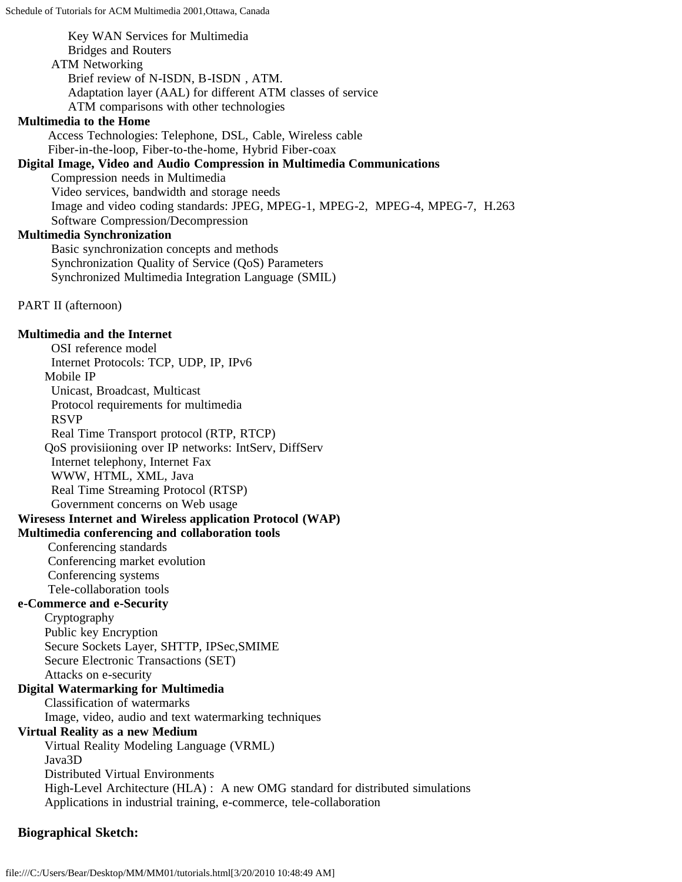Key WAN Services for Multimedia
Bridges and Routers
ATM Networking
Brief review of N-ISDN, B-ISDN , ATM.
Adaptation layer (AAL) for different ATM classes of service
ATM comparisons with other technologies

**Multimedia to the Home**

Access Technologies: Telephone, DSL, Cable, Wireless cable
Fiber-in-the-loop, Fiber-to-the-home, Hybrid Fiber-coax

**Digital Image, Video and Audio Compression in Multimedia Communications**

Compression needs in Multimedia
Video services, bandwidth and storage needs
Image and video coding standards: JPEG, MPEG-1, MPEG-2, MPEG-4, MPEG-7, H.263
Software Compression/Decompression

**Multimedia Synchronization**

Basic synchronization concepts and methods
Synchronization Quality of Service (QoS) Parameters
Synchronized Multimedia Integration Language (SMIL)

PART II (afternoon)

**Multimedia and the Internet**

OSI reference model
Internet Protocols: TCP, UDP, IP, IPv6
Mobile IP
Unicast, Broadcast, Multicast
Protocol requirements for multimedia
RSVP
Real Time Transport protocol (RTP, RTCP)
QoS provisiioning over IP networks: IntServ, DiffServ
Internet telephony, Internet Fax
WWW, HTML, XML, Java
Real Time Streaming Protocol (RTSP)
Government concerns on Web usage

**Wiresess Internet and Wireless application Protocol (WAP)**

**Multimedia conferencing and collaboration tools**

Conferencing standards
Conferencing market evolution
Conferencing systems
Tele-collaboration tools

**e-Commerce and e-Security**

Cryptography
Public key Encryption
Secure Sockets Layer, SHTTP, IPSec,SMIME
Secure Electronic Transactions (SET)
Attacks on e-security

**Digital Watermarking for Multimedia**

Classification of watermarks
Image, video, audio and text watermarking techniques

**Virtual Reality as a new Medium**

Virtual Reality Modeling Language (VRML)
Java3D
Distributed Virtual Environments
High-Level Architecture (HLA) : A new OMG standard for distributed simulations
Applications in industrial training, e-commerce, tele-collaboration

**Biographical Sketch:**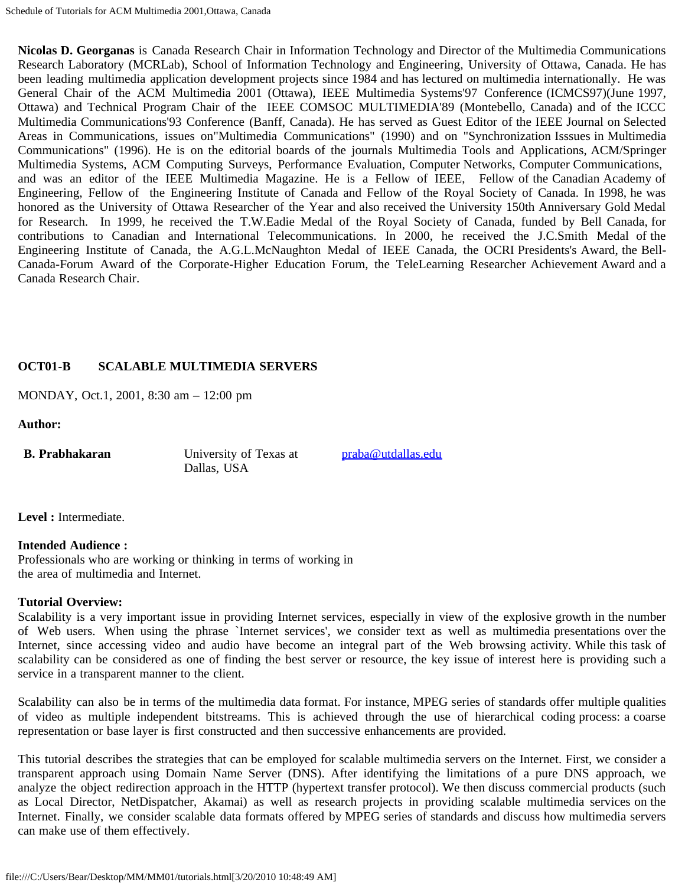**Nicolas D. Georganas** is Canada Research Chair in Information Technology and Director of the Multimedia Communications Research Laboratory (MCRLab), School of Information Technology and Engineering, University of Ottawa, Canada. He has been leading multimedia application development projects since 1984 and has lectured on multimedia internationally. He was General Chair of the ACM Multimedia 2001 (Ottawa), IEEE Multimedia Systems'97 Conference (ICMCS97)(June 1997, Ottawa) and Technical Program Chair of the IEEE COMSOC MULTIMEDIA'89 (Montebello, Canada) and of the ICCC Multimedia Communications'93 Conference (Banff, Canada). He has served as Guest Editor of the IEEE Journal on Selected Areas in Communications, issues on"Multimedia Communications" (1990) and on "Synchronization Isssues in Multimedia Communications" (1996). He is on the editorial boards of the journals Multimedia Tools and Applications, ACM/Springer Multimedia Systems, ACM Computing Surveys, Performance Evaluation, Computer Networks, Computer Communications, and was an editor of the IEEE Multimedia Magazine. He is a Fellow of IEEE, Fellow of the Canadian Academy of Engineering, Fellow of the Engineering Institute of Canada and Fellow of the Royal Society of Canada. In 1998, he was honored as the University of Ottawa Researcher of the Year and also received the University 150th Anniversary Gold Medal for Research. In 1999, he received the T.W.Eadie Medal of the Royal Society of Canada, funded by Bell Canada, for contributions to Canadian and International Telecommunications. In 2000, he received the J.C.Smith Medal of the Engineering Institute of Canada, the A.G.L.McNaughton Medal of IEEE Canada, the OCRI Presidents's Award, the Bell-Canada-Forum Award of the Corporate-Higher Education Forum, the TeleLearning Researcher Achievement Award and a Canada Research Chair.

## OCT01-B SCALABLE MULTIMEDIA SERVERS

MONDAY, Oct.1, 2001, 8:30 am – 12:00 pm

**Author:**

| | | |
|---|---|---|
| **B. Prabhakaran** | University of Texas at Dallas, USA | praba@utdallas.edu |

**Level :** Intermediate.

**Intended Audience :**
Professionals who are working or thinking in terms of working in the area of multimedia and Internet.

**Tutorial Overview:**
Scalability is a very important issue in providing Internet services, especially in view of the explosive growth in the number of Web users. When using the phrase `Internet services', we consider text as well as multimedia presentations over the Internet, since accessing video and audio have become an integral part of the Web browsing activity. While this task of scalability can be considered as one of finding the best server or resource, the key issue of interest here is providing such a service in a transparent manner to the client.

Scalability can also be in terms of the multimedia data format. For instance, MPEG series of standards offer multiple qualities of video as multiple independent bitstreams. This is achieved through the use of hierarchical coding process: a coarse representation or base layer is first constructed and then successive enhancements are provided.

This tutorial describes the strategies that can be employed for scalable multimedia servers on the Internet. First, we consider a transparent approach using Domain Name Server (DNS). After identifying the limitations of a pure DNS approach, we analyze the object redirection approach in the HTTP (hypertext transfer protocol). We then discuss commercial products (such as Local Director, NetDispatcher, Akamai) as well as research projects in providing scalable multimedia services on the Internet. Finally, we consider scalable data formats offered by MPEG series of standards and discuss how multimedia servers can make use of them effectively.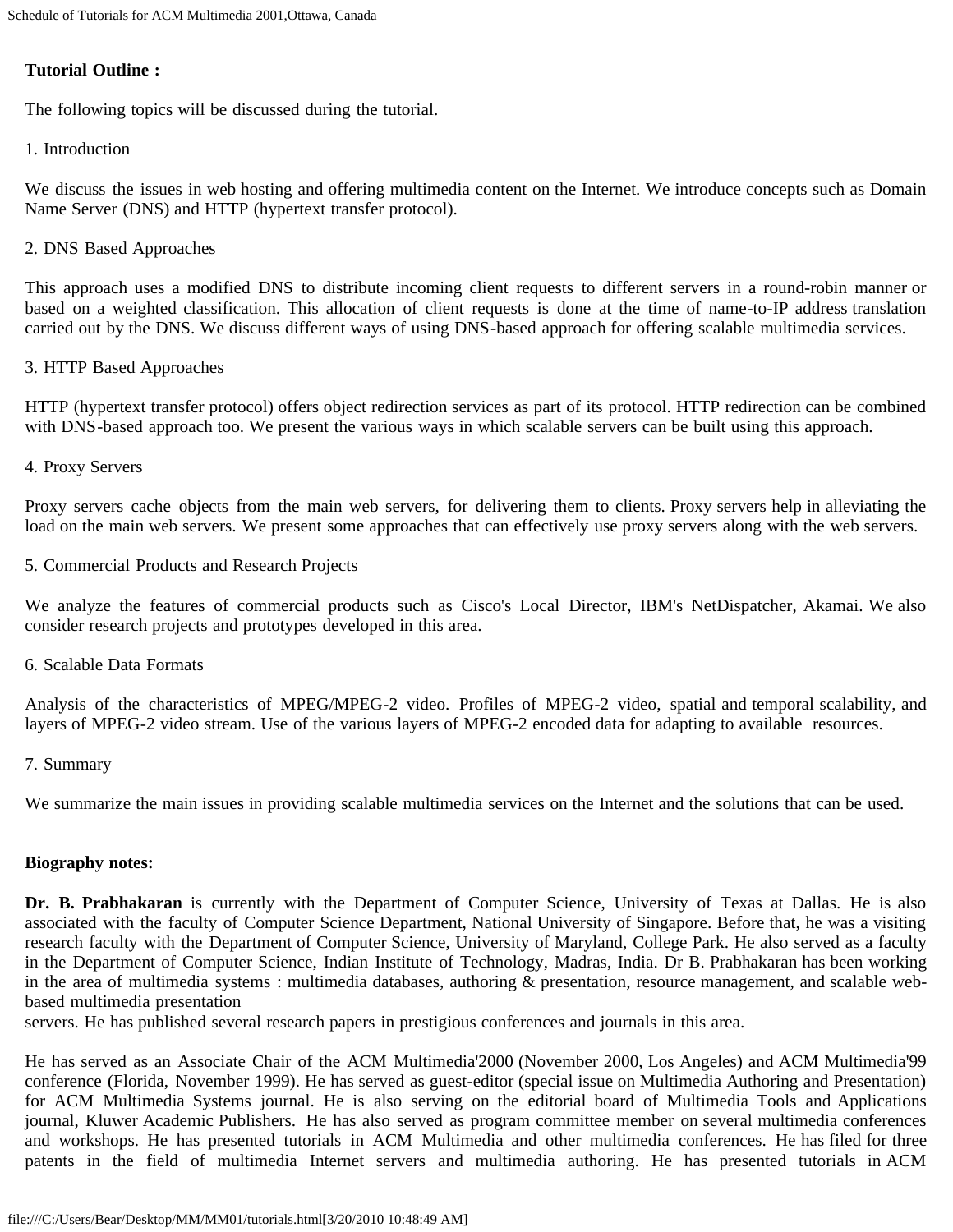**Tutorial Outline :**

The following topics will be discussed during the tutorial.

1. Introduction

We discuss the issues in web hosting and offering multimedia content on the Internet. We introduce concepts such as Domain Name Server (DNS) and HTTP (hypertext transfer protocol).

2. DNS Based Approaches

This approach uses a modified DNS to distribute incoming client requests to different servers in a round-robin manner or based on a weighted classification. This allocation of client requests is done at the time of name-to-IP address translation carried out by the DNS. We discuss different ways of using DNS-based approach for offering scalable multimedia services.

3. HTTP Based Approaches

HTTP (hypertext transfer protocol) offers object redirection services as part of its protocol. HTTP redirection can be combined with DNS-based approach too. We present the various ways in which scalable servers can be built using this approach.

4. Proxy Servers

Proxy servers cache objects from the main web servers, for delivering them to clients. Proxy servers help in alleviating the load on the main web servers. We present some approaches that can effectively use proxy servers along with the web servers.

5. Commercial Products and Research Projects

We analyze the features of commercial products such as Cisco's Local Director, IBM's NetDispatcher, Akamai. We also consider research projects and prototypes developed in this area.

6. Scalable Data Formats

Analysis of the characteristics of MPEG/MPEG-2 video. Profiles of MPEG-2 video, spatial and temporal scalability, and layers of MPEG-2 video stream. Use of the various layers of MPEG-2 encoded data for adapting to available resources.

7. Summary

We summarize the main issues in providing scalable multimedia services on the Internet and the solutions that can be used.

**Biography notes:**

**Dr. B. Prabhakaran** is currently with the Department of Computer Science, University of Texas at Dallas. He is also associated with the faculty of Computer Science Department, National University of Singapore. Before that, he was a visiting research faculty with the Department of Computer Science, University of Maryland, College Park. He also served as a faculty in the Department of Computer Science, Indian Institute of Technology, Madras, India. Dr B. Prabhakaran has been working in the area of multimedia systems : multimedia databases, authoring & presentation, resource management, and scalable web-based multimedia presentation servers. He has published several research papers in prestigious conferences and journals in this area.

He has served as an Associate Chair of the ACM Multimedia'2000 (November 2000, Los Angeles) and ACM Multimedia'99 conference (Florida, November 1999). He has served as guest-editor (special issue on Multimedia Authoring and Presentation) for ACM Multimedia Systems journal. He is also serving on the editorial board of Multimedia Tools and Applications journal, Kluwer Academic Publishers. He has also served as program committee member on several multimedia conferences and workshops. He has presented tutorials in ACM Multimedia and other multimedia conferences. He has filed for three patents in the field of multimedia Internet servers and multimedia authoring. He has presented tutorials in ACM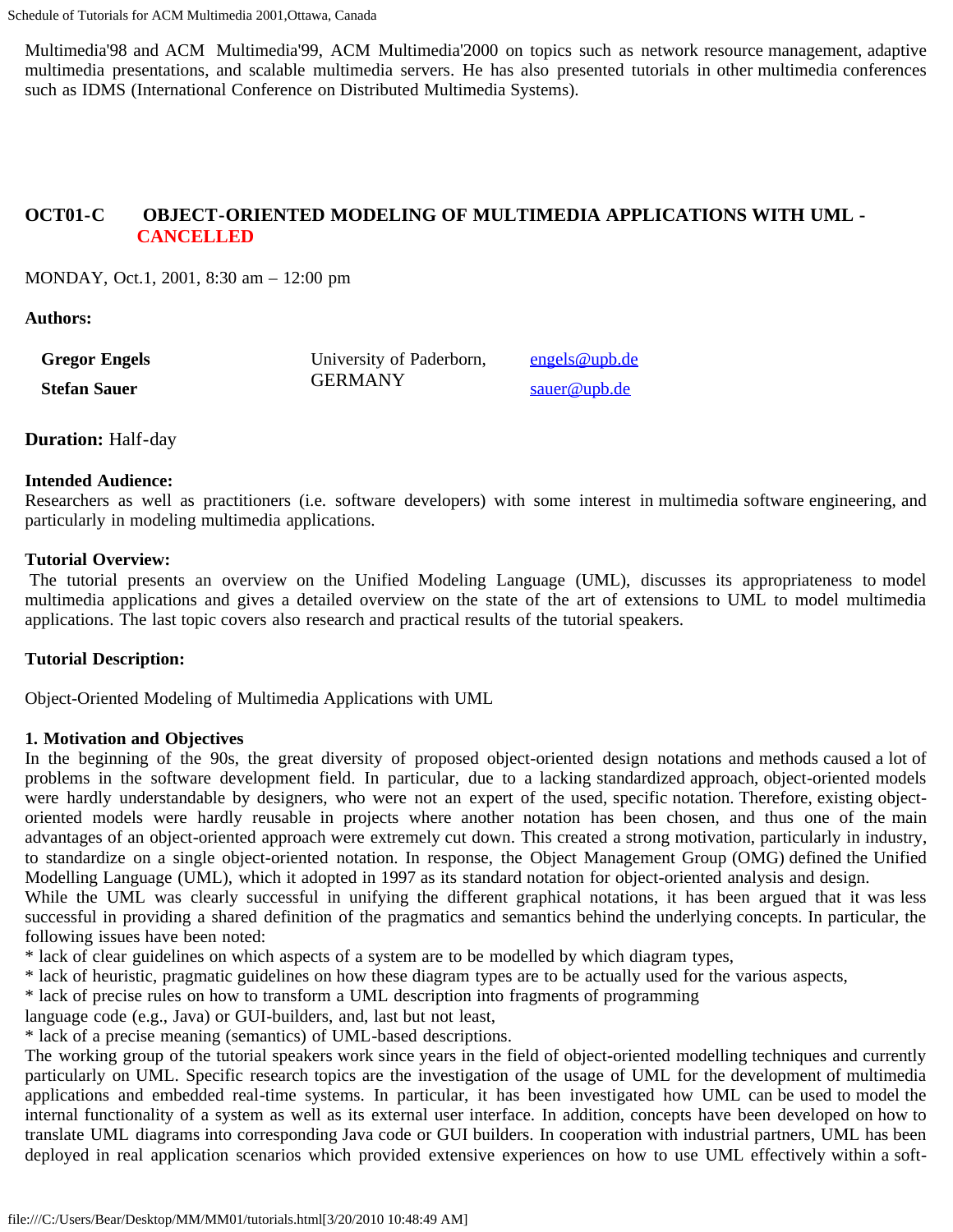Multimedia'98 and ACM Multimedia'99, ACM Multimedia'2000 on topics such as network resource management, adaptive multimedia presentations, and scalable multimedia servers. He has also presented tutorials in other multimedia conferences such as IDMS (International Conference on Distributed Multimedia Systems).

### OCT01-C OBJECT-ORIENTED MODELING OF MULTIMEDIA APPLICATIONS WITH UML - CANCELLED

MONDAY, Oct.1, 2001, 8:30 am – 12:00 pm

**Authors:**

| | | |
|---|---|---|
| **Gregor Engels** | University of Paderborn, GERMANY | engels@upb.de |
| **Stefan Sauer** | | sauer@upb.de |

**Duration:** Half-day

**Intended Audience:**
Researchers as well as practitioners (i.e. software developers) with some interest in multimedia software engineering, and particularly in modeling multimedia applications.

**Tutorial Overview:**
The tutorial presents an overview on the Unified Modeling Language (UML), discusses its appropriateness to model multimedia applications and gives a detailed overview on the state of the art of extensions to UML to model multimedia applications. The last topic covers also research and practical results of the tutorial speakers.

**Tutorial Description:**

Object-Oriented Modeling of Multimedia Applications with UML

**1. Motivation and Objectives**
In the beginning of the 90s, the great diversity of proposed object-oriented design notations and methods caused a lot of problems in the software development field. In particular, due to a lacking standardized approach, object-oriented models were hardly understandable by designers, who were not an expert of the used, specific notation. Therefore, existing object-oriented models were hardly reusable in projects where another notation has been chosen, and thus one of the main advantages of an object-oriented approach were extremely cut down. This created a strong motivation, particularly in industry, to standardize on a single object-oriented notation. In response, the Object Management Group (OMG) defined the Unified Modelling Language (UML), which it adopted in 1997 as its standard notation for object-oriented analysis and design.
While the UML was clearly successful in unifying the different graphical notations, it has been argued that it was less successful in providing a shared definition of the pragmatics and semantics behind the underlying concepts. In particular, the following issues have been noted:
* lack of clear guidelines on which aspects of a system are to be modelled by which diagram types,
* lack of heuristic, pragmatic guidelines on how these diagram types are to be actually used for the various aspects,
* lack of precise rules on how to transform a UML description into fragments of programming
language code (e.g., Java) or GUI-builders, and, last but not least,
* lack of a precise meaning (semantics) of UML-based descriptions.
The working group of the tutorial speakers work since years in the field of object-oriented modelling techniques and currently particularly on UML. Specific research topics are the investigation of the usage of UML for the development of multimedia applications and embedded real-time systems. In particular, it has been investigated how UML can be used to model the internal functionality of a system as well as its external user interface. In addition, concepts have been developed on how to translate UML diagrams into corresponding Java code or GUI builders. In cooperation with industrial partners, UML has been deployed in real application scenarios which provided extensive experiences on how to use UML effectively within a soft-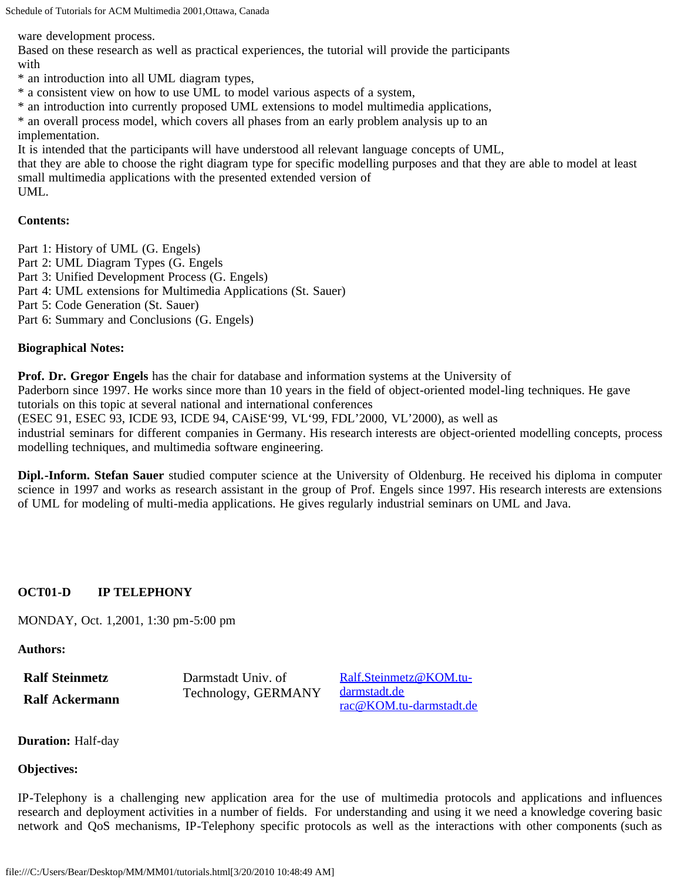ware development process.
Based on these research as well as practical experiences, the tutorial will provide the participants with

* an introduction into all UML diagram types,
* a consistent view on how to use UML to model various aspects of a system,
* an introduction into currently proposed UML extensions to model multimedia applications,
* an overall process model, which covers all phases from an early problem analysis up to an implementation.

It is intended that the participants will have understood all relevant language concepts of UML, that they are able to choose the right diagram type for specific modelling purposes and that they are able to model at least small multimedia applications with the presented extended version of UML.

**Contents:**

Part 1: History of UML (G. Engels)
Part 2: UML Diagram Types (G. Engels
Part 3: Unified Development Process (G. Engels)
Part 4: UML extensions for Multimedia Applications (St. Sauer)
Part 5: Code Generation (St. Sauer)
Part 6: Summary and Conclusions (G. Engels)

**Biographical Notes:**

**Prof. Dr. Gregor Engels** has the chair for database and information systems at the University of Paderborn since 1997. He works since more than 10 years in the field of object-oriented model-ling techniques. He gave tutorials on this topic at several national and international conferences (ESEC 91, ESEC 93, ICDE 93, ICDE 94, CAiSE‘99, VL‘99, FDL’2000, VL’2000), as well as industrial seminars for different companies in Germany. His research interests are object-oriented modelling concepts, process modelling techniques, and multimedia software engineering.

**Dipl.-Inform. Stefan Sauer** studied computer science at the University of Oldenburg. He received his diploma in computer science in 1997 and works as research assistant in the group of Prof. Engels since 1997. His research interests are extensions of UML for modeling of multi-media applications. He gives regularly industrial seminars on UML and Java.

**OCT01-D IP TELEPHONY**

MONDAY, Oct. 1,2001, 1:30 pm-5:00 pm

**Authors:**

| | | |
|---|---|---|
| **Ralf Steinmetz** **Ralf Ackermann** | Darmstadt Univ. of Technology, GERMANY | Ralf.Steinmetz@KOM.tu-darmstadt.de rac@KOM.tu-darmstadt.de |

**Duration:** Half-day

**Objectives:**

IP-Telephony is a challenging new application area for the use of multimedia protocols and applications and influences research and deployment activities in a number of fields. For understanding and using it we need a knowledge covering basic network and QoS mechanisms, IP-Telephony specific protocols as well as the interactions with other components (such as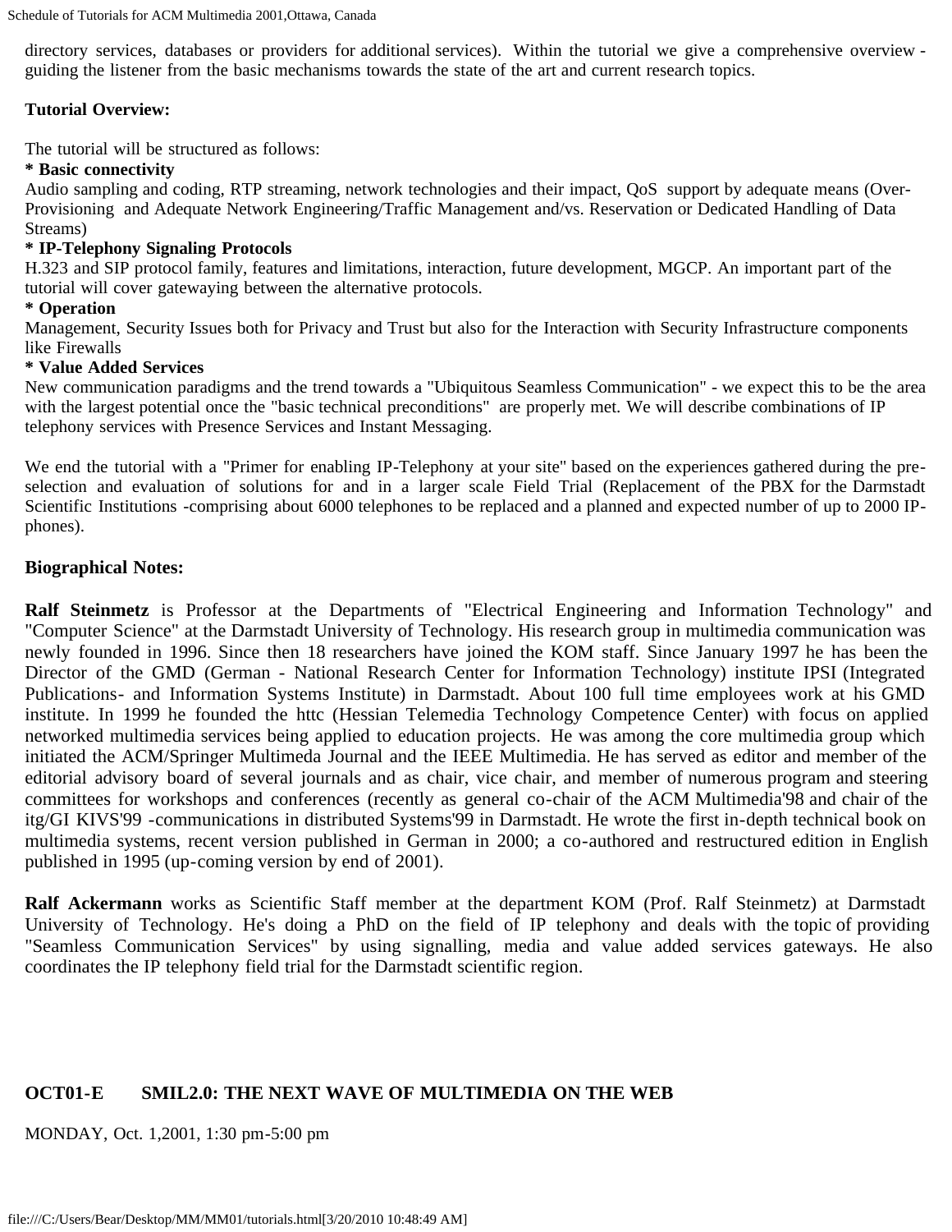directory services, databases or providers for additional services). Within the tutorial we give a comprehensive overview - guiding the listener from the basic mechanisms towards the state of the art and current research topics.

**Tutorial Overview:**

The tutorial will be structured as follows:

**\* Basic connectivity**

Audio sampling and coding, RTP streaming, network technologies and their impact, QoS support by adequate means (Over-Provisioning and Adequate Network Engineering/Traffic Management and/vs. Reservation or Dedicated Handling of Data Streams)

**\* IP-Telephony Signaling Protocols**

H.323 and SIP protocol family, features and limitations, interaction, future development, MGCP. An important part of the tutorial will cover gatewaying between the alternative protocols.

**\* Operation**

Management, Security Issues both for Privacy and Trust but also for the Interaction with Security Infrastructure components like Firewalls

**\* Value Added Services**

New communication paradigms and the trend towards a "Ubiquitous Seamless Communication" - we expect this to be the area with the largest potential once the "basic technical preconditions" are properly met. We will describe combinations of IP telephony services with Presence Services and Instant Messaging.

We end the tutorial with a "Primer for enabling IP-Telephony at your site" based on the experiences gathered during the pre-selection and evaluation of solutions for and in a larger scale Field Trial (Replacement of the PBX for the Darmstadt Scientific Institutions -comprising about 6000 telephones to be replaced and a planned and expected number of up to 2000 IP-phones).

**Biographical Notes:**

**Ralf Steinmetz** is Professor at the Departments of "Electrical Engineering and Information Technology" and "Computer Science" at the Darmstadt University of Technology. His research group in multimedia communication was newly founded in 1996. Since then 18 researchers have joined the KOM staff. Since January 1997 he has been the Director of the GMD (German - National Research Center for Information Technology) institute IPSI (Integrated Publications- and Information Systems Institute) in Darmstadt. About 100 full time employees work at his GMD institute. In 1999 he founded the httc (Hessian Telemedia Technology Competence Center) with focus on applied networked multimedia services being applied to education projects. He was among the core multimedia group which initiated the ACM/Springer Multimeda Journal and the IEEE Multimedia. He has served as editor and member of the editorial advisory board of several journals and as chair, vice chair, and member of numerous program and steering committees for workshops and conferences (recently as general co-chair of the ACM Multimedia'98 and chair of the itg/GI KIVS'99 -communications in distributed Systems'99 in Darmstadt. He wrote the first in-depth technical book on multimedia systems, recent version published in German in 2000; a co-authored and restructured edition in English published in 1995 (up-coming version by end of 2001).

**Ralf Ackermann** works as Scientific Staff member at the department KOM (Prof. Ralf Steinmetz) at Darmstadt University of Technology. He's doing a PhD on the field of IP telephony and deals with the topic of providing "Seamless Communication Services" by using signalling, media and value added services gateways. He also coordinates the IP telephony field trial for the Darmstadt scientific region.

## OCT01-E SMIL2.0: THE NEXT WAVE OF MULTIMEDIA ON THE WEB

MONDAY, Oct. 1,2001, 1:30 pm-5:00 pm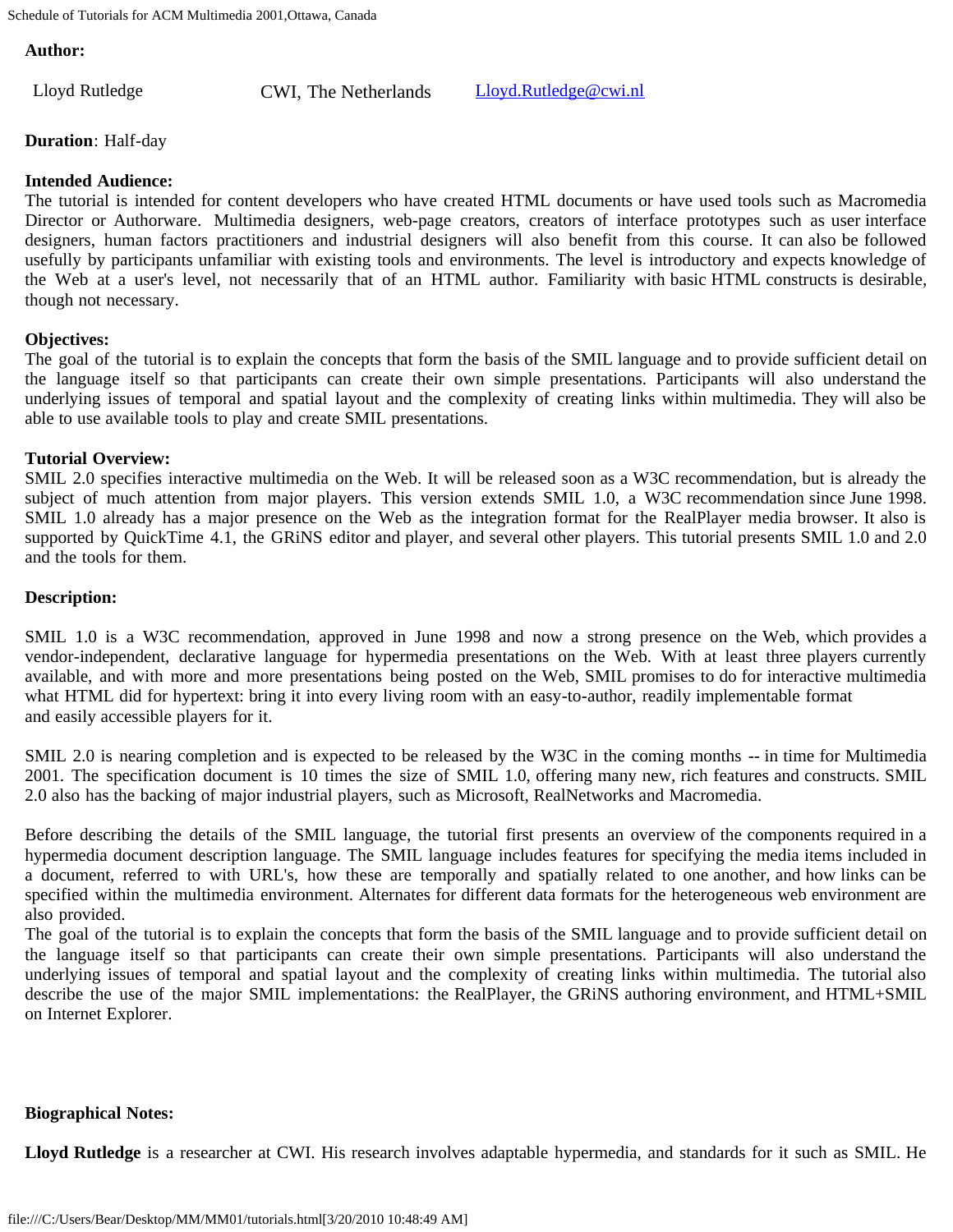**Author:**

| Lloyd Rutledge | CWI, The Netherlands | Lloyd.Rutledge@cwi.nl |
|---|---|---|

**Duration**: Half-day

**Intended Audience:**
The tutorial is intended for content developers who have created HTML documents or have used tools such as Macromedia Director or Authorware. Multimedia designers, web-page creators, creators of interface prototypes such as user interface designers, human factors practitioners and industrial designers will also benefit from this course. It can also be followed usefully by participants unfamiliar with existing tools and environments. The level is introductory and expects knowledge of the Web at a user's level, not necessarily that of an HTML author. Familiarity with basic HTML constructs is desirable, though not necessary.

**Objectives:**
The goal of the tutorial is to explain the concepts that form the basis of the SMIL language and to provide sufficient detail on the language itself so that participants can create their own simple presentations. Participants will also understand the underlying issues of temporal and spatial layout and the complexity of creating links within multimedia. They will also be able to use available tools to play and create SMIL presentations.

**Tutorial Overview:**
SMIL 2.0 specifies interactive multimedia on the Web. It will be released soon as a W3C recommendation, but is already the subject of much attention from major players. This version extends SMIL 1.0, a W3C recommendation since June 1998. SMIL 1.0 already has a major presence on the Web as the integration format for the RealPlayer media browser. It also is supported by QuickTime 4.1, the GRiNS editor and player, and several other players. This tutorial presents SMIL 1.0 and 2.0 and the tools for them.

**Description:**

SMIL 1.0 is a W3C recommendation, approved in June 1998 and now a strong presence on the Web, which provides a vendor-independent, declarative language for hypermedia presentations on the Web. With at least three players currently available, and with more and more presentations being posted on the Web, SMIL promises to do for interactive multimedia what HTML did for hypertext: bring it into every living room with an easy-to-author, readily implementable format and easily accessible players for it.

SMIL 2.0 is nearing completion and is expected to be released by the W3C in the coming months -- in time for Multimedia 2001. The specification document is 10 times the size of SMIL 1.0, offering many new, rich features and constructs. SMIL 2.0 also has the backing of major industrial players, such as Microsoft, RealNetworks and Macromedia.

Before describing the details of the SMIL language, the tutorial first presents an overview of the components required in a hypermedia document description language. The SMIL language includes features for specifying the media items included in a document, referred to with URL's, how these are temporally and spatially related to one another, and how links can be specified within the multimedia environment. Alternates for different data formats for the heterogeneous web environment are also provided.
The goal of the tutorial is to explain the concepts that form the basis of the SMIL language and to provide sufficient detail on the language itself so that participants can create their own simple presentations. Participants will also understand the underlying issues of temporal and spatial layout and the complexity of creating links within multimedia. The tutorial also describe the use of the major SMIL implementations: the RealPlayer, the GRiNS authoring environment, and HTML+SMIL on Internet Explorer.

**Biographical Notes:**

**Lloyd Rutledge** is a researcher at CWI. His research involves adaptable hypermedia, and standards for it such as SMIL. He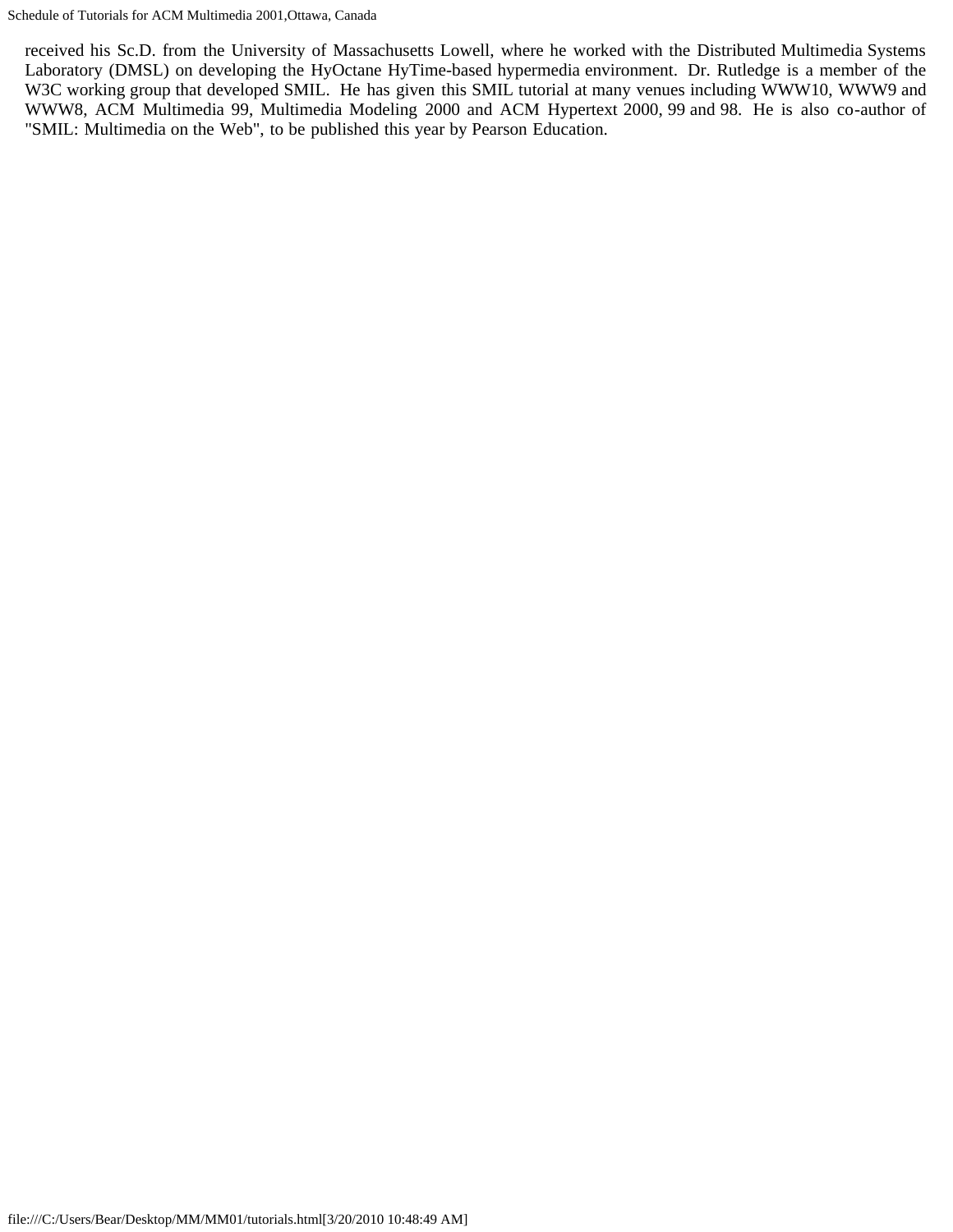received his Sc.D. from the University of Massachusetts Lowell, where he worked with the Distributed Multimedia Systems Laboratory (DMSL) on developing the HyOctane HyTime-based hypermedia environment. Dr. Rutledge is a member of the W3C working group that developed SMIL. He has given this SMIL tutorial at many venues including WWW10, WWW9 and WWW8, ACM Multimedia 99, Multimedia Modeling 2000 and ACM Hypertext 2000, 99 and 98. He is also co-author of "SMIL: Multimedia on the Web", to be published this year by Pearson Education.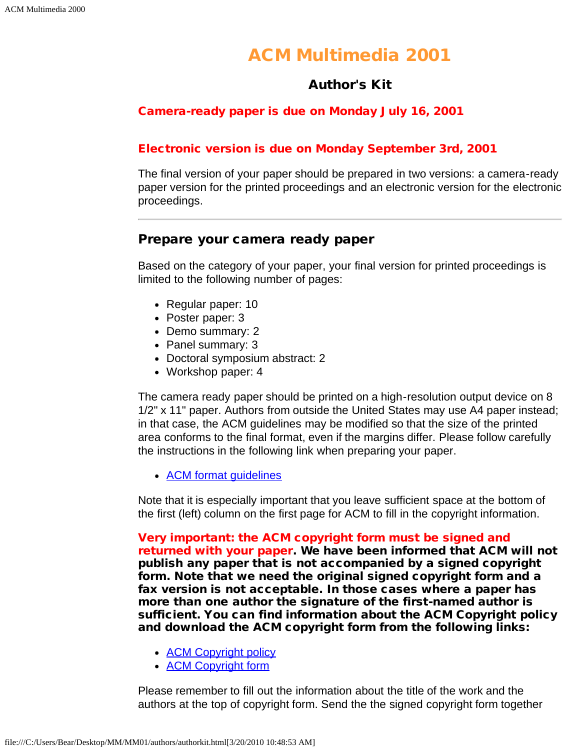# ACM Multimedia 2001

### Author's Kit

**Camera-ready paper is due on Monday July 16, 2001**

**Electronic version is due on Monday September 3rd, 2001**

The final version of your paper should be prepared in two versions: a camera-ready paper version for the printed proceedings and an electronic version for the electronic proceedings.

---

## Prepare your camera ready paper

Based on the category of your paper, your final version for printed proceedings is limited to the following number of pages:

- Regular paper: 10
- Poster paper: 3
- Demo summary: 2
- Panel summary: 3
- Doctoral symposium abstract: 2
- Workshop paper: 4

The camera ready paper should be printed on a high-resolution output device on 8 1/2" x 11" paper. Authors from outside the United States may use A4 paper instead; in that case, the ACM guidelines may be modified so that the size of the printed area conforms to the final format, even if the margins differ. Please follow carefully the instructions in the following link when preparing your paper.

- ACM format guidelines

Note that it is especially important that you leave sufficient space at the bottom of the first (left) column on the first page for ACM to fill in the copyright information.

**Very important: the ACM copyright form must be signed and returned with your paper. We have been informed that ACM will not publish any paper that is not accompanied by a signed copyright form. Note that we need the original signed copyright form and a fax version is not acceptable. In those cases where a paper has more than one author the signature of the first-named author is sufficient. You can find information about the ACM Copyright policy and download the ACM copyright form from the following links:**

- ACM Copyright policy
- ACM Copyright form

Please remember to fill out the information about the title of the work and the authors at the top of copyright form. Send the the signed copyright form together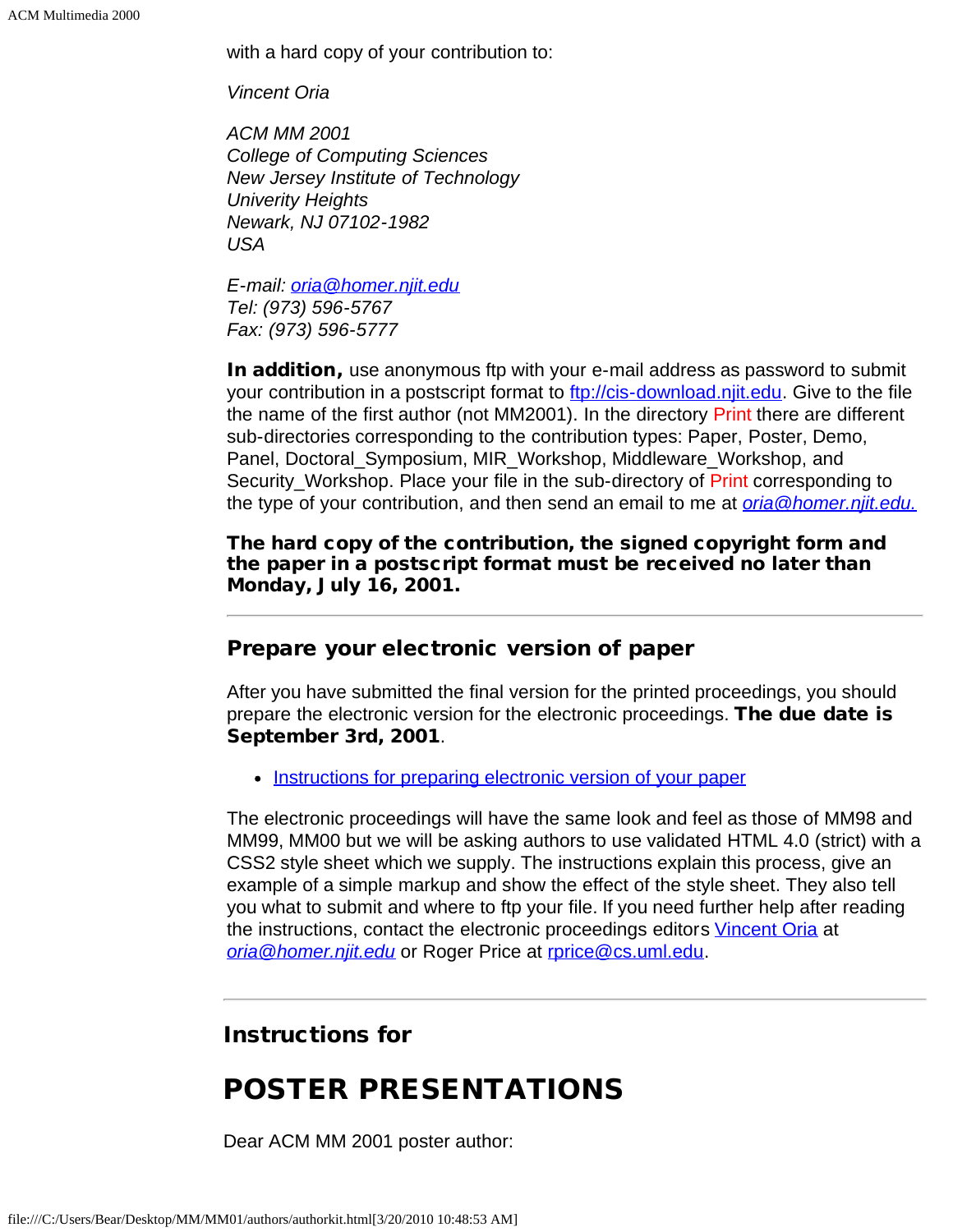with a hard copy of your contribution to:

*Vincent Oria*

*ACM MM 2001*
*College of Computing Sciences*
*New Jersey Institute of Technology*
*Univerity Heights*
*Newark, NJ 07102-1982*
*USA*

*E-mail: oria@homer.njit.edu*
*Tel: (973) 596-5767*
*Fax: (973) 596-5777*

**In addition,** use anonymous ftp with your e-mail address as password to submit your contribution in a postscript format to ftp://cis-download.njit.edu. Give to the file the name of the first author (not MM2001). In the directory Print there are different sub-directories corresponding to the contribution types: Paper, Poster, Demo, Panel, Doctoral_Symposium, MIR_Workshop, Middleware_Workshop, and Security_Workshop. Place your file in the sub-directory of Print corresponding to the type of your contribution, and then send an email to me at *oria@homer.njit.edu.*

**The hard copy of the contribution, the signed copyright form and the paper in a postscript format must be received no later than Monday, July 16, 2001.**

---

### Prepare your electronic version of paper

After you have submitted the final version for the printed proceedings, you should prepare the electronic version for the electronic proceedings. **The due date is September 3rd, 2001**.

- Instructions for preparing electronic version of your paper

The electronic proceedings will have the same look and feel as those of MM98 and MM99, MM00 but we will be asking authors to use validated HTML 4.0 (strict) with a CSS2 style sheet which we supply. The instructions explain this process, give an example of a simple markup and show the effect of the style sheet. They also tell you what to submit and where to ftp your file. If you need further help after reading the instructions, contact the electronic proceedings editors Vincent Oria at *oria@homer.njit.edu* or Roger Price at rprice@cs.uml.edu.

---

### Instructions for

## POSTER PRESENTATIONS

Dear ACM MM 2001 poster author: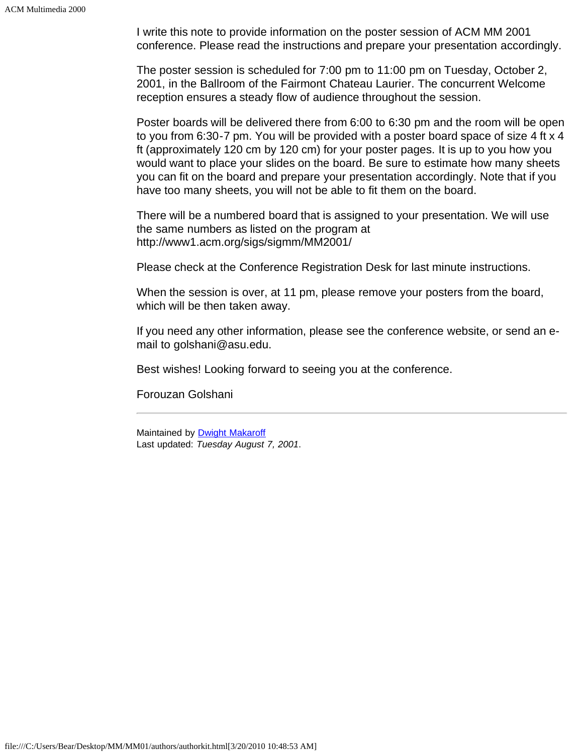I write this note to provide information on the poster session of ACM MM 2001 conference. Please read the instructions and prepare your presentation accordingly.

The poster session is scheduled for 7:00 pm to 11:00 pm on Tuesday, October 2, 2001, in the Ballroom of the Fairmont Chateau Laurier. The concurrent Welcome reception ensures a steady flow of audience throughout the session.

Poster boards will be delivered there from 6:00 to 6:30 pm and the room will be open to you from 6:30-7 pm. You will be provided with a poster board space of size 4 ft x 4 ft (approximately 120 cm by 120 cm) for your poster pages. It is up to you how you would want to place your slides on the board. Be sure to estimate how many sheets you can fit on the board and prepare your presentation accordingly. Note that if you have too many sheets, you will not be able to fit them on the board.

There will be a numbered board that is assigned to your presentation. We will use the same numbers as listed on the program at http://www1.acm.org/sigs/sigmm/MM2001/

Please check at the Conference Registration Desk for last minute instructions.

When the session is over, at 11 pm, please remove your posters from the board, which will be then taken away.

If you need any other information, please see the conference website, or send an e-mail to golshani@asu.edu.

Best wishes! Looking forward to seeing you at the conference.

Forouzan Golshani

---

Maintained by Dwight Makaroff
Last updated: *Tuesday August 7, 2001*.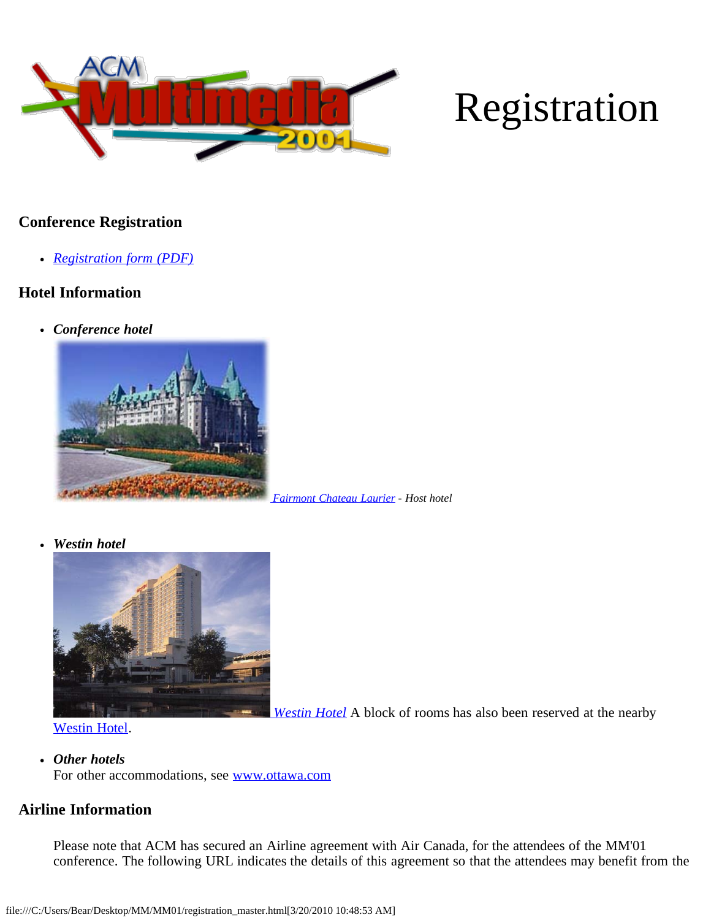# Registration

### Conference Registration

- *Registration form (PDF)*

### Hotel Information

- ***Conference hotel***
  *Fairmont Chateau Laurier - Host hotel*

- ***Westin hotel***
  *Westin Hotel* A block of rooms has also been reserved at the nearby Westin Hotel.

- ***Other hotels***
  For other accommodations, see www.ottawa.com

### Airline Information

Please note that ACM has secured an Airline agreement with Air Canada, for the attendees of the MM'01 conference. The following URL indicates the details of this agreement so that the attendees may benefit from the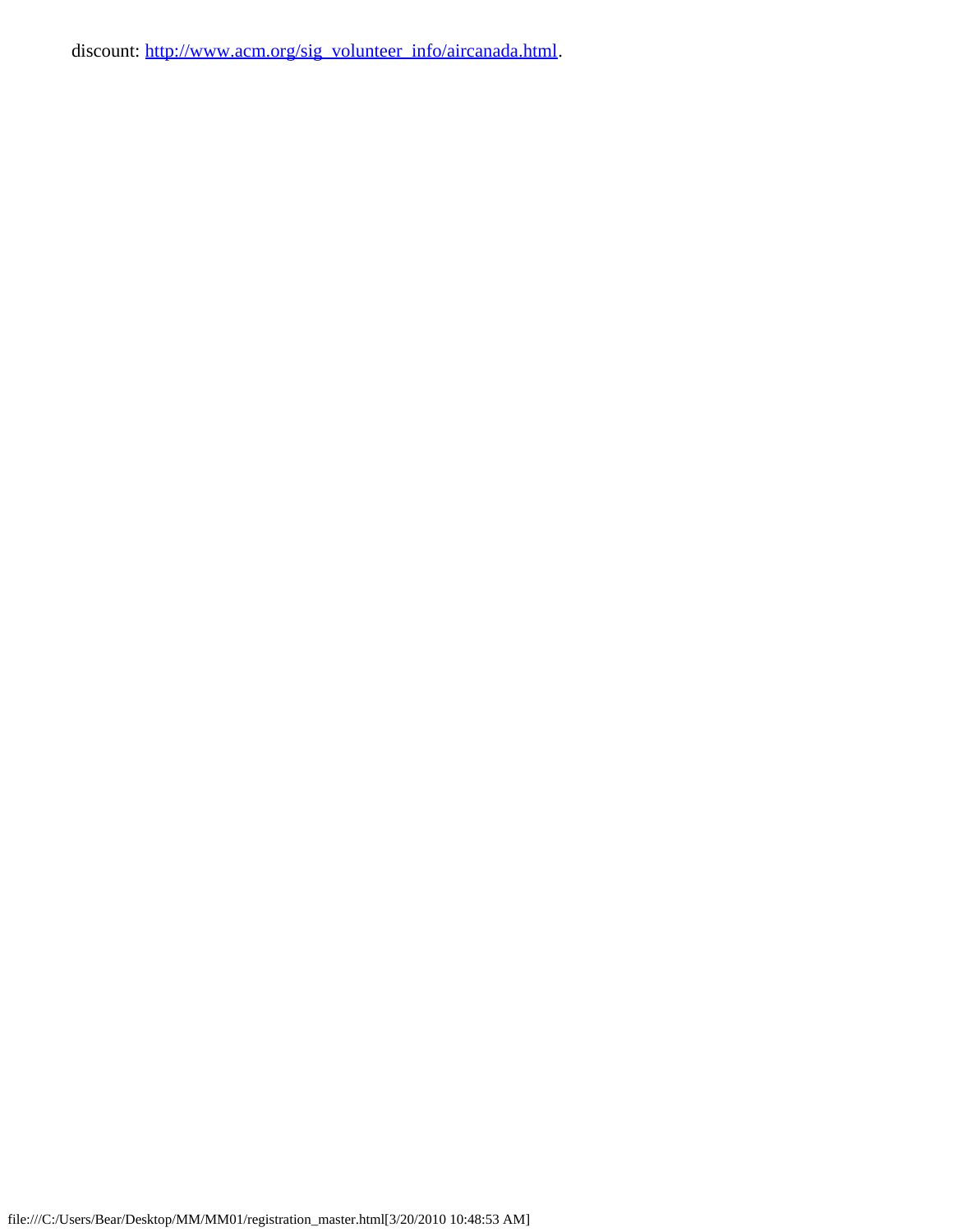discount: [http://www.acm.org/sig_volunteer_info/aircanada.html](http://www.acm.org/sig_volunteer_info/aircanada.html).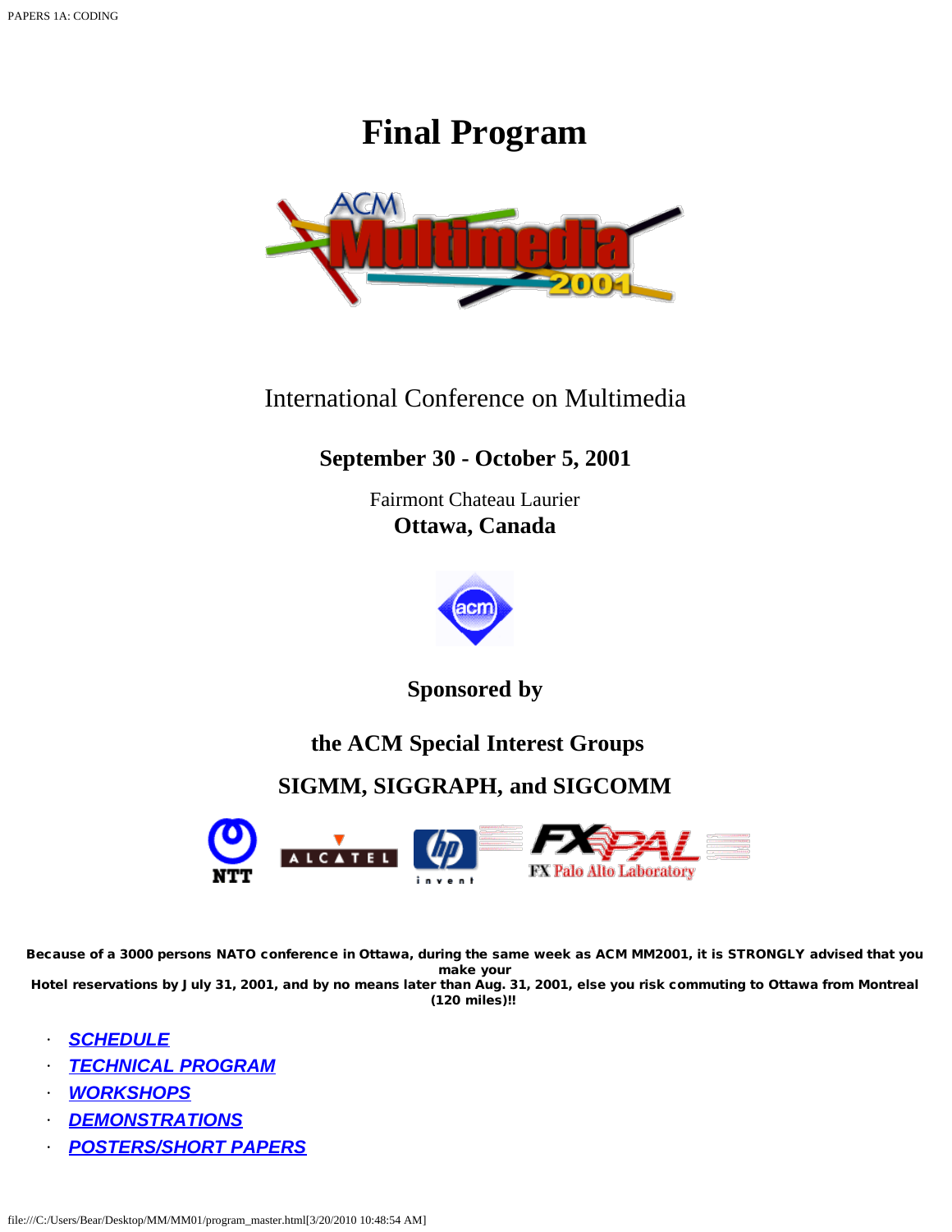# Final Program

International Conference on Multimedia

**September 30 - October 5, 2001**

Fairmont Chateau Laurier
**Ottawa, Canada**

**Sponsored by**

**the ACM Special Interest Groups**

**SIGMM, SIGGRAPH, and SIGCOMM**

**Because of a 3000 persons NATO conference in Ottawa, during the same week as ACM MM2001, it is STRONGLY advised that you make your Hotel reservations by July 31, 2001, and by no means later than Aug. 31, 2001, else you risk commuting to Ottawa from Montreal (120 miles)!!**

- ***SCHEDULE***
- ***TECHNICAL PROGRAM***
- ***WORKSHOPS***
- ***DEMONSTRATIONS***
- ***POSTERS/SHORT PAPERS***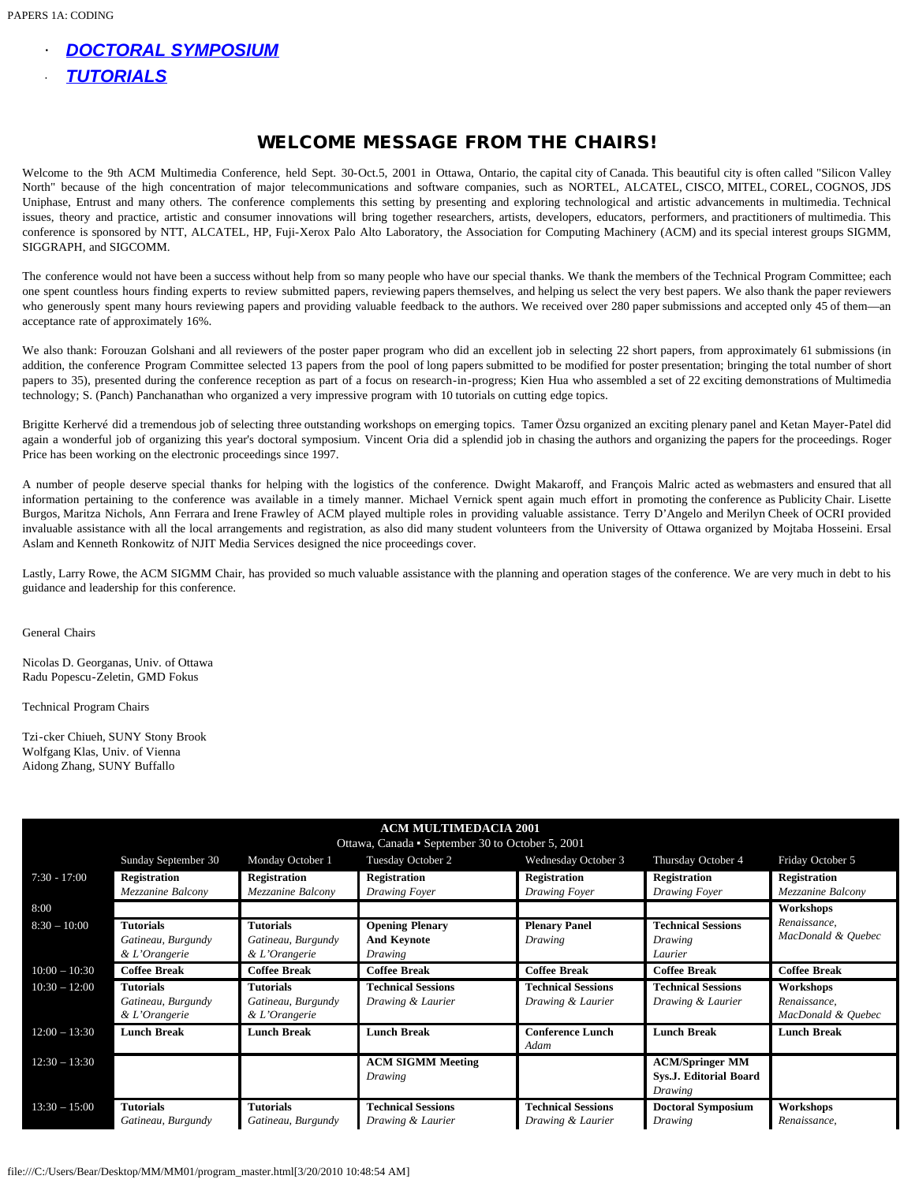- ***DOCTORAL SYMPOSIUM***
- ***TUTORIALS***

## WELCOME MESSAGE FROM THE CHAIRS!

Welcome to the 9th ACM Multimedia Conference, held Sept. 30-Oct.5, 2001 in Ottawa, Ontario, the capital city of Canada. This beautiful city is often called "Silicon Valley North" because of the high concentration of major telecommunications and software companies, such as NORTEL, ALCATEL, CISCO, MITEL, COREL, COGNOS, JDS Uniphase, Entrust and many others. The conference complements this setting by presenting and exploring technological and artistic advancements in multimedia. Technical issues, theory and practice, artistic and consumer innovations will bring together researchers, artists, developers, educators, performers, and practitioners of multimedia. This conference is sponsored by NTT, ALCATEL, HP, Fuji-Xerox Palo Alto Laboratory, the Association for Computing Machinery (ACM) and its special interest groups SIGMM, SIGGRAPH, and SIGCOMM.

The conference would not have been a success without help from so many people who have our special thanks. We thank the members of the Technical Program Committee; each one spent countless hours finding experts to review submitted papers, reviewing papers themselves, and helping us select the very best papers. We also thank the paper reviewers who generously spent many hours reviewing papers and providing valuable feedback to the authors. We received over 280 paper submissions and accepted only 45 of them—an acceptance rate of approximately 16%.

We also thank: Forouzan Golshani and all reviewers of the poster paper program who did an excellent job in selecting 22 short papers, from approximately 61 submissions (in addition, the conference Program Committee selected 13 papers from the pool of long papers submitted to be modified for poster presentation; bringing the total number of short papers to 35), presented during the conference reception as part of a focus on research-in-progress; Kien Hua who assembled a set of 22 exciting demonstrations of Multimedia technology; S. (Panch) Panchanathan who organized a very impressive program with 10 tutorials on cutting edge topics.

Brigitte Kerhervé did a tremendous job of selecting three outstanding workshops on emerging topics. Tamer Özsu organized an exciting plenary panel and Ketan Mayer-Patel did again a wonderful job of organizing this year's doctoral symposium. Vincent Oria did a splendid job in chasing the authors and organizing the papers for the proceedings. Roger Price has been working on the electronic proceedings since 1997.

A number of people deserve special thanks for helping with the logistics of the conference. Dwight Makaroff, and François Malric acted as webmasters and ensured that all information pertaining to the conference was available in a timely manner. Michael Vernick spent again much effort in promoting the conference as Publicity Chair. Lisette Burgos, Maritza Nichols, Ann Ferrara and Irene Frawley of ACM played multiple roles in providing valuable assistance. Terry D'Angelo and Merilyn Cheek of OCRI provided invaluable assistance with all the local arrangements and registration, as also did many student volunteers from the University of Ottawa organized by Mojtaba Hosseini. Ersal Aslam and Kenneth Ronkowitz of NJIT Media Services designed the nice proceedings cover.

Lastly, Larry Rowe, the ACM SIGMM Chair, has provided so much valuable assistance with the planning and operation stages of the conference. We are very much in debt to his guidance and leadership for this conference.

General Chairs

Nicolas D. Georganas, Univ. of Ottawa
Radu Popescu-Zeletin, GMD Fokus

Technical Program Chairs

Tzi-cker Chiueh, SUNY Stony Brook
Wolfgang Klas, Univ. of Vienna
Aidong Zhang, SUNY Buffalo

**ACM MULTIMEDACIA 2001**
Ottawa, Canada • September 30 to October 5, 2001

| | Sunday September 30 | Monday October 1 | Tuesday October 2 | Wednesday October 3 | Thursday October 4 | Friday October 5 |
|---|---|---|---|---|---|---|
| 7:30 - 17:00 | **Registration** *Mezzanine Balcony* | **Registration** *Mezzanine Balcony* | **Registration** *Drawing Foyer* | **Registration** *Drawing Foyer* | **Registration** *Drawing Foyer* | **Registration** *Mezzanine Balcony* |
| 8:00 | | | | | | **Workshops** *Renaissance, MacDonald & Quebec* |
| 8:30 – 10:00 | **Tutorials** *Gatineau, Burgundy & L'Orangerie* | **Tutorials** *Gatineau, Burgundy & L'Orangerie* | **Opening Plenary And Keynote** *Drawing* | **Plenary Panel** *Drawing* | **Technical Sessions** *Drawing Laurier* | |
| 10:00 – 10:30 | **Coffee Break** | **Coffee Break** | **Coffee Break** | **Coffee Break** | **Coffee Break** | **Coffee Break** |
| 10:30 – 12:00 | **Tutorials** *Gatineau, Burgundy & L'Orangerie* | **Tutorials** *Gatineau, Burgundy & L'Orangerie* | **Technical Sessions** *Drawing & Laurier* | **Technical Sessions** *Drawing & Laurier* | **Technical Sessions** *Drawing & Laurier* | **Workshops** *Renaissance, MacDonald & Quebec* |
| 12:00 – 13:30 | **Lunch Break** | **Lunch Break** | **Lunch Break** | **Conference Lunch** *Adam* | **Lunch Break** | **Lunch Break** |
| 12:30 – 13:30 | | | **ACM SIGMM Meeting** *Drawing* | | **ACM/Springer MM Sys.J. Editorial Board** *Drawing* | |
| 13:30 – 15:00 | **Tutorials** *Gatineau, Burgundy* | **Tutorials** *Gatineau, Burgundy* | **Technical Sessions** *Drawing & Laurier* | **Technical Sessions** *Drawing & Laurier* | **Doctoral Symposium** *Drawing* | **Workshops** *Renaissance,* |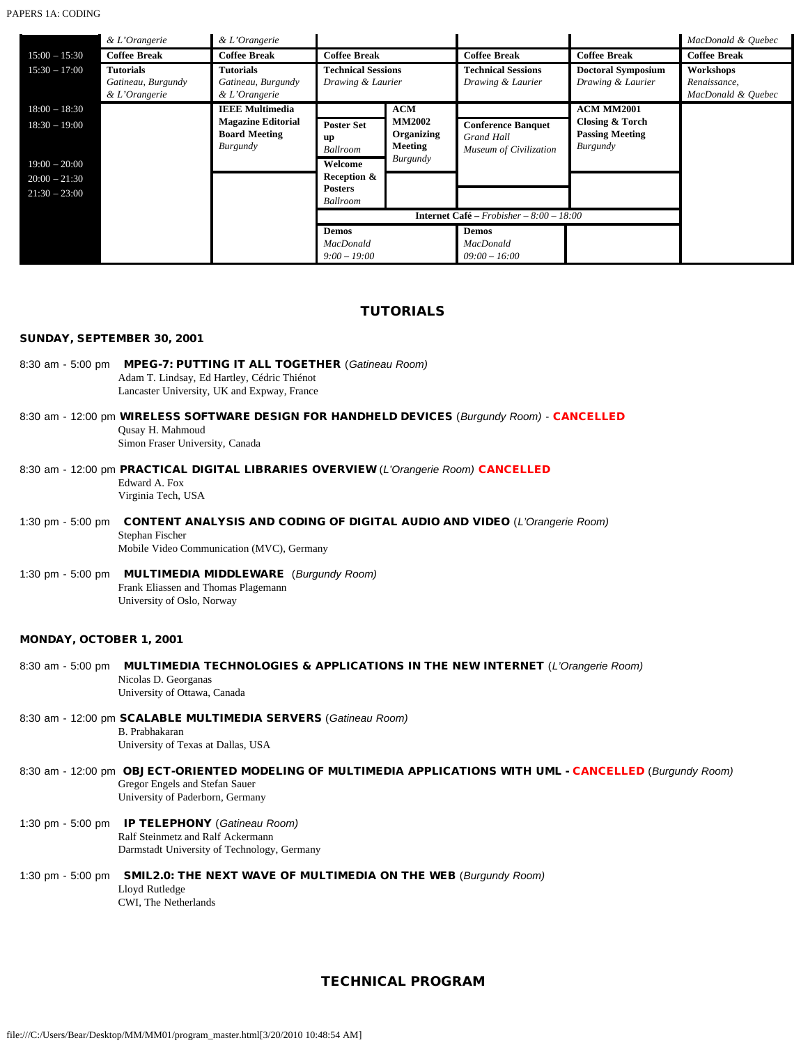| | | | | | | | |
|---|---|---|---|---|---|---|---|
| | *& L'Orangerie* | *& L'Orangerie* | | | | | *MacDonald & Quebec* |
| 15:00 – 15:30 | **Coffee Break** | **Coffee Break** | **Coffee Break** | | **Coffee Break** | **Coffee Break** | **Coffee Break** |
| 15:30 – 17:00 | **Tutorials** *Gatineau, Burgundy & L'Orangerie* | **Tutorials** *Gatineau, Burgundy & L'Orangerie* | **Technical Sessions** *Drawing & Laurier* | | **Technical Sessions** *Drawing & Laurier* | **Doctoral Symposium** *Drawing & Laurier* | **Workshops** *Renaissance, MacDonald & Quebec* |
| 18:00 – 18:30 | | **IEEE Multimedia Magazine Editorial Board Meeting** *Burgundy* | | **ACM MM2002 Organizing Meeting** *Burgundy* | | **ACM MM2001 Closing & Torch Passing Meeting** *Burgundy* | |
| 18:30 – 19:00 | | | **Poster Set up** *Ballroom* | | **Conference Banquet** *Grand Hall* *Museum of Civilization* | | |
| 19:00 – 20:00 | | | **Welcome Reception & Posters** *Ballroom* | | | | |
| 20:00 – 21:30 | | | | | | | |
| 21:30 – 23:00 | | | | | | | |
| | | | **Internet Café** – *Frobisher – 8:00 – 18:00* | | | | |
| | | | **Demos** *MacDonald* *9:00 – 19:00* | | **Demos** *MacDonald* *09:00 – 16:00* | | |

## TUTORIALS

### SUNDAY, SEPTEMBER 30, 2001

8:30 am - 5:00 pm **MPEG-7: PUTTING IT ALL TOGETHER** (*Gatineau Room*)
Adam T. Lindsay, Ed Hartley, Cédric Thiénot
Lancaster University, UK and Expway, France

8:30 am - 12:00 pm **WIRELESS SOFTWARE DESIGN FOR HANDHELD DEVICES** (*Burgundy Room*) - **CANCELLED**
Qusay H. Mahmoud
Simon Fraser University, Canada

8:30 am - 12:00 pm **PRACTICAL DIGITAL LIBRARIES OVERVIEW** (*L'Orangerie Room*) **CANCELLED**
Edward A. Fox
Virginia Tech, USA

1:30 pm - 5:00 pm **CONTENT ANALYSIS AND CODING OF DIGITAL AUDIO AND VIDEO** (*L'Orangerie Room*)
Stephan Fischer
Mobile Video Communication (MVC), Germany

1:30 pm - 5:00 pm **MULTIMEDIA MIDDLEWARE** (*Burgundy Room*)
Frank Eliassen and Thomas Plagemann
University of Oslo, Norway

### MONDAY, OCTOBER 1, 2001

8:30 am - 5:00 pm **MULTIMEDIA TECHNOLOGIES & APPLICATIONS IN THE NEW INTERNET** (*L'Orangerie Room*)
Nicolas D. Georganas
University of Ottawa, Canada

8:30 am - 12:00 pm **SCALABLE MULTIMEDIA SERVERS** (*Gatineau Room*)
B. Prabhakaran
University of Texas at Dallas, USA

8:30 am - 12:00 pm **OBJECT-ORIENTED MODELING OF MULTIMEDIA APPLICATIONS WITH UML - CANCELLED** (*Burgundy Room*)
Gregor Engels and Stefan Sauer
University of Paderborn, Germany

1:30 pm - 5:00 pm **IP TELEPHONY** (*Gatineau Room*)
Ralf Steinmetz and Ralf Ackermann
Darmstadt University of Technology, Germany

1:30 pm - 5:00 pm **SMIL2.0: THE NEXT WAVE OF MULTIMEDIA ON THE WEB** (*Burgundy Room*)
Lloyd Rutledge
CWI, The Netherlands

## TECHNICAL PROGRAM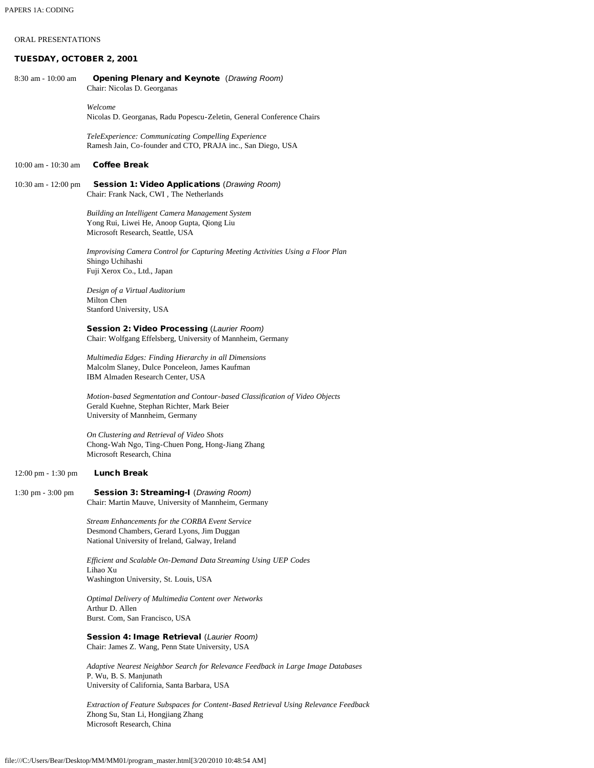ORAL PRESENTATIONS

**TUESDAY, OCTOBER 2, 2001**

8:30 am - 10:00 am **Opening Plenary and Keynote** (*Drawing Room*)
Chair: Nicolas D. Georganas

*Welcome*
Nicolas D. Georganas, Radu Popescu-Zeletin, General Conference Chairs

*TeleExperience: Communicating Compelling Experience*
Ramesh Jain, Co-founder and CTO, PRAJA inc., San Diego, USA

10:00 am - 10:30 am **Coffee Break**

10:30 am - 12:00 pm **Session 1: Video Applications** (*Drawing Room*)
Chair: Frank Nack, CWI , The Netherlands

*Building an Intelligent Camera Management System*
Yong Rui, Liwei He, Anoop Gupta, Qiong Liu
Microsoft Research, Seattle, USA

*Improvising Camera Control for Capturing Meeting Activities Using a Floor Plan*
Shingo Uchihashi
Fuji Xerox Co., Ltd., Japan

*Design of a Virtual Auditorium*
Milton Chen
Stanford University, USA

**Session 2: Video Processing** (*Laurier Room*)
Chair: Wolfgang Effelsberg, University of Mannheim, Germany

*Multimedia Edges: Finding Hierarchy in all Dimensions*
Malcolm Slaney, Dulce Ponceleon, James Kaufman
IBM Almaden Research Center, USA

*Motion-based Segmentation and Contour-based Classification of Video Objects*
Gerald Kuehne, Stephan Richter, Mark Beier
University of Mannheim, Germany

*On Clustering and Retrieval of Video Shots*
Chong-Wah Ngo, Ting-Chuen Pong, Hong-Jiang Zhang
Microsoft Research, China

12:00 pm - 1:30 pm **Lunch Break**

1:30 pm - 3:00 pm **Session 3: Streaming-I** (*Drawing Room*)
Chair: Martin Mauve, University of Mannheim, Germany

*Stream Enhancements for the CORBA Event Service*
Desmond Chambers, Gerard Lyons, Jim Duggan
National University of Ireland, Galway, Ireland

*Efficient and Scalable On-Demand Data Streaming Using UEP Codes*
Lihao Xu
Washington University, St. Louis, USA

*Optimal Delivery of Multimedia Content over Networks*
Arthur D. Allen
Burst. Com, San Francisco, USA

**Session 4: Image Retrieval** (*Laurier Room*)
Chair: James Z. Wang, Penn State University, USA

*Adaptive Nearest Neighbor Search for Relevance Feedback in Large Image Databases*
P. Wu, B. S. Manjunath
University of California, Santa Barbara, USA

*Extraction of Feature Subspaces for Content-Based Retrieval Using Relevance Feedback*
Zhong Su, Stan Li, Hongjiang Zhang
Microsoft Research, China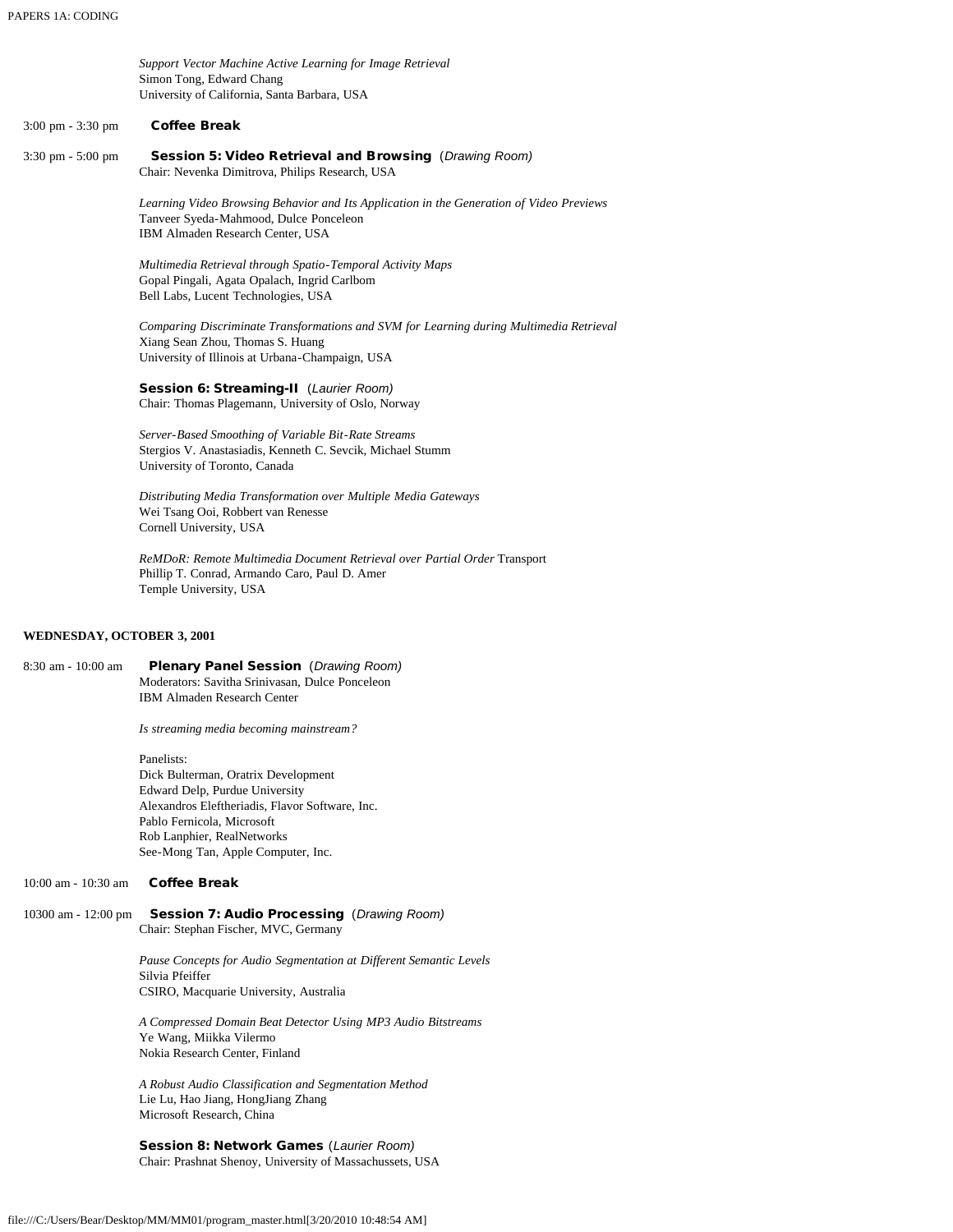*Support Vector Machine Active Learning for Image Retrieval*
Simon Tong, Edward Chang
University of California, Santa Barbara, USA

3:00 pm - 3:30 pm **Coffee Break**

3:30 pm - 5:00 pm **Session 5: Video Retrieval and Browsing** (*Drawing Room)*
Chair: Nevenka Dimitrova, Philips Research, USA

*Learning Video Browsing Behavior and Its Application in the Generation of Video Previews*
Tanveer Syeda-Mahmood, Dulce Ponceleon
IBM Almaden Research Center, USA

*Multimedia Retrieval through Spatio-Temporal Activity Maps*
Gopal Pingali, Agata Opalach, Ingrid Carlbom
Bell Labs, Lucent Technologies, USA

*Comparing Discriminate Transformations and SVM for Learning during Multimedia Retrieval*
Xiang Sean Zhou, Thomas S. Huang
University of Illinois at Urbana-Champaign, USA

**Session 6: Streaming-II** (*Laurier Room)*
Chair: Thomas Plagemann, University of Oslo, Norway

*Server-Based Smoothing of Variable Bit-Rate Streams*
Stergios V. Anastasiadis, Kenneth C. Sevcik, Michael Stumm
University of Toronto, Canada

*Distributing Media Transformation over Multiple Media Gateways*
Wei Tsang Ooi, Robbert van Renesse
Cornell University, USA

*ReMDoR: Remote Multimedia Document Retrieval over Partial Order* Transport
Phillip T. Conrad, Armando Caro, Paul D. Amer
Temple University, USA

**WEDNESDAY, OCTOBER 3, 2001**

8:30 am - 10:00 am **Plenary Panel Session** (*Drawing Room)*
Moderators: Savitha Srinivasan, Dulce Ponceleon
IBM Almaden Research Center

*Is streaming media becoming mainstream?*

Panelists:
Dick Bulterman, Oratrix Development
Edward Delp, Purdue University
Alexandros Eleftheriadis, Flavor Software, Inc.
Pablo Fernicola, Microsoft
Rob Lanphier, RealNetworks
See-Mong Tan, Apple Computer, Inc.

10:00 am - 10:30 am **Coffee Break**

10300 am - 12:00 pm **Session 7: Audio Processing** (*Drawing Room)*
Chair: Stephan Fischer, MVC, Germany

*Pause Concepts for Audio Segmentation at Different Semantic Levels*
Silvia Pfeiffer
CSIRO, Macquarie University, Australia

*A Compressed Domain Beat Detector Using MP3 Audio Bitstreams*
Ye Wang, Miikka Vilermo
Nokia Research Center, Finland

*A Robust Audio Classification and Segmentation Method*
Lie Lu, Hao Jiang, HongJiang Zhang
Microsoft Research, China

**Session 8: Network Games** (*Laurier Room)*
Chair: Prashnat Shenoy, University of Massachussets, USA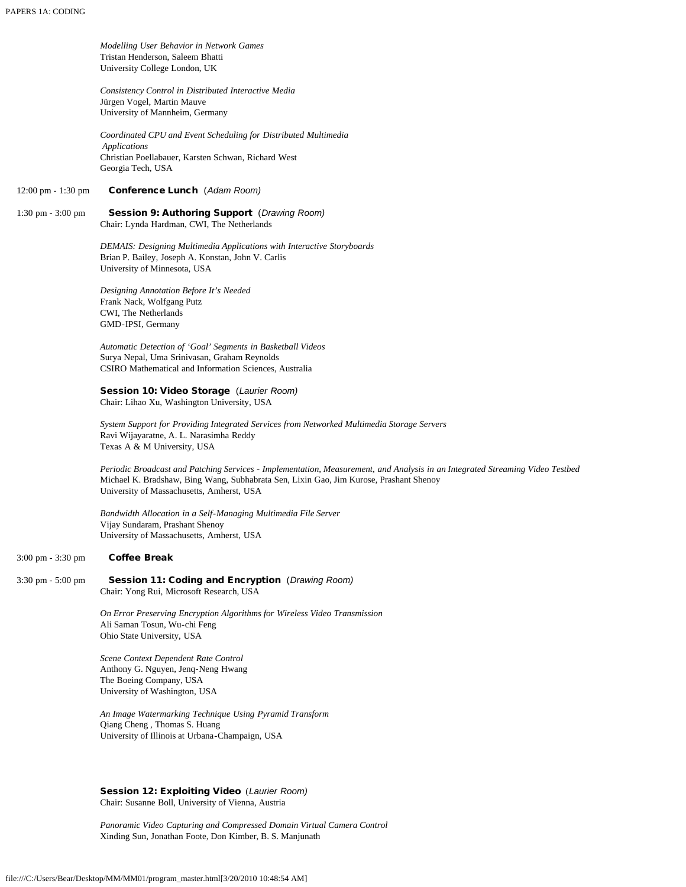*Modelling User Behavior in Network Games*
Tristan Henderson, Saleem Bhatti
University College London, UK

*Consistency Control in Distributed Interactive Media*
Jürgen Vogel, Martin Mauve
University of Mannheim, Germany

*Coordinated CPU and Event Scheduling for Distributed Multimedia Applications*
Christian Poellabauer, Karsten Schwan, Richard West
Georgia Tech, USA

12:00 pm - 1:30 pm **Conference Lunch** (*Adam Room)*

1:30 pm - 3:00 pm **Session 9: Authoring Support** (*Drawing Room)*
Chair: Lynda Hardman, CWI, The Netherlands

*DEMAIS: Designing Multimedia Applications with Interactive Storyboards*
Brian P. Bailey, Joseph A. Konstan, John V. Carlis
University of Minnesota, USA

*Designing Annotation Before It's Needed*
Frank Nack, Wolfgang Putz
CWI, The Netherlands
GMD-IPSI, Germany

*Automatic Detection of 'Goal' Segments in Basketball Videos*
Surya Nepal, Uma Srinivasan, Graham Reynolds
CSIRO Mathematical and Information Sciences, Australia

**Session 10: Video Storage** (*Laurier Room)*
Chair: Lihao Xu, Washington University, USA

*System Support for Providing Integrated Services from Networked Multimedia Storage Servers*
Ravi Wijayaratne, A. L. Narasimha Reddy
Texas A & M University, USA

*Periodic Broadcast and Patching Services - Implementation, Measurement, and Analysis in an Integrated Streaming Video Testbed*
Michael K. Bradshaw, Bing Wang, Subhabrata Sen, Lixin Gao, Jim Kurose, Prashant Shenoy
University of Massachusetts, Amherst, USA

*Bandwidth Allocation in a Self-Managing Multimedia File Server*
Vijay Sundaram, Prashant Shenoy
University of Massachusetts, Amherst, USA

3:00 pm - 3:30 pm **Coffee Break**

3:30 pm - 5:00 pm **Session 11: Coding and Encryption** (*Drawing Room)*
Chair: Yong Rui, Microsoft Research, USA

*On Error Preserving Encryption Algorithms for Wireless Video Transmission*
Ali Saman Tosun, Wu-chi Feng
Ohio State University, USA

*Scene Context Dependent Rate Control*
Anthony G. Nguyen, Jenq-Neng Hwang
The Boeing Company, USA
University of Washington, USA

*An Image Watermarking Technique Using Pyramid Transform*
Qiang Cheng , Thomas S. Huang
University of Illinois at Urbana-Champaign, USA

**Session 12: Exploiting Video** (*Laurier Room)*
Chair: Susanne Boll, University of Vienna, Austria

*Panoramic Video Capturing and Compressed Domain Virtual Camera Control*
Xinding Sun, Jonathan Foote, Don Kimber, B. S. Manjunath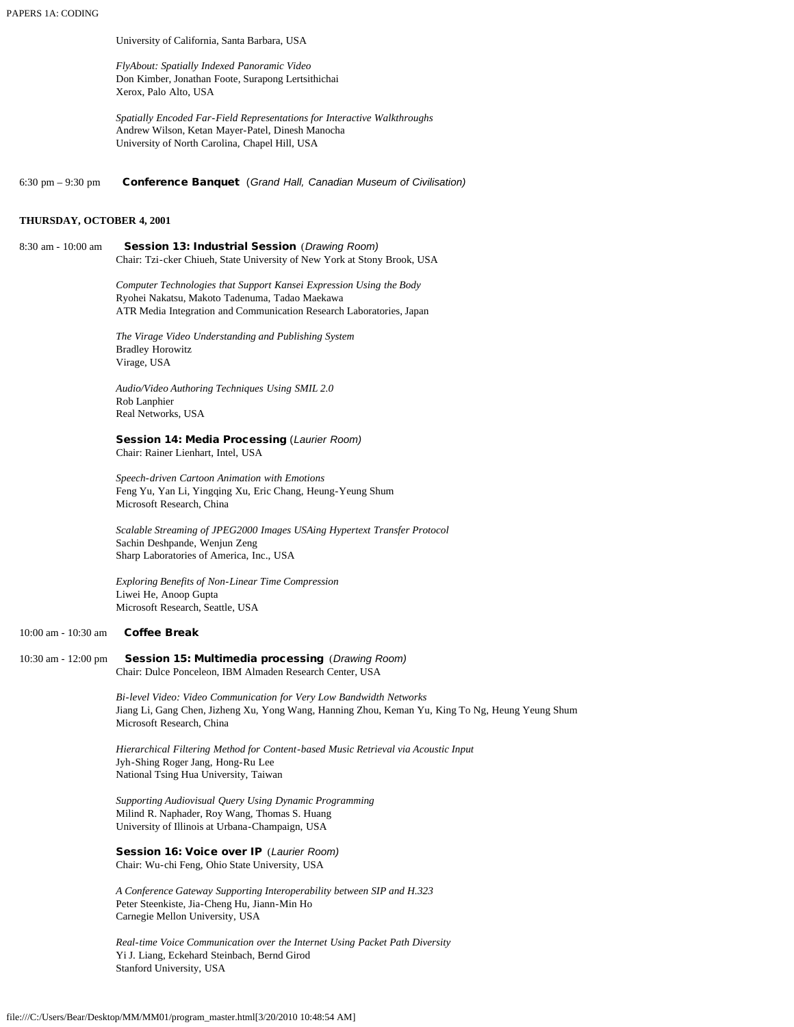University of California, Santa Barbara, USA

*FlyAbout: Spatially Indexed Panoramic Video*
Don Kimber, Jonathan Foote, Surapong Lertsithichai
Xerox, Palo Alto, USA

*Spatially Encoded Far-Field Representations for Interactive Walkthroughs*
Andrew Wilson, Ketan Mayer-Patel, Dinesh Manocha
University of North Carolina, Chapel Hill, USA

6:30 pm – 9:30 pm **Conference Banquet** (*Grand Hall, Canadian Museum of Civilisation)*

**THURSDAY, OCTOBER 4, 2001**

8:30 am - 10:00 am **Session 13: Industrial Session** (*Drawing Room)*
Chair: Tzi-cker Chiueh, State University of New York at Stony Brook, USA

*Computer Technologies that Support Kansei Expression Using the Body*
Ryohei Nakatsu, Makoto Tadenuma, Tadao Maekawa
ATR Media Integration and Communication Research Laboratories, Japan

*The Virage Video Understanding and Publishing System*
Bradley Horowitz
Virage, USA

*Audio/Video Authoring Techniques Using SMIL 2.0*
Rob Lanphier
Real Networks, USA

**Session 14: Media Processing** (*Laurier Room)*
Chair: Rainer Lienhart, Intel, USA

*Speech-driven Cartoon Animation with Emotions*
Feng Yu, Yan Li, Yingqing Xu, Eric Chang, Heung-Yeung Shum
Microsoft Research, China

*Scalable Streaming of JPEG2000 Images USAing Hypertext Transfer Protocol*
Sachin Deshpande, Wenjun Zeng
Sharp Laboratories of America, Inc., USA

*Exploring Benefits of Non-Linear Time Compression*
Liwei He, Anoop Gupta
Microsoft Research, Seattle, USA

10:00 am - 10:30 am **Coffee Break**

10:30 am - 12:00 pm **Session 15: Multimedia processing** (*Drawing Room)*
Chair: Dulce Ponceleon, IBM Almaden Research Center, USA

*Bi-level Video: Video Communication for Very Low Bandwidth Networks*
Jiang Li, Gang Chen, Jizheng Xu, Yong Wang, Hanning Zhou, Keman Yu, King To Ng, Heung Yeung Shum
Microsoft Research, China

*Hierarchical Filtering Method for Content-based Music Retrieval via Acoustic Input*
Jyh-Shing Roger Jang, Hong-Ru Lee
National Tsing Hua University, Taiwan

*Supporting Audiovisual Query Using Dynamic Programming*
Milind R. Naphader, Roy Wang, Thomas S. Huang
University of Illinois at Urbana-Champaign, USA

**Session 16: Voice over IP** (*Laurier Room)*
Chair: Wu-chi Feng, Ohio State University, USA

*A Conference Gateway Supporting Interoperability between SIP and H.323*
Peter Steenkiste, Jia-Cheng Hu, Jiann-Min Ho
Carnegie Mellon University, USA

*Real-time Voice Communication over the Internet Using Packet Path Diversity*
Yi J. Liang, Eckehard Steinbach, Bernd Girod
Stanford University, USA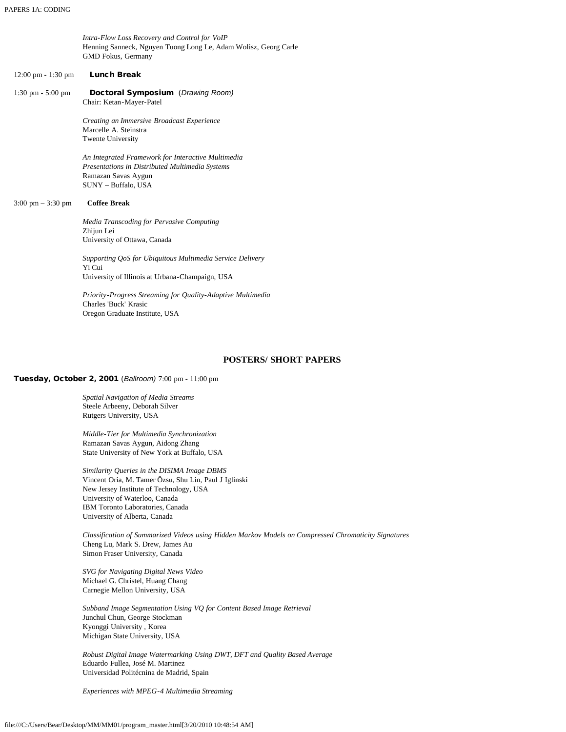*Intra-Flow Loss Recovery and Control for VoIP*
Henning Sanneck, Nguyen Tuong Long Le, Adam Wolisz, Georg Carle
GMD Fokus, Germany

12:00 pm - 1:30 pm **Lunch Break**

1:30 pm - 5:00 pm **Doctoral Symposium** (*Drawing Room*)
Chair: Ketan-Mayer-Patel

*Creating an Immersive Broadcast Experience*
Marcelle A. Steinstra
Twente University

*An Integrated Framework for Interactive Multimedia Presentations in Distributed Multimedia Systems*
Ramazan Savas Aygun
SUNY – Buffalo, USA

3:00 pm – 3:30 pm **Coffee Break**

*Media Transcoding for Pervasive Computing*
Zhijun Lei
University of Ottawa, Canada

*Supporting QoS for Ubiquitous Multimedia Service Delivery*
Yi Cui
University of Illinois at Urbana-Champaign, USA

*Priority-Progress Streaming for Quality-Adaptive Multimedia*
Charles 'Buck' Krasic
Oregon Graduate Institute, USA

## POSTERS/ SHORT PAPERS

**Tuesday, October 2, 2001** (*Ballroom*) 7:00 pm - 11:00 pm

*Spatial Navigation of Media Streams*
Steele Arbeeny, Deborah Silver
Rutgers University, USA

*Middle-Tier for Multimedia Synchronization*
Ramazan Savas Aygun, Aidong Zhang
State University of New York at Buffalo, USA

*Similarity Queries in the DISIMA Image DBMS*
Vincent Oria, M. Tamer Özsu, Shu Lin, Paul J Iglinski
New Jersey Institute of Technology, USA
University of Waterloo, Canada
IBM Toronto Laboratories, Canada
University of Alberta, Canada

*Classification of Summarized Videos using Hidden Markov Models on Compressed Chromaticity Signatures*
Cheng Lu, Mark S. Drew, James Au
Simon Fraser University, Canada

*SVG for Navigating Digital News Video*
Michael G. Christel, Huang Chang
Carnegie Mellon University, USA

*Subband Image Segmentation Using VQ for Content Based Image Retrieval*
Junchul Chun, George Stockman
Kyonggi University , Korea
Michigan State University, USA

*Robust Digital Image Watermarking Using DWT, DFT and Quality Based Average*
Eduardo Fullea, José M. Martinez
Universidad Politécnina de Madrid, Spain

*Experiences with MPEG-4 Multimedia Streaming*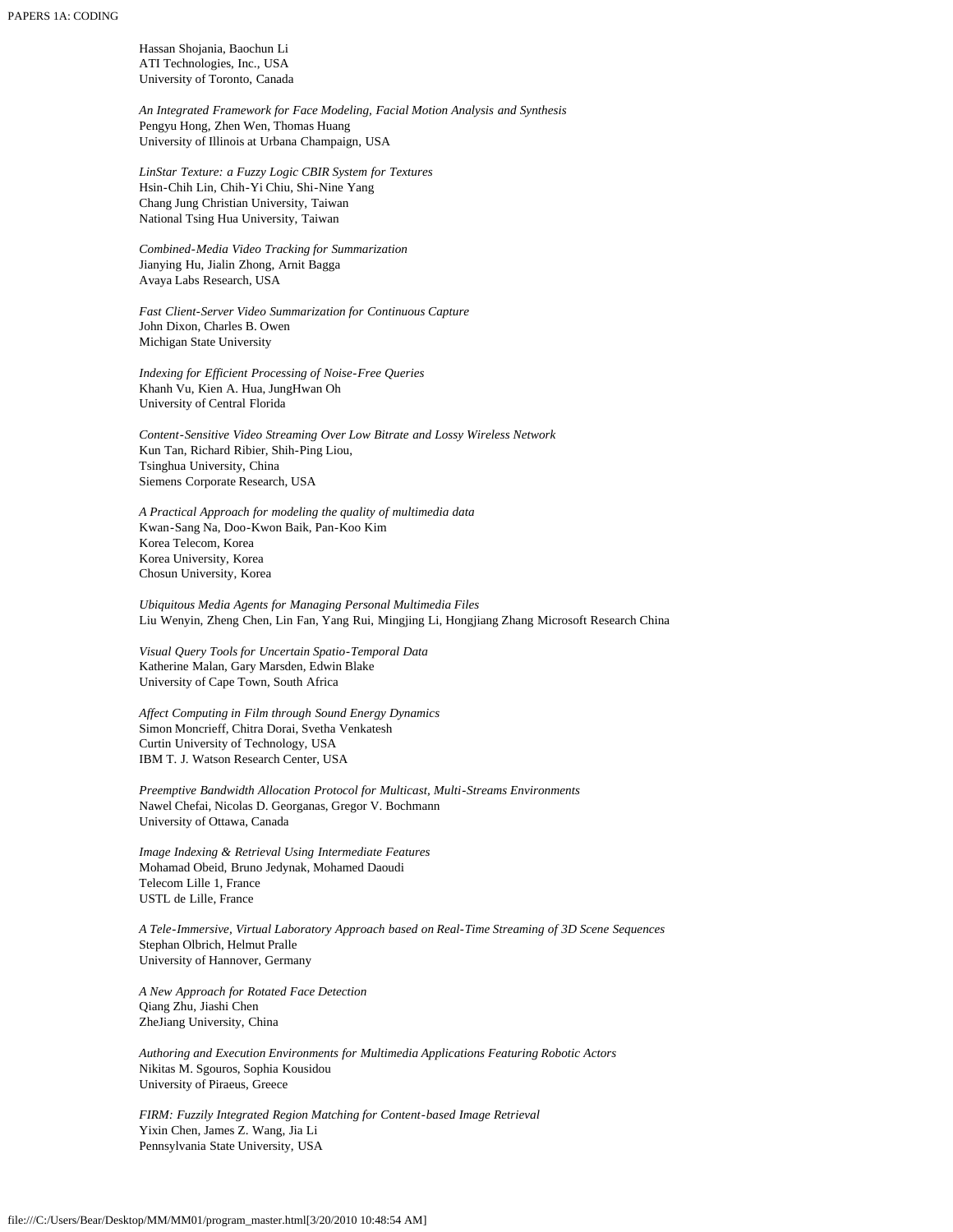Hassan Shojania, Baochun Li
ATI Technologies, Inc., USA
University of Toronto, Canada

*An Integrated Framework for Face Modeling, Facial Motion Analysis and Synthesis*
Pengyu Hong, Zhen Wen, Thomas Huang
University of Illinois at Urbana Champaign, USA

*LinStar Texture: a Fuzzy Logic CBIR System for Textures*
Hsin-Chih Lin, Chih-Yi Chiu, Shi-Nine Yang
Chang Jung Christian University, Taiwan
National Tsing Hua University, Taiwan

*Combined-Media Video Tracking for Summarization*
Jianying Hu, Jialin Zhong, Arnit Bagga
Avaya Labs Research, USA

*Fast Client-Server Video Summarization for Continuous Capture*
John Dixon, Charles B. Owen
Michigan State University

*Indexing for Efficient Processing of Noise-Free Queries*
Khanh Vu, Kien A. Hua, JungHwan Oh
University of Central Florida

*Content-Sensitive Video Streaming Over Low Bitrate and Lossy Wireless Network*
Kun Tan, Richard Ribier, Shih-Ping Liou,
Tsinghua University, China
Siemens Corporate Research, USA

*A Practical Approach for modeling the quality of multimedia data*
Kwan-Sang Na, Doo-Kwon Baik, Pan-Koo Kim
Korea Telecom, Korea
Korea University, Korea
Chosun University, Korea

*Ubiquitous Media Agents for Managing Personal Multimedia Files*
Liu Wenyin, Zheng Chen, Lin Fan, Yang Rui, Mingjing Li, Hongjiang Zhang Microsoft Research China

*Visual Query Tools for Uncertain Spatio-Temporal Data*
Katherine Malan, Gary Marsden, Edwin Blake
University of Cape Town, South Africa

*Affect Computing in Film through Sound Energy Dynamics*
Simon Moncrieff, Chitra Dorai, Svetha Venkatesh
Curtin University of Technology, USA
IBM T. J. Watson Research Center, USA

*Preemptive Bandwidth Allocation Protocol for Multicast, Multi-Streams Environments*
Nawel Chefai, Nicolas D. Georganas, Gregor V. Bochmann
University of Ottawa, Canada

*Image Indexing & Retrieval Using Intermediate Features*
Mohamad Obeid, Bruno Jedynak, Mohamed Daoudi
Telecom Lille 1, France
USTL de Lille, France

*A Tele-Immersive, Virtual Laboratory Approach based on Real-Time Streaming of 3D Scene Sequences*
Stephan Olbrich, Helmut Pralle
University of Hannover, Germany

*A New Approach for Rotated Face Detection*
Qiang Zhu, Jiashi Chen
ZheJiang University, China

*Authoring and Execution Environments for Multimedia Applications Featuring Robotic Actors*
Nikitas M. Sgouros, Sophia Kousidou
University of Piraeus, Greece

*FIRM: Fuzzily Integrated Region Matching for Content-based Image Retrieval*
Yixin Chen, James Z. Wang, Jia Li
Pennsylvania State University, USA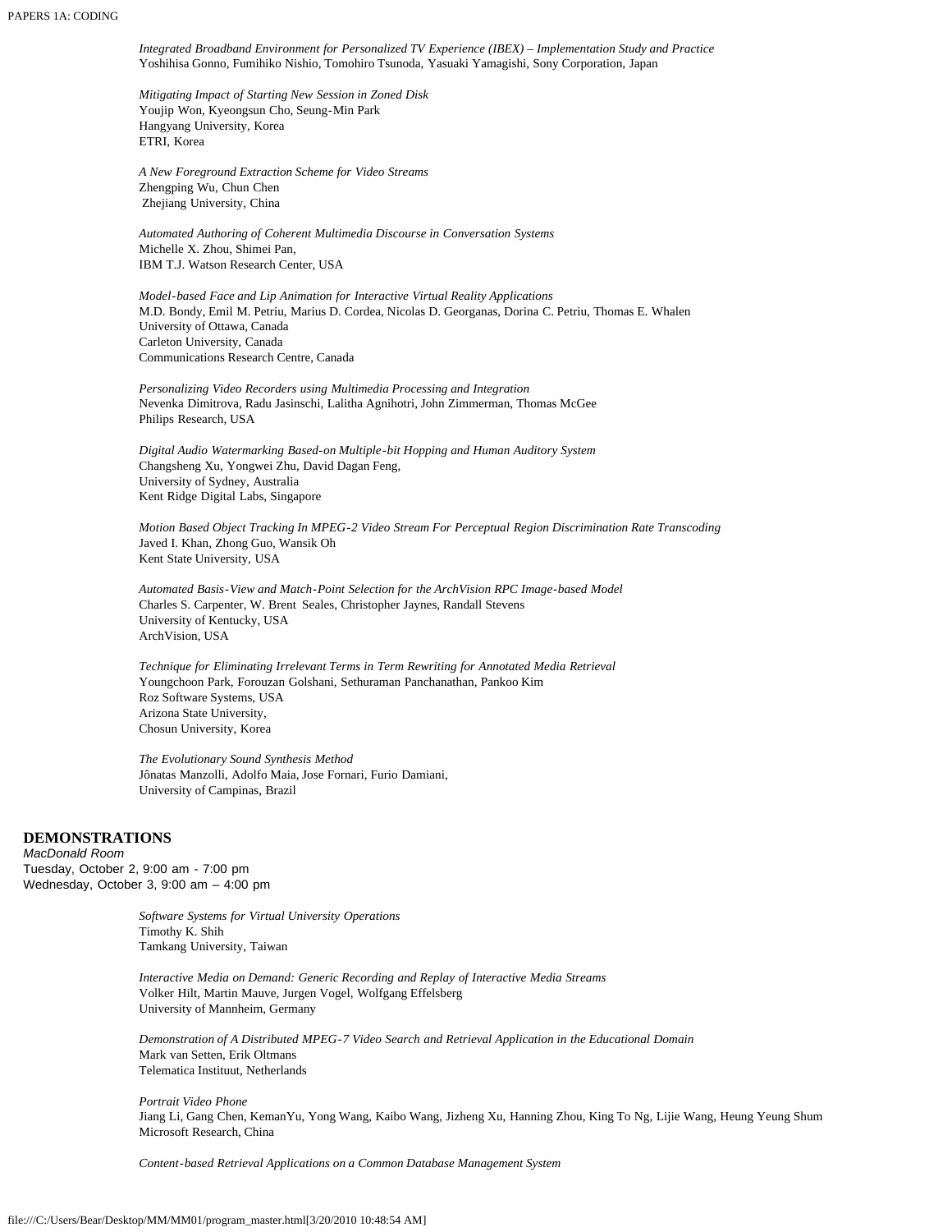*Integrated Broadband Environment for Personalized TV Experience (IBEX) – Implementation Study and Practice*
Yoshihisa Gonno, Fumihiko Nishio, Tomohiro Tsunoda, Yasuaki Yamagishi, Sony Corporation, Japan

*Mitigating Impact of Starting New Session in Zoned Disk*
Youjip Won, Kyeongsun Cho, Seung-Min Park
Hangyang University, Korea
ETRI, Korea

*A New Foreground Extraction Scheme for Video Streams*
Zhengping Wu, Chun Chen
Zhejiang University, China

*Automated Authoring of Coherent Multimedia Discourse in Conversation Systems*
Michelle X. Zhou, Shimei Pan,
IBM T.J. Watson Research Center, USA

*Model-based Face and Lip Animation for Interactive Virtual Reality Applications*
M.D. Bondy, Emil M. Petriu, Marius D. Cordea, Nicolas D. Georganas, Dorina C. Petriu, Thomas E. Whalen
University of Ottawa, Canada
Carleton University, Canada
Communications Research Centre, Canada

*Personalizing Video Recorders using Multimedia Processing and Integration*
Nevenka Dimitrova, Radu Jasinschi, Lalitha Agnihotri, John Zimmerman, Thomas McGee
Philips Research, USA

*Digital Audio Watermarking Based-on Multiple-bit Hopping and Human Auditory System*
Changsheng Xu, Yongwei Zhu, David Dagan Feng,
University of Sydney, Australia
Kent Ridge Digital Labs, Singapore

*Motion Based Object Tracking In MPEG-2 Video Stream For Perceptual Region Discrimination Rate Transcoding*
Javed I. Khan, Zhong Guo, Wansik Oh
Kent State University, USA

*Automated Basis-View and Match-Point Selection for the ArchVision RPC Image-based Model*
Charles S. Carpenter, W. Brent Seales, Christopher Jaynes, Randall Stevens
University of Kentucky, USA
ArchVision, USA

*Technique for Eliminating Irrelevant Terms in Term Rewriting for Annotated Media Retrieval*
Youngchoon Park, Forouzan Golshani, Sethuraman Panchanathan, Pankoo Kim
Roz Software Systems, USA
Arizona State University,
Chosun University, Korea

*The Evolutionary Sound Synthesis Method*
Jônatas Manzolli, Adolfo Maia, Jose Fornari, Furio Damiani,
University of Campinas, Brazil

## DEMONSTRATIONS

*MacDonald Room*
Tuesday, October 2, 9:00 am - 7:00 pm
Wednesday, October 3, 9:00 am – 4:00 pm

*Software Systems for Virtual University Operations*
Timothy K. Shih
Tamkang University, Taiwan

*Interactive Media on Demand: Generic Recording and Replay of Interactive Media Streams*
Volker Hilt, Martin Mauve, Jurgen Vogel, Wolfgang Effelsberg
University of Mannheim, Germany

*Demonstration of A Distributed MPEG-7 Video Search and Retrieval Application in the Educational Domain*
Mark van Setten, Erik Oltmans
Telematica Instituut, Netherlands

*Portrait Video Phone*
Jiang Li, Gang Chen, KemanYu, Yong Wang, Kaibo Wang, Jizheng Xu, Hanning Zhou, King To Ng, Lijie Wang, Heung Yeung Shum
Microsoft Research, China

*Content-based Retrieval Applications on a Common Database Management System*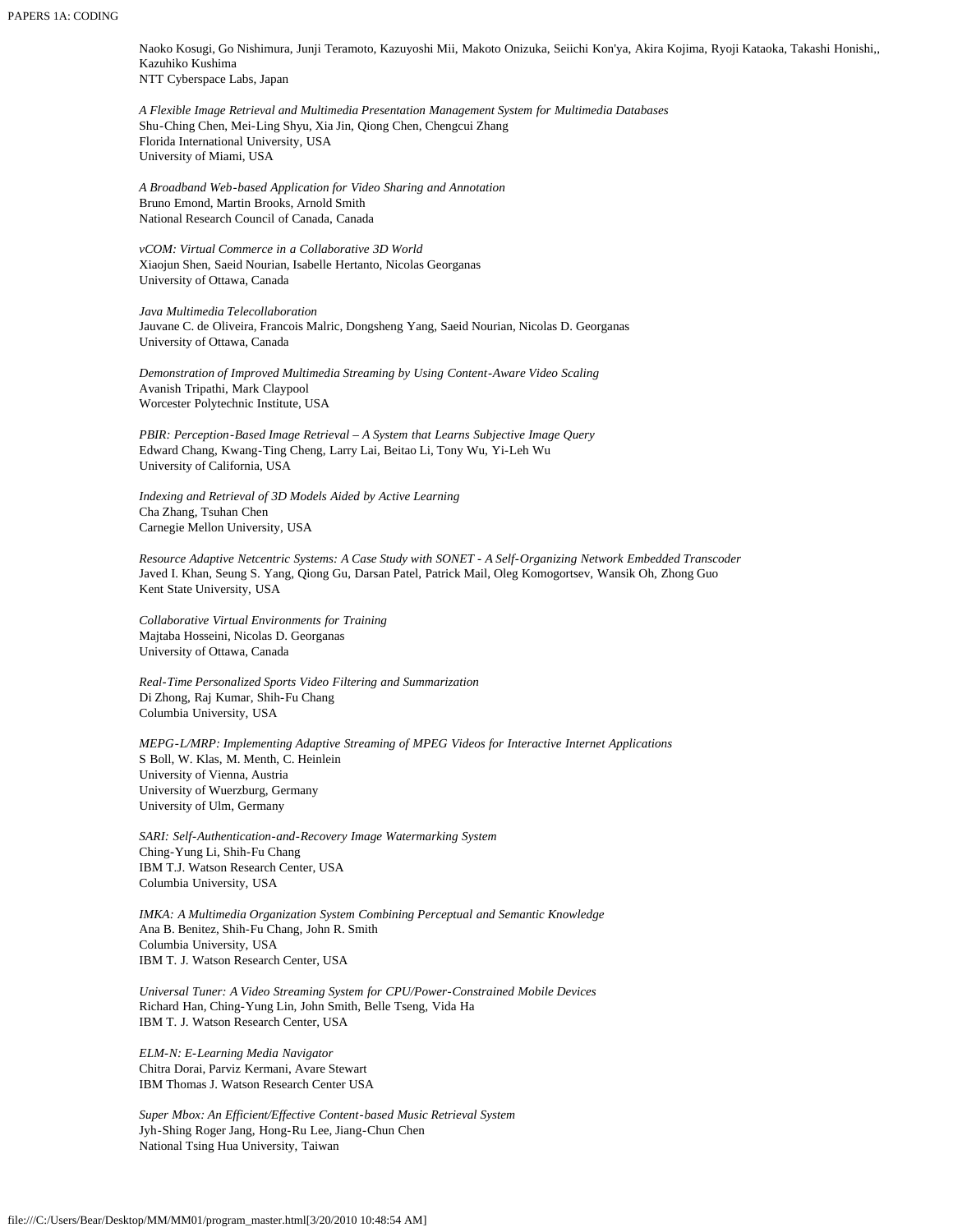Naoko Kosugi, Go Nishimura, Junji Teramoto, Kazuyoshi Mii, Makoto Onizuka, Seiichi Kon'ya, Akira Kojima, Ryoji Kataoka, Takashi Honishi,, Kazuhiko Kushima
NTT Cyberspace Labs, Japan

*A Flexible Image Retrieval and Multimedia Presentation Management System for Multimedia Databases*
Shu-Ching Chen, Mei-Ling Shyu, Xia Jin, Qiong Chen, Chengcui Zhang
Florida International University, USA
University of Miami, USA

*A Broadband Web-based Application for Video Sharing and Annotation*
Bruno Emond, Martin Brooks, Arnold Smith
National Research Council of Canada, Canada

*vCOM: Virtual Commerce in a Collaborative 3D World*
Xiaojun Shen, Saeid Nourian, Isabelle Hertanto, Nicolas Georganas
University of Ottawa, Canada

*Java Multimedia Telecollaboration*
Jauvane C. de Oliveira, Francois Malric, Dongsheng Yang, Saeid Nourian, Nicolas D. Georganas
University of Ottawa, Canada

*Demonstration of Improved Multimedia Streaming by Using Content-Aware Video Scaling*
Avanish Tripathi, Mark Claypool
Worcester Polytechnic Institute, USA

*PBIR: Perception-Based Image Retrieval – A System that Learns Subjective Image Query*
Edward Chang, Kwang-Ting Cheng, Larry Lai, Beitao Li, Tony Wu, Yi-Leh Wu
University of California, USA

*Indexing and Retrieval of 3D Models Aided by Active Learning*
Cha Zhang, Tsuhan Chen
Carnegie Mellon University, USA

*Resource Adaptive Netcentric Systems: A Case Study with SONET - A Self-Organizing Network Embedded Transcoder*
Javed I. Khan, Seung S. Yang, Qiong Gu, Darsan Patel, Patrick Mail, Oleg Komogortsev, Wansik Oh, Zhong Guo
Kent State University, USA

*Collaborative Virtual Environments for Training*
Majtaba Hosseini, Nicolas D. Georganas
University of Ottawa, Canada

*Real-Time Personalized Sports Video Filtering and Summarization*
Di Zhong, Raj Kumar, Shih-Fu Chang
Columbia University, USA

*MEPG-L/MRP: Implementing Adaptive Streaming of MPEG Videos for Interactive Internet Applications*
S Boll, W. Klas, M. Menth, C. Heinlein
University of Vienna, Austria
University of Wuerzburg, Germany
University of Ulm, Germany

*SARI: Self-Authentication-and-Recovery Image Watermarking System*
Ching-Yung Li, Shih-Fu Chang
IBM T.J. Watson Research Center, USA
Columbia University, USA

*IMKA: A Multimedia Organization System Combining Perceptual and Semantic Knowledge*
Ana B. Benitez, Shih-Fu Chang, John R. Smith
Columbia University, USA
IBM T. J. Watson Research Center, USA

*Universal Tuner: A Video Streaming System for CPU/Power-Constrained Mobile Devices*
Richard Han, Ching-Yung Lin, John Smith, Belle Tseng, Vida Ha
IBM T. J. Watson Research Center, USA

*ELM-N: E-Learning Media Navigator*
Chitra Dorai, Parviz Kermani, Avare Stewart
IBM Thomas J. Watson Research Center USA

*Super Mbox: An Efficient/Effective Content-based Music Retrieval System*
Jyh-Shing Roger Jang, Hong-Ru Lee, Jiang-Chun Chen
National Tsing Hua University, Taiwan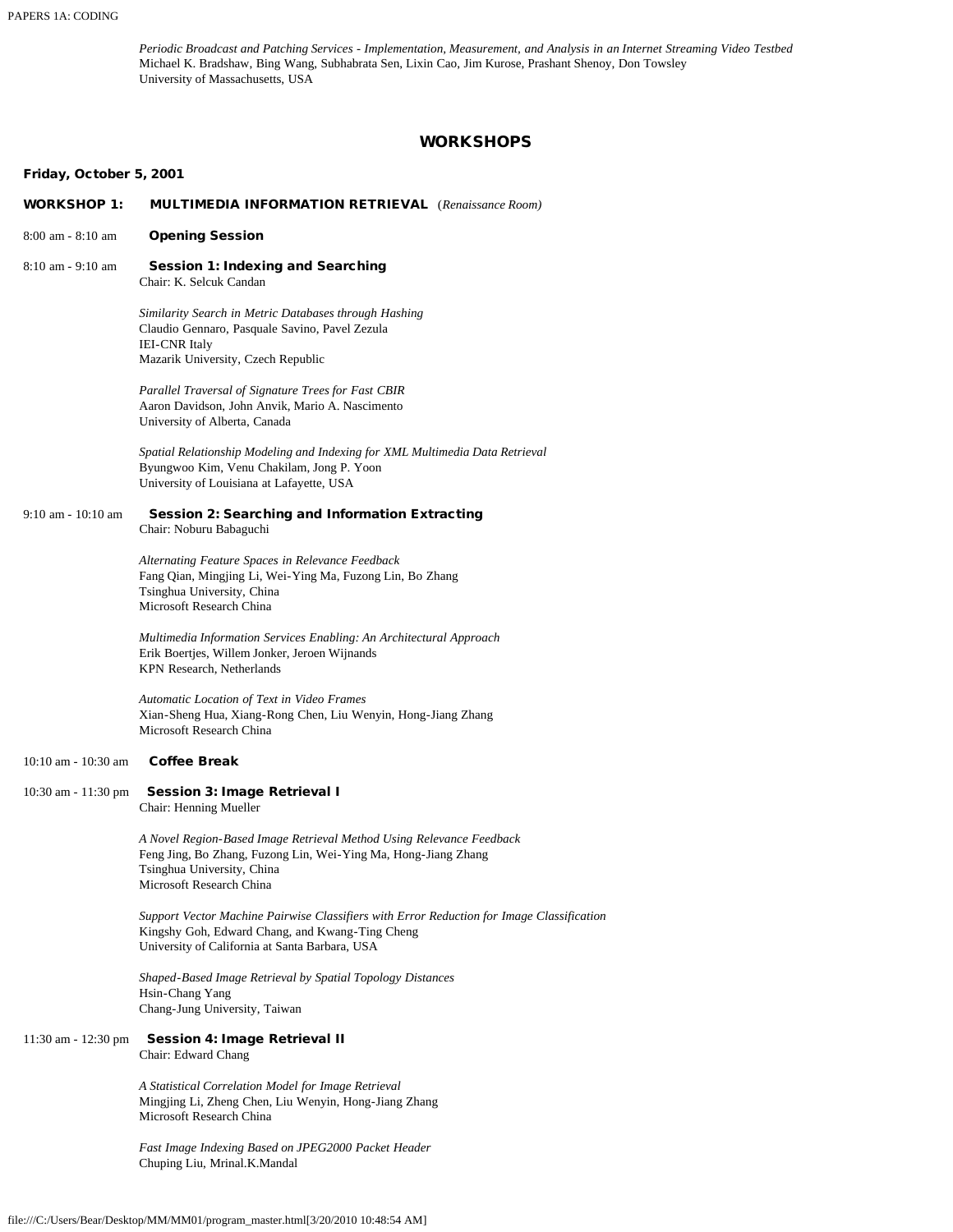*Periodic Broadcast and Patching Services - Implementation, Measurement, and Analysis in an Internet Streaming Video Testbed*
Michael K. Bradshaw, Bing Wang, Subhabrata Sen, Lixin Cao, Jim Kurose, Prashant Shenoy, Don Towsley
University of Massachusetts, USA

## WORKSHOPS

**Friday, October 5, 2001**

**WORKSHOP 1: MULTIMEDIA INFORMATION RETRIEVAL** (*Renaissance Room*)

8:00 am - 8:10 am **Opening Session**

8:10 am - 9:10 am **Session 1: Indexing and Searching**
Chair: K. Selcuk Candan

*Similarity Search in Metric Databases through Hashing*
Claudio Gennaro, Pasquale Savino, Pavel Zezula
IEI-CNR Italy
Mazarik University, Czech Republic

*Parallel Traversal of Signature Trees for Fast CBIR*
Aaron Davidson, John Anvik, Mario A. Nascimento
University of Alberta, Canada

*Spatial Relationship Modeling and Indexing for XML Multimedia Data Retrieval*
Byungwoo Kim, Venu Chakilam, Jong P. Yoon
University of Louisiana at Lafayette, USA

9:10 am - 10:10 am **Session 2: Searching and Information Extracting**
Chair: Noburu Babaguchi

*Alternating Feature Spaces in Relevance Feedback*
Fang Qian, Mingjing Li, Wei-Ying Ma, Fuzong Lin, Bo Zhang
Tsinghua University, China
Microsoft Research China

*Multimedia Information Services Enabling: An Architectural Approach*
Erik Boertjes, Willem Jonker, Jeroen Wijnands
KPN Research, Netherlands

*Automatic Location of Text in Video Frames*
Xian-Sheng Hua, Xiang-Rong Chen, Liu Wenyin, Hong-Jiang Zhang
Microsoft Research China

10:10 am - 10:30 am **Coffee Break**

10:30 am - 11:30 pm **Session 3: Image Retrieval I**
Chair: Henning Mueller

*A Novel Region-Based Image Retrieval Method Using Relevance Feedback*
Feng Jing, Bo Zhang, Fuzong Lin, Wei-Ying Ma, Hong-Jiang Zhang
Tsinghua University, China
Microsoft Research China

*Support Vector Machine Pairwise Classifiers with Error Reduction for Image Classification*
Kingshy Goh, Edward Chang, and Kwang-Ting Cheng
University of California at Santa Barbara, USA

*Shaped-Based Image Retrieval by Spatial Topology Distances*
Hsin-Chang Yang
Chang-Jung University, Taiwan

11:30 am - 12:30 pm **Session 4: Image Retrieval II**
Chair: Edward Chang

*A Statistical Correlation Model for Image Retrieval*
Mingjing Li, Zheng Chen, Liu Wenyin, Hong-Jiang Zhang
Microsoft Research China

*Fast Image Indexing Based on JPEG2000 Packet Header*
Chuping Liu, Mrinal.K.Mandal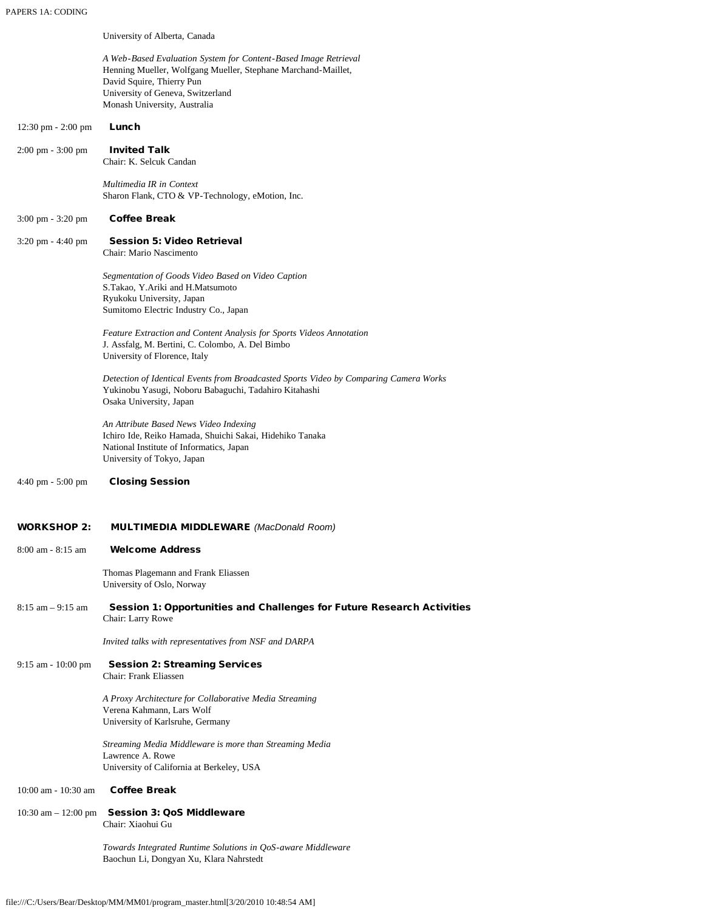University of Alberta, Canada

*A Web-Based Evaluation System for Content-Based Image Retrieval*
Henning Mueller, Wolfgang Mueller, Stephane Marchand-Maillet, David Squire, Thierry Pun
University of Geneva, Switzerland
Monash University, Australia

12:30 pm - 2:00 pm **Lunch**

2:00 pm - 3:00 pm **Invited Talk**
Chair: K. Selcuk Candan

*Multimedia IR in Context*
Sharon Flank, CTO & VP-Technology, eMotion, Inc.

3:00 pm - 3:20 pm **Coffee Break**

3:20 pm - 4:40 pm **Session 5: Video Retrieval**
Chair: Mario Nascimento

*Segmentation of Goods Video Based on Video Caption*
S.Takao, Y.Ariki and H.Matsumoto
Ryukoku University, Japan
Sumitomo Electric Industry Co., Japan

*Feature Extraction and Content Analysis for Sports Videos Annotation*
J. Assfalg, M. Bertini, C. Colombo, A. Del Bimbo
University of Florence, Italy

*Detection of Identical Events from Broadcasted Sports Video by Comparing Camera Works*
Yukinobu Yasugi, Noboru Babaguchi, Tadahiro Kitahashi
Osaka University, Japan

*An Attribute Based News Video Indexing*
Ichiro Ide, Reiko Hamada, Shuichi Sakai, Hidehiko Tanaka
National Institute of Informatics, Japan
University of Tokyo, Japan

4:40 pm - 5:00 pm **Closing Session**

## WORKSHOP 2: MULTIMEDIA MIDDLEWARE *(MacDonald Room)*

8:00 am - 8:15 am **Welcome Address**

Thomas Plagemann and Frank Eliassen
University of Oslo, Norway

8:15 am – 9:15 am **Session 1: Opportunities and Challenges for Future Research Activities**
Chair: Larry Rowe

*Invited talks with representatives from NSF and DARPA*

9:15 am - 10:00 pm **Session 2: Streaming Services**
Chair: Frank Eliassen

*A Proxy Architecture for Collaborative Media Streaming*
Verena Kahmann, Lars Wolf
University of Karlsruhe, Germany

*Streaming Media Middleware is more than Streaming Media*
Lawrence A. Rowe
University of California at Berkeley, USA

10:00 am - 10:30 am **Coffee Break**

10:30 am – 12:00 pm **Session 3: QoS Middleware**
Chair: Xiaohui Gu

*Towards Integrated Runtime Solutions in QoS-aware Middleware*
Baochun Li, Dongyan Xu, Klara Nahrstedt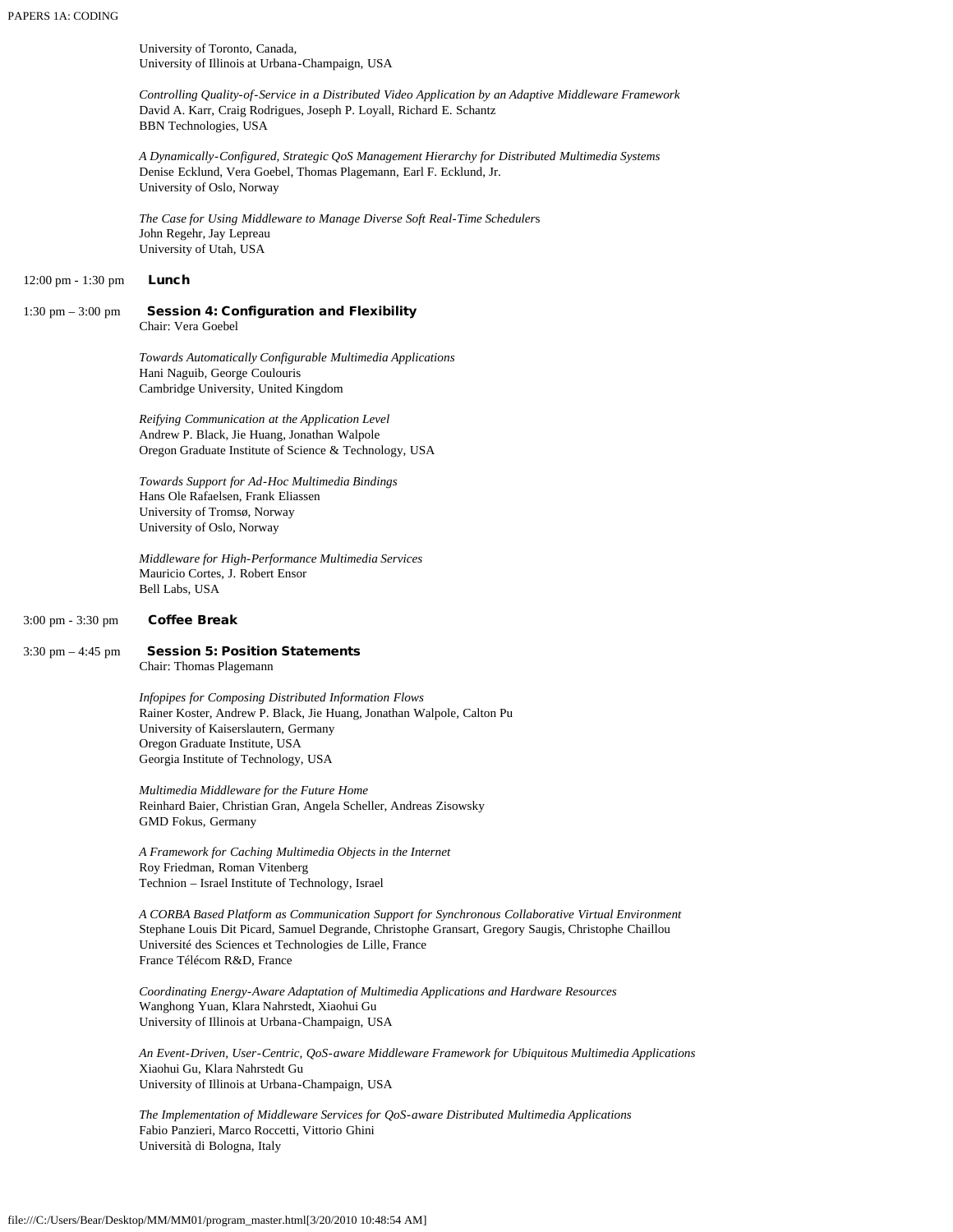University of Toronto, Canada,
University of Illinois at Urbana-Champaign, USA

*Controlling Quality-of-Service in a Distributed Video Application by an Adaptive Middleware Framework*
David A. Karr, Craig Rodrigues, Joseph P. Loyall, Richard E. Schantz
BBN Technologies, USA

*A Dynamically-Configured, Strategic QoS Management Hierarchy for Distributed Multimedia Systems*
Denise Ecklund, Vera Goebel, Thomas Plagemann, Earl F. Ecklund, Jr.
University of Oslo, Norway

*The Case for Using Middleware to Manage Diverse Soft Real-Time Schedulers*
John Regehr, Jay Lepreau
University of Utah, USA

12:00 pm - 1:30 pm **Lunch**

1:30 pm – 3:00 pm **Session 4: Configuration and Flexibility**
Chair: Vera Goebel

*Towards Automatically Configurable Multimedia Applications*
Hani Naguib, George Coulouris
Cambridge University, United Kingdom

*Reifying Communication at the Application Level*
Andrew P. Black, Jie Huang, Jonathan Walpole
Oregon Graduate Institute of Science & Technology, USA

*Towards Support for Ad-Hoc Multimedia Bindings*
Hans Ole Rafaelsen, Frank Eliassen
University of Tromsø, Norway
University of Oslo, Norway

*Middleware for High-Performance Multimedia Services*
Mauricio Cortes, J. Robert Ensor
Bell Labs, USA

3:00 pm - 3:30 pm **Coffee Break**

3:30 pm – 4:45 pm **Session 5: Position Statements**
Chair: Thomas Plagemann

*Infopipes for Composing Distributed Information Flows*
Rainer Koster, Andrew P. Black, Jie Huang, Jonathan Walpole, Calton Pu
University of Kaiserslautern, Germany
Oregon Graduate Institute, USA
Georgia Institute of Technology, USA

*Multimedia Middleware for the Future Home*
Reinhard Baier, Christian Gran, Angela Scheller, Andreas Zisowsky
GMD Fokus, Germany

*A Framework for Caching Multimedia Objects in the Internet*
Roy Friedman, Roman Vitenberg
Technion – Israel Institute of Technology, Israel

*A CORBA Based Platform as Communication Support for Synchronous Collaborative Virtual Environment*
Stephane Louis Dit Picard, Samuel Degrande, Christophe Gransart, Gregory Saugis, Christophe Chaillou
Université des Sciences et Technologies de Lille, France
France Télécom R&D, France

*Coordinating Energy-Aware Adaptation of Multimedia Applications and Hardware Resources*
Wanghong Yuan, Klara Nahrstedt, Xiaohui Gu
University of Illinois at Urbana-Champaign, USA

*An Event-Driven, User-Centric, QoS-aware Middleware Framework for Ubiquitous Multimedia Applications*
Xiaohui Gu, Klara Nahrstedt Gu
University of Illinois at Urbana-Champaign, USA

*The Implementation of Middleware Services for QoS-aware Distributed Multimedia Applications*
Fabio Panzieri, Marco Roccetti, Vittorio Ghini
Università di Bologna, Italy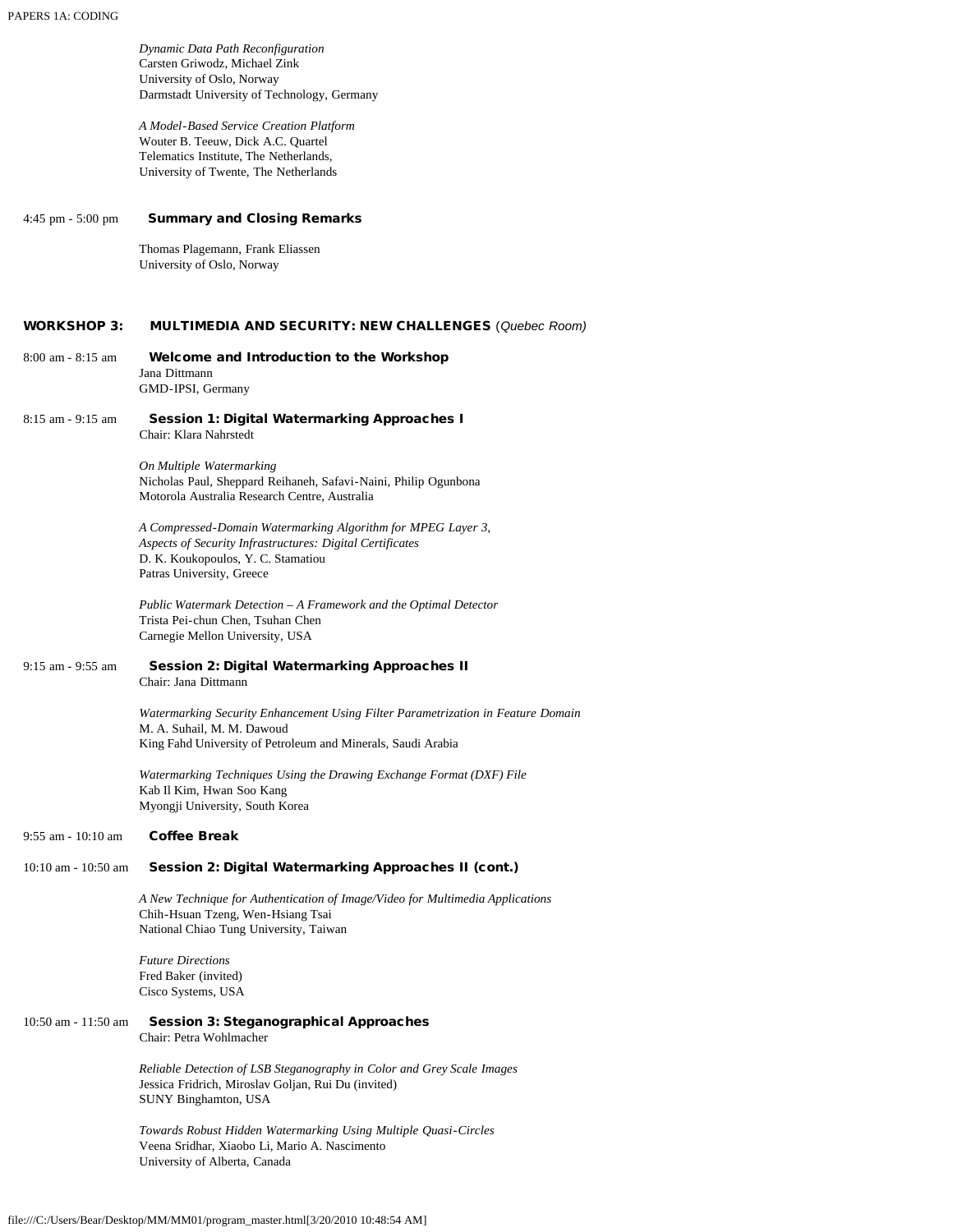*Dynamic Data Path Reconfiguration*
Carsten Griwodz, Michael Zink
University of Oslo, Norway
Darmstadt University of Technology, Germany

*A Model-Based Service Creation Platform*
Wouter B. Teeuw, Dick A.C. Quartel
Telematics Institute, The Netherlands,
University of Twente, The Netherlands

4:45 pm - 5:00 pm **Summary and Closing Remarks**

Thomas Plagemann, Frank Eliassen
University of Oslo, Norway

## WORKSHOP 3: MULTIMEDIA AND SECURITY: NEW CHALLENGES (*Quebec Room*)

8:00 am - 8:15 am **Welcome and Introduction to the Workshop**
Jana Dittmann
GMD-IPSI, Germany

8:15 am - 9:15 am **Session 1: Digital Watermarking Approaches I**
Chair: Klara Nahrstedt

*On Multiple Watermarking*
Nicholas Paul, Sheppard Reihaneh, Safavi-Naini, Philip Ogunbona
Motorola Australia Research Centre, Australia

*A Compressed-Domain Watermarking Algorithm for MPEG Layer 3,*
*Aspects of Security Infrastructures: Digital Certificates*
D. K. Koukopoulos, Y. C. Stamatiou
Patras University, Greece

*Public Watermark Detection – A Framework and the Optimal Detector*
Trista Pei-chun Chen, Tsuhan Chen
Carnegie Mellon University, USA

9:15 am - 9:55 am **Session 2: Digital Watermarking Approaches II**
Chair: Jana Dittmann

*Watermarking Security Enhancement Using Filter Parametrization in Feature Domain*
M. A. Suhail, M. M. Dawoud
King Fahd University of Petroleum and Minerals, Saudi Arabia

*Watermarking Techniques Using the Drawing Exchange Format (DXF) File*
Kab Il Kim, Hwan Soo Kang
Myongji University, South Korea

9:55 am - 10:10 am **Coffee Break**

10:10 am - 10:50 am **Session 2: Digital Watermarking Approaches II (cont.)**

*A New Technique for Authentication of Image/Video for Multimedia Applications*
Chih-Hsuan Tzeng, Wen-Hsiang Tsai
National Chiao Tung University, Taiwan

*Future Directions*
Fred Baker (invited)
Cisco Systems, USA

10:50 am - 11:50 am **Session 3: Steganographical Approaches**
Chair: Petra Wohlmacher

*Reliable Detection of LSB Steganography in Color and Grey Scale Images*
Jessica Fridrich, Miroslav Goljan, Rui Du (invited)
SUNY Binghamton, USA

*Towards Robust Hidden Watermarking Using Multiple Quasi-Circles*
Veena Sridhar, Xiaobo Li, Mario A. Nascimento
University of Alberta, Canada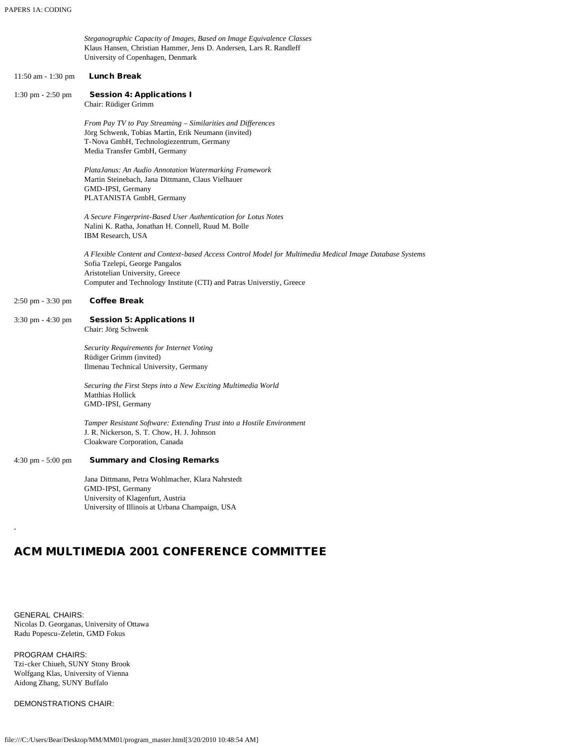*Steganographic Capacity of Images, Based on Image Equivalence Classes*
Klaus Hansen, Christian Hammer, Jens D. Andersen, Lars R. Randleff
University of Copenhagen, Denmark

11:50 am - 1:30 pm **Lunch Break**

1:30 pm - 2:50 pm **Session 4: Applications I**
Chair: Rüdiger Grimm

*From Pay TV to Pay Streaming – Similarities and Differences*
Jörg Schwenk, Tobias Martin, Erik Neumann (invited)
T-Nova GmbH, Technologiezentrum, Germany
Media Transfer GmbH, Germany

*PlataJanus: An Audio Annotation Watermarking Framework*
Martin Steinebach, Jana Dittmann, Claus Vielhauer
GMD-IPSI, Germany
PLATANISTA GmbH, Germany

*A Secure Fingerprint-Based User Authentication for Lotus Notes*
Nalini K. Ratha, Jonathan H. Connell, Ruud M. Bolle
IBM Research, USA

*A Flexible Content and Context-based Access Control Model for Multimedia Medical Image Database Systems*
Sofia Tzelepi, George Pangalos
Aristotelian University, Greece
Computer and Technology Institute (CTI) and Patras Universtiy, Greece

2:50 pm - 3:30 pm **Coffee Break**

3:30 pm - 4:30 pm **Session 5: Applications II**
Chair: Jörg Schwenk

*Security Requirements for Internet Voting*
Rüdiger Grimm (invited)
Ilmenau Technical University, Germany

*Securing the First Steps into a New Exciting Multimedia World*
Matthias Hollick
GMD-IPSI, Germany

*Tamper Resistant Software: Extending Trust into a Hostile Environment*
J. R. Nickerson, S. T. Chow, H. J. Johnson
Cloakware Corporation, Canada

4:30 pm - 5:00 pm **Summary and Closing Remarks**

Jana Dittmann, Petra Wohlmacher, Klara Nahrstedt
GMD-IPSI, Germany
University of Klagenfurt, Austria
University of Illinois at Urbana Champaign, USA

## ACM MULTIMEDIA 2001 CONFERENCE COMMITTEE

GENERAL CHAIRS:
Nicolas D. Georganas, University of Ottawa
Radu Popescu-Zeletin, GMD Fokus

PROGRAM CHAIRS:
Tzi-cker Chiueh, SUNY Stony Brook
Wolfgang Klas, University of Vienna
Aidong Zhang, SUNY Buffalo

DEMONSTRATIONS CHAIR: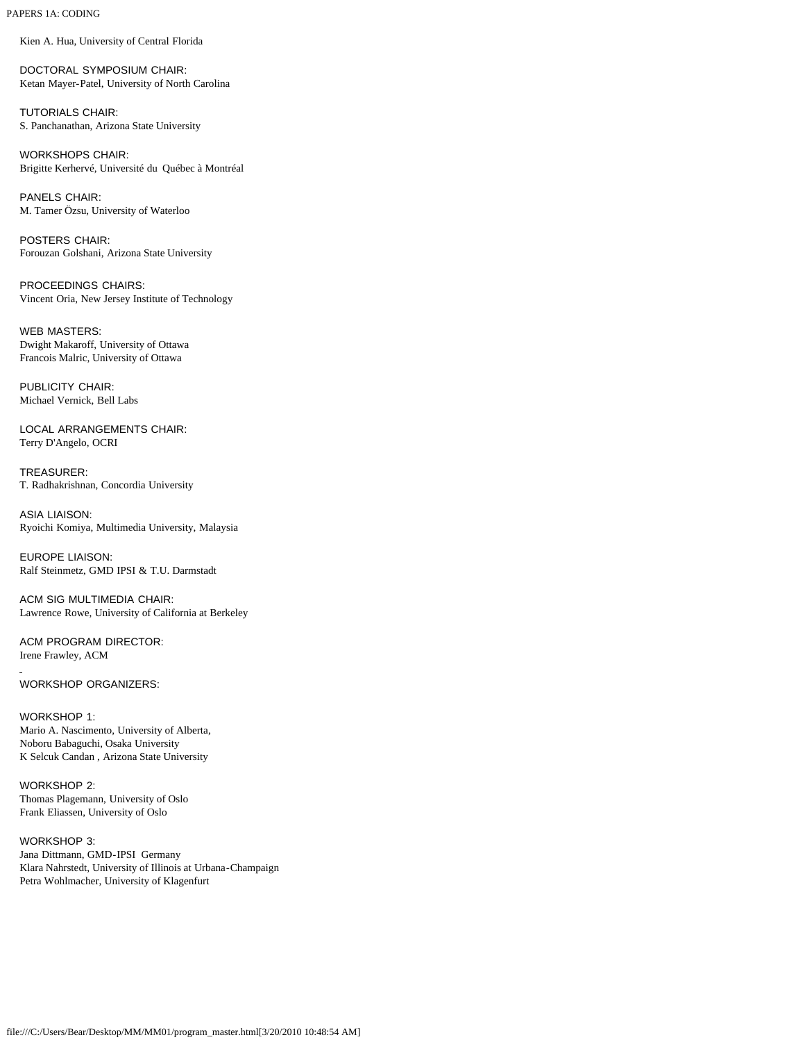Kien A. Hua, University of Central Florida

DOCTORAL SYMPOSIUM CHAIR:
Ketan Mayer-Patel, University of North Carolina

TUTORIALS CHAIR:
S. Panchanathan, Arizona State University

WORKSHOPS CHAIR:
Brigitte Kerhervé, Université du Québec à Montréal

PANELS CHAIR:
M. Tamer Özsu, University of Waterloo

POSTERS CHAIR:
Forouzan Golshani, Arizona State University

PROCEEDINGS CHAIRS:
Vincent Oria, New Jersey Institute of Technology

WEB MASTERS:
Dwight Makaroff, University of Ottawa
Francois Malric, University of Ottawa

PUBLICITY CHAIR:
Michael Vernick, Bell Labs

LOCAL ARRANGEMENTS CHAIR:
Terry D'Angelo, OCRI

TREASURER:
T. Radhakrishnan, Concordia University

ASIA LIAISON:
Ryoichi Komiya, Multimedia University, Malaysia

EUROPE LIAISON:
Ralf Steinmetz, GMD IPSI & T.U. Darmstadt

ACM SIG MULTIMEDIA CHAIR:
Lawrence Rowe, University of California at Berkeley

ACM PROGRAM DIRECTOR:
Irene Frawley, ACM

WORKSHOP ORGANIZERS:

WORKSHOP 1:
Mario A. Nascimento, University of Alberta,
Noboru Babaguchi, Osaka University
K Selcuk Candan , Arizona State University

WORKSHOP 2:
Thomas Plagemann, University of Oslo
Frank Eliassen, University of Oslo

WORKSHOP 3:
Jana Dittmann, GMD-IPSI Germany
Klara Nahrstedt, University of Illinois at Urbana-Champaign
Petra Wohlmacher, University of Klagenfurt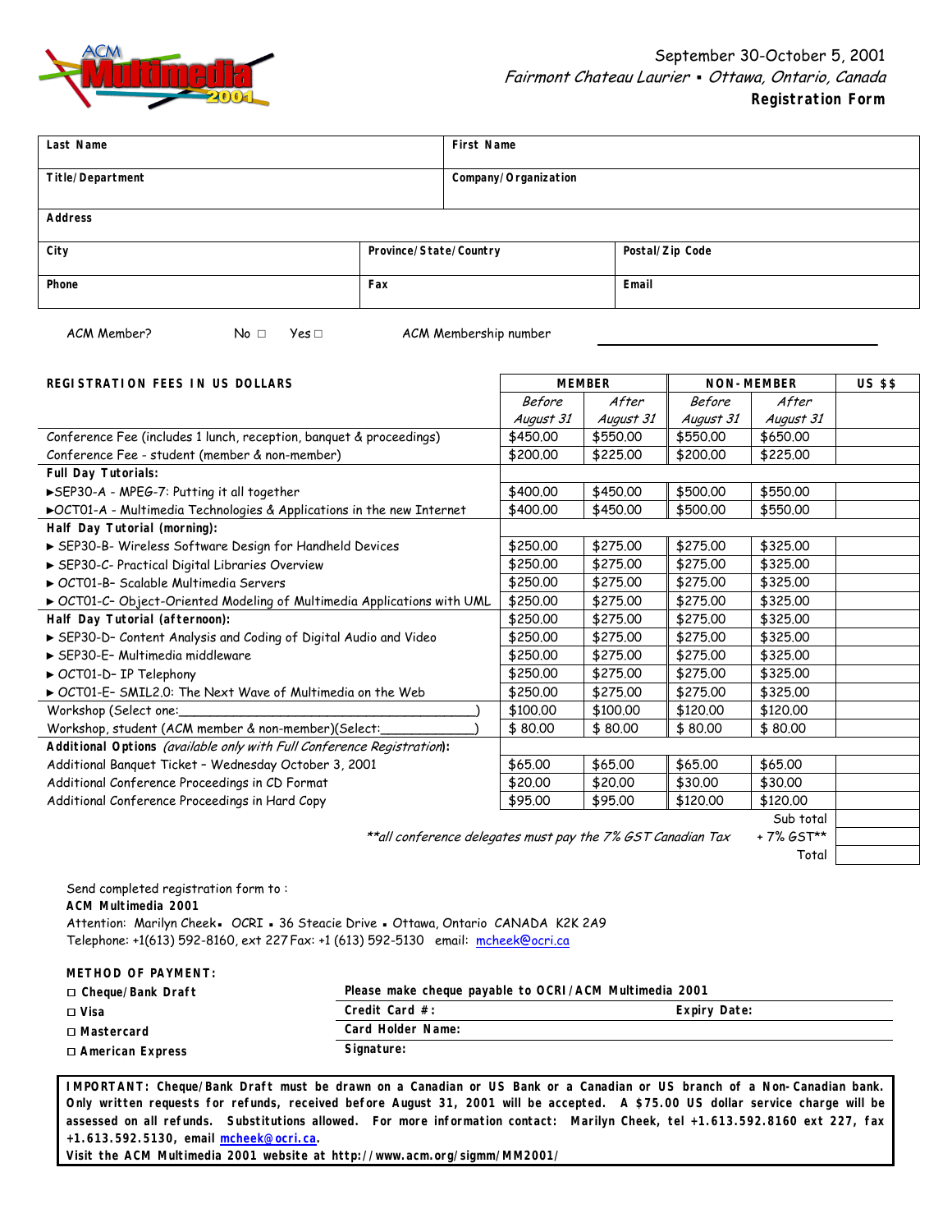September 30-October 5, 2001

*Fairmont Chateau Laurier ▪ Ottawa, Ontario, Canada*

**Registration Form**

| **Last Name** | | **First Name** |
|---|---|---|
| **Title/Department** | | **Company/Organization** |
| **Address** | | |
| **City** | **Province/State/Country** | **Postal/Zip Code** |
| **Phone** | **Fax** | **Email** |

ACM Member? No □ Yes □ ACM Membership number ____________________

| **REGISTRATION FEES IN US DOLLARS** | **MEMBER** | | **NON-MEMBER** | | **US $$** |
|---|---|---|---|---|---|
| | *Before August 31* | *After August 31* | *Before August 31* | *After August 31* | |
| Conference Fee (includes 1 lunch, reception, banquet & proceedings) | $450.00 | $550.00 | $550.00 | $650.00 | |
| Conference Fee - student (member & non-member) | $200.00 | $225.00 | $200.00 | $225.00 | |
| **Full Day Tutorials:** | | | | | |
| ▶SEP30-A - MPEG-7: Putting it all together | $400.00 | $450.00 | $500.00 | $550.00 | |
| ▶OCT01-A - Multimedia Technologies & Applications in the new Internet | $400.00 | $450.00 | $500.00 | $550.00 | |
| **Half Day Tutorial (morning):** | | | | | |
| ▶ SEP30-B- Wireless Software Design for Handheld Devices | $250.00 | $275.00 | $275.00 | $325.00 | |
| ▶ SEP30-C- Practical Digital Libraries Overview | $250.00 | $275.00 | $275.00 | $325.00 | |
| ▶ OCT01-B- Scalable Multimedia Servers | $250.00 | $275.00 | $275.00 | $325.00 | |
| ▶ OCT01-C- Object-Oriented Modeling of Multimedia Applications with UML | $250.00 | $275.00 | $275.00 | $325.00 | |
| **Half Day Tutorial (afternoon):** | $250.00 | $275.00 | $275.00 | $325.00 | |
| ▶ SEP30-D- Content Analysis and Coding of Digital Audio and Video | $250.00 | $275.00 | $275.00 | $325.00 | |
| ▶ SEP30-E- Multimedia middleware | $250.00 | $275.00 | $275.00 | $325.00 | |
| ▶ OCT01-D- IP Telephony | $250.00 | $275.00 | $275.00 | $325.00 | |
| ▶ OCT01-E- SMIL2.0: The Next Wave of Multimedia on the Web | $250.00 | $275.00 | $275.00 | $325.00 | |
| Workshop (Select one:________________________________) | $100.00 | $100.00 | $120.00 | $120.00 | |
| Workshop, student (ACM member & non-member)(Select:____________) | $ 80.00 | $ 80.00 | $ 80.00 | $ 80.00 | |
| **Additional Options** *(available only with Full Conference Registration)***:** | | | | | |
| Additional Banquet Ticket – Wednesday October 3, 2001 | $65.00 | $65.00 | $65.00 | $65.00 | |
| Additional Conference Proceedings in CD Format | $20.00 | $20.00 | $30.00 | $30.00 | |
| Additional Conference Proceedings in Hard Copy | $95.00 | $95.00 | $120.00 | $120.00 | |
| | | | | Sub total | |
| *\*\*all conference delegates must pay the 7% GST Canadian Tax* | | | | + 7% GST\*\* | |
| | | | | Total | |

Send completed registration form to :

**ACM Multimedia 2001**

Attention: Marilyn Cheek ▪ OCRI ▪ 36 Steacie Drive ▪ Ottawa, Ontario CANADA K2K 2A9

Telephone: +1(613) 592-8160, ext 227 Fax: +1 (613) 592-5130 email: mcheek@ocri.ca

**METHOD OF PAYMENT:**

| | |
|---|---|
| □ **Cheque/Bank Draft** | **Please make cheque payable to OCRI/ACM Multimedia 2001** |
| □ **Visa** | **Credit Card #:** **Expiry Date:** |
| □ **Mastercard** | **Card Holder Name:** |
| □ **American Express** | **Signature:** |

**IMPORTANT: Cheque/Bank Draft must be drawn on a Canadian or US Bank or a Canadian or US branch of a Non-Canadian bank. Only written requests for refunds, received before August 31, 2001 will be accepted. A $75.00 US dollar service charge will be assessed on all refunds. Substitutions allowed. For more information contact: Marilyn Cheek, tel +1.613.592.8160 ext 227, fax +1.613.592.5130, email mcheek@ocri.ca.**

**Visit the ACM Multimedia 2001 website at http://www.acm.org/sigmm/MM2001/**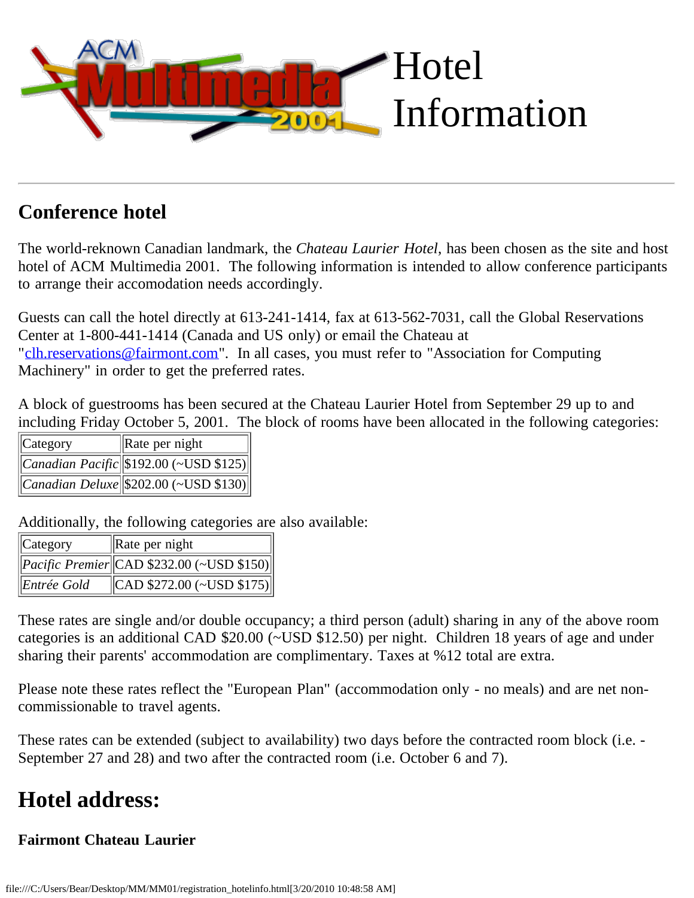# Hotel Information

## Conference hotel

The world-reknown Canadian landmark, the *Chateau Laurier Hotel*, has been chosen as the site and host hotel of ACM Multimedia 2001. The following information is intended to allow conference participants to arrange their accomodation needs accordingly.

Guests can call the hotel directly at 613-241-1414, fax at 613-562-7031, call the Global Reservations Center at 1-800-441-1414 (Canada and US only) or email the Chateau at "clh.reservations@fairmont.com". In all cases, you must refer to "Association for Computing Machinery" in order to get the preferred rates.

A block of guestrooms has been secured at the Chateau Laurier Hotel from September 29 up to and including Friday October 5, 2001. The block of rooms have been allocated in the following categories:

| Category | Rate per night |
|---|---|
| *Canadian Pacific* | $192.00 (~USD $125) |
| *Canadian Deluxe* | $202.00 (~USD $130) |

Additionally, the following categories are also available:

| Category | Rate per night |
|---|---|
| *Pacific Premier* | CAD $232.00 (~USD $150) |
| *Entrée Gold* | CAD $272.00 (~USD $175) |

These rates are single and/or double occupancy; a third person (adult) sharing in any of the above room categories is an additional CAD $20.00 (~USD $12.50) per night. Children 18 years of age and under sharing their parents' accommodation are complimentary. Taxes at %12 total are extra.

Please note these rates reflect the "European Plan" (accommodation only - no meals) and are net non-commissionable to travel agents.

These rates can be extended (subject to availability) two days before the contracted room block (i.e. - September 27 and 28) and two after the contracted room (i.e. October 6 and 7).

## Hotel address:

**Fairmont Chateau Laurier**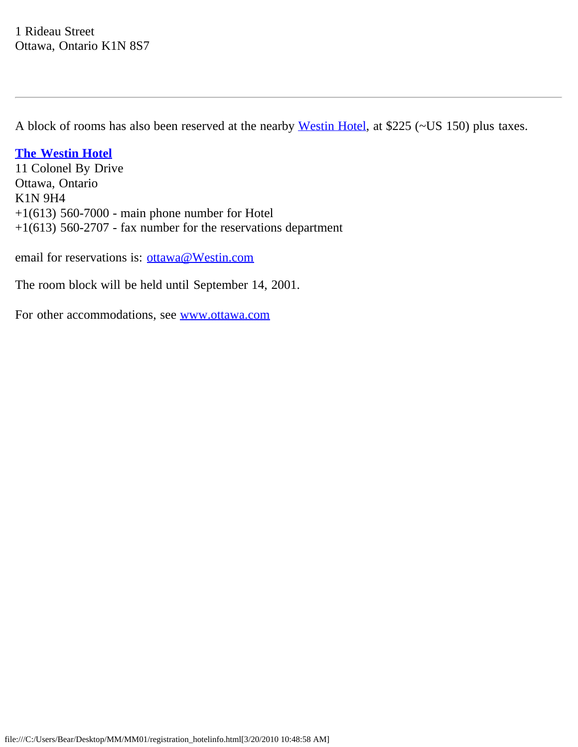1 Rideau Street
Ottawa, Ontario K1N 8S7

---

A block of rooms has also been reserved at the nearby Westin Hotel, at $225 (~US 150) plus taxes.

**The Westin Hotel**
11 Colonel By Drive
Ottawa, Ontario
K1N 9H4
+1(613) 560-7000 - main phone number for Hotel
+1(613) 560-2707 - fax number for the reservations department

email for reservations is: ottawa@Westin.com

The room block will be held until September 14, 2001.

For other accommodations, see www.ottawa.com